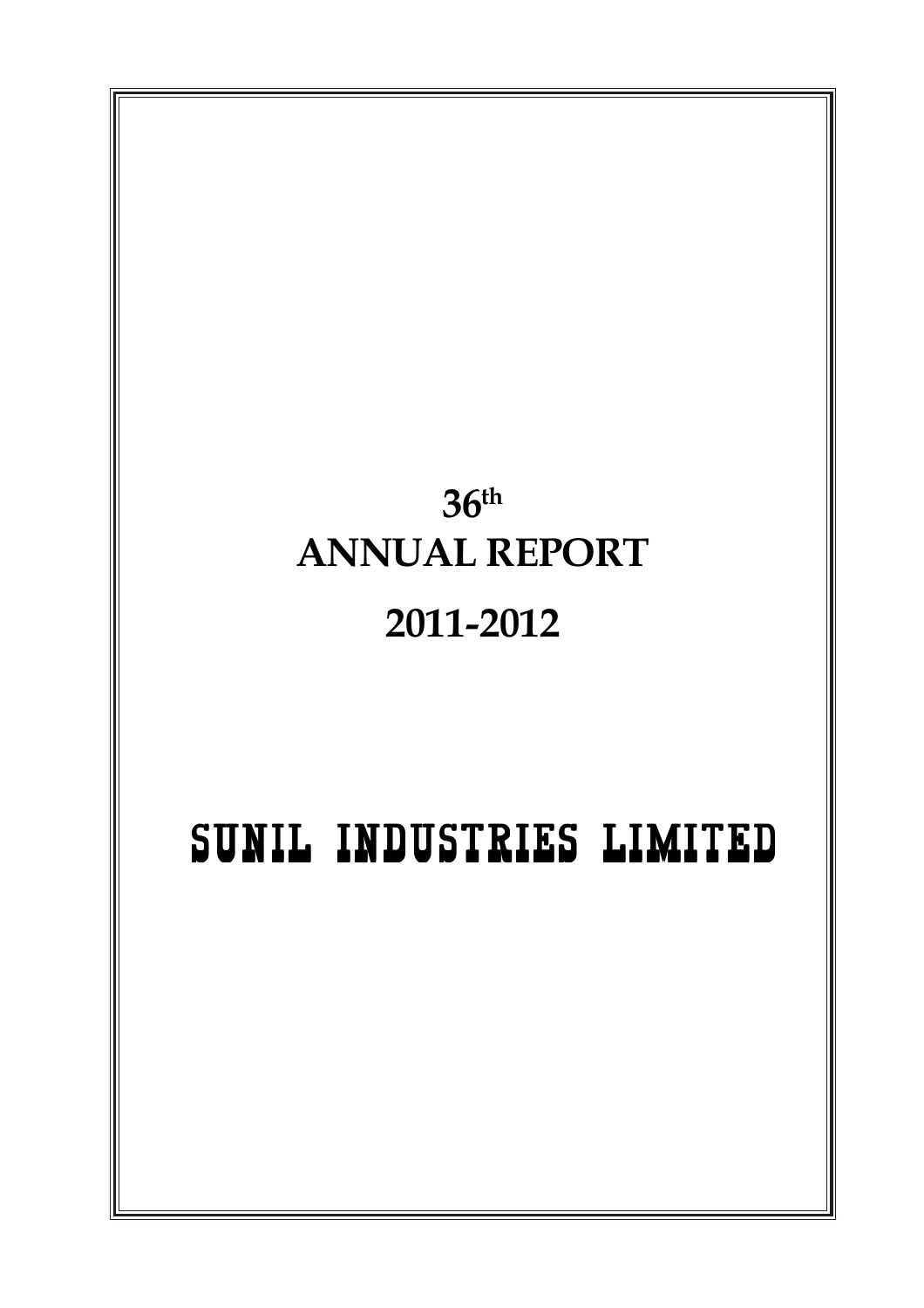# 36th ANNUAL REPORT

# 2011-2012

# SUNIL INDUSTRIES LIMITED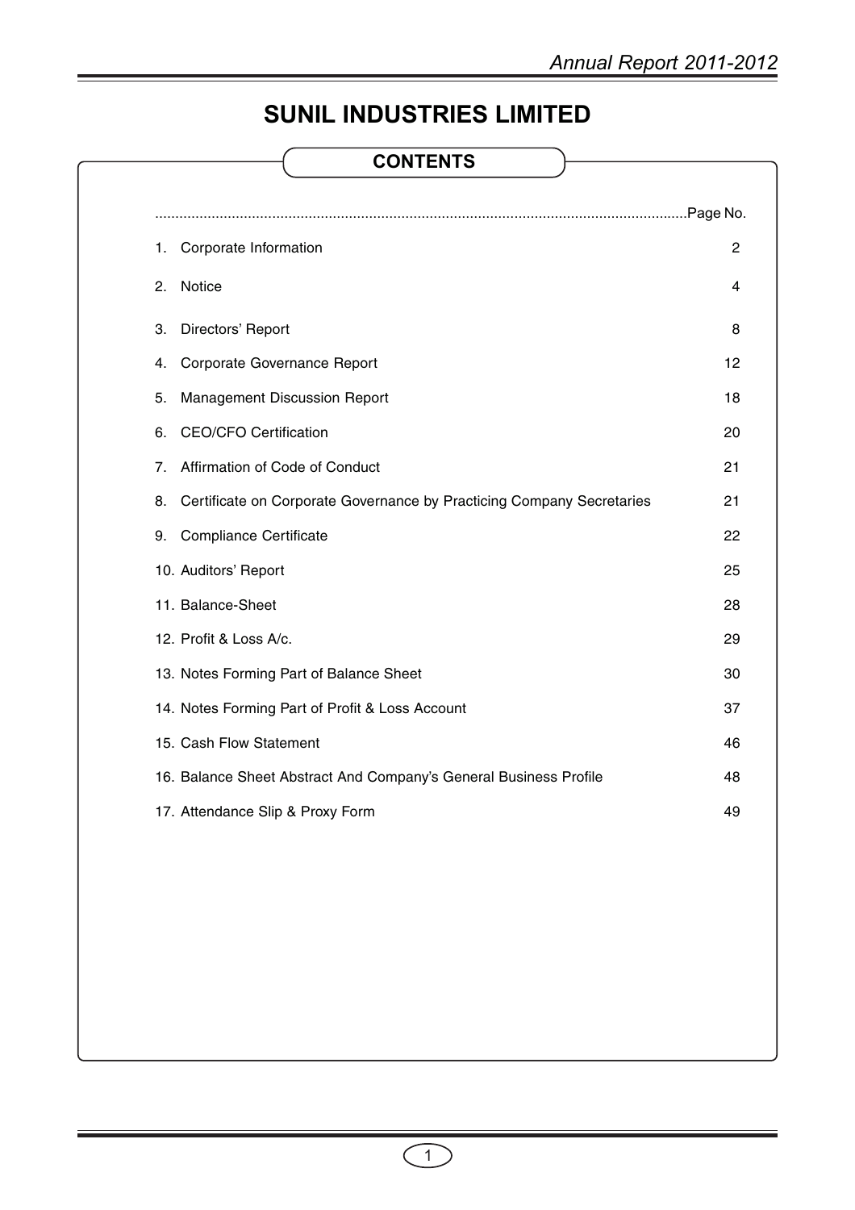# SUNIL INDUSTRIES LIMITED

## CONTENTS

| | Page No. |
|---|---|
| 1. Corporate Information | 2 |
| 2. Notice | 4 |
| 3. Directors' Report | 8 |
| 4. Corporate Governance Report | 12 |
| 5. Management Discussion Report | 18 |
| 6. CEO/CFO Certification | 20 |
| 7. Affirmation of Code of Conduct | 21 |
| 8. Certificate on Corporate Governance by Practicing Company Secretaries | 21 |
| 9. Compliance Certificate | 22 |
| 10. Auditors' Report | 25 |
| 11. Balance-Sheet | 28 |
| 12. Profit & Loss A/c. | 29 |
| 13. Notes Forming Part of Balance Sheet | 30 |
| 14. Notes Forming Part of Profit & Loss Account | 37 |
| 15. Cash Flow Statement | 46 |
| 16. Balance Sheet Abstract And Company's General Business Profile | 48 |
| 17. Attendance Slip & Proxy Form | 49 |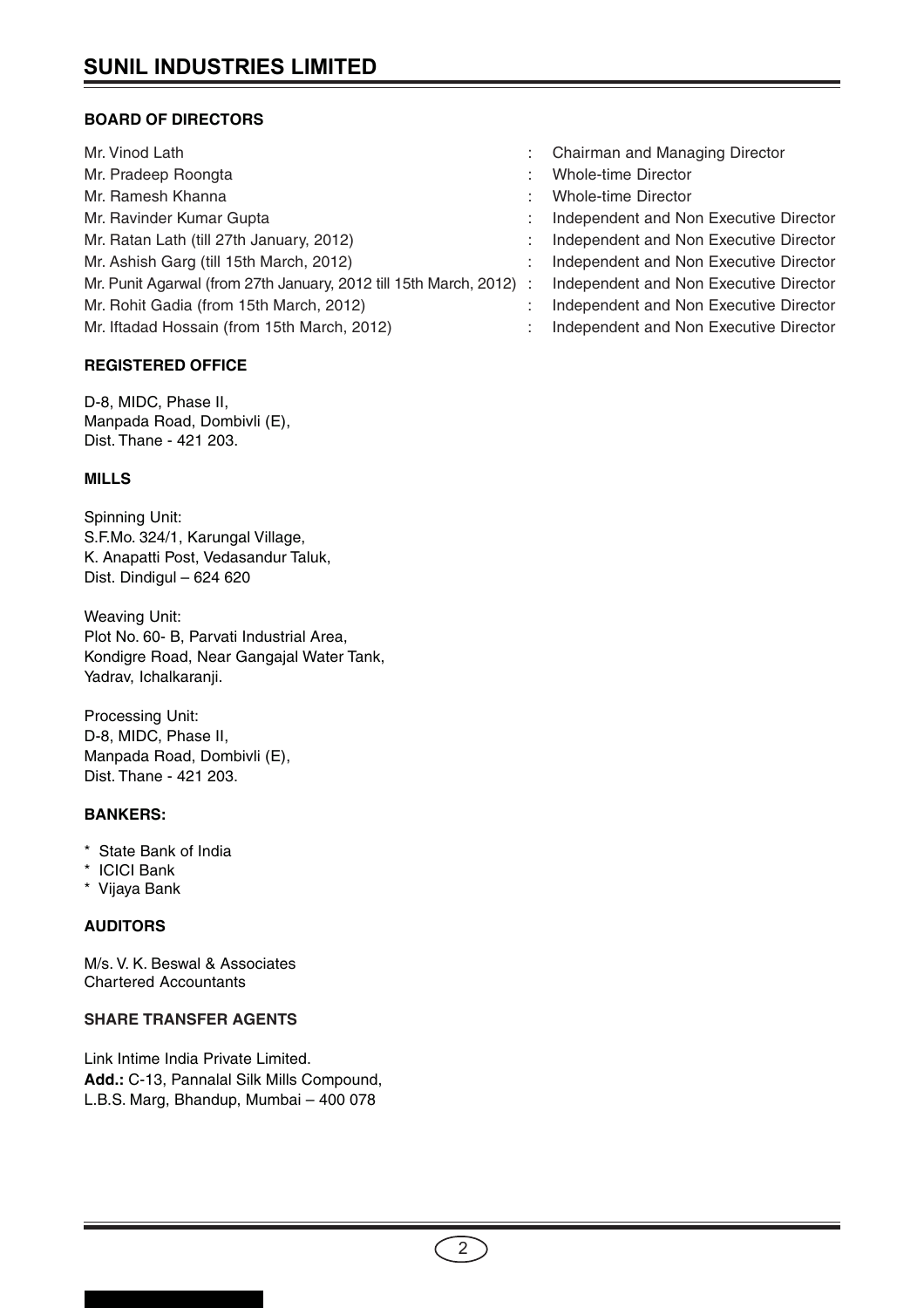# SUNIL INDUSTRIES LIMITED

**BOARD OF DIRECTORS**

| | | |
|---|---|---|
| Mr. Vinod Lath | : | Chairman and Managing Director |
| Mr. Pradeep Roongta | : | Whole-time Director |
| Mr. Ramesh Khanna | : | Whole-time Director |
| Mr. Ravinder Kumar Gupta | : | Independent and Non Executive Director |
| Mr. Ratan Lath (till 27th January, 2012) | : | Independent and Non Executive Director |
| Mr. Ashish Garg (till 15th March, 2012) | : | Independent and Non Executive Director |
| Mr. Punit Agarwal (from 27th January, 2012 till 15th March, 2012) | : | Independent and Non Executive Director |
| Mr. Rohit Gadia (from 15th March, 2012) | : | Independent and Non Executive Director |
| Mr. Iftadad Hossain (from 15th March, 2012) | : | Independent and Non Executive Director |

**REGISTERED OFFICE**

D-8, MIDC, Phase II,
Manpada Road, Dombivli (E),
Dist. Thane - 421 203.

**MILLS**

Spinning Unit:
S.F.Mo. 324/1, Karungal Village,
K. Anapatti Post, Vedasandur Taluk,
Dist. Dindigul – 624 620

Weaving Unit:
Plot No. 60- B, Parvati Industrial Area,
Kondigre Road, Near Gangajal Water Tank,
Yadrav, Ichalkaranji.

Processing Unit:
D-8, MIDC, Phase II,
Manpada Road, Dombivli (E),
Dist. Thane - 421 203.

**BANKERS:**

* State Bank of India
* ICICI Bank
* Vijaya Bank

**AUDITORS**

M/s. V. K. Beswal & Associates
Chartered Accountants

**SHARE TRANSFER AGENTS**

Link Intime India Private Limited.
**Add.:** C-13, Pannalal Silk Mills Compound,
L.B.S. Marg, Bhandup, Mumbai – 400 078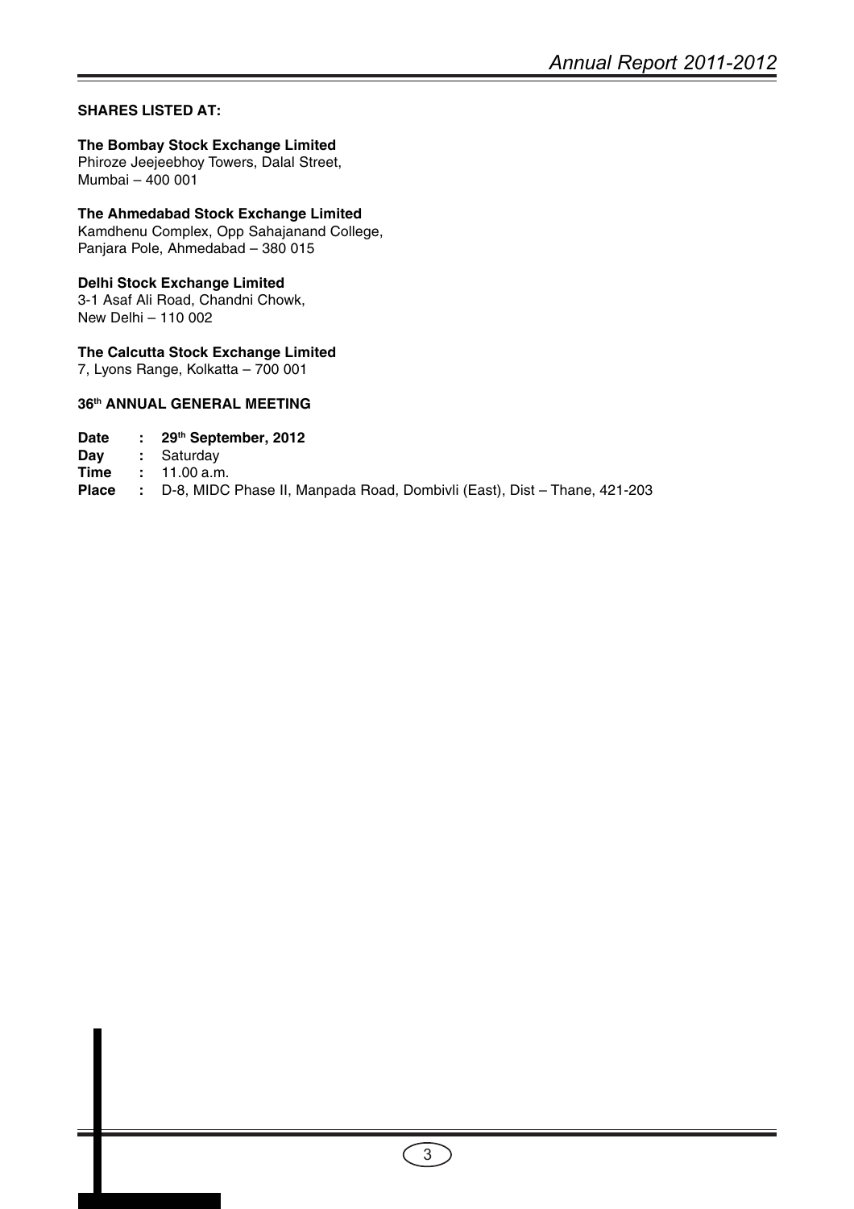**SHARES LISTED AT:**

**The Bombay Stock Exchange Limited**
Phiroze Jeejeebhoy Towers, Dalal Street,
Mumbai – 400 001

**The Ahmedabad Stock Exchange Limited**
Kamdhenu Complex, Opp Sahajanand College,
Panjara Pole, Ahmedabad – 380 015

**Delhi Stock Exchange Limited**
3-1 Asaf Ali Road, Chandni Chowk,
New Delhi – 110 002

**The Calcutta Stock Exchange Limited**
7, Lyons Range, Kolkatta – 700 001

**36th ANNUAL GENERAL MEETING**

**Date : 29th September, 2012**
**Day :** Saturday
**Time :** 11.00 a.m.
**Place :** D-8, MIDC Phase II, Manpada Road, Dombivli (East), Dist – Thane, 421-203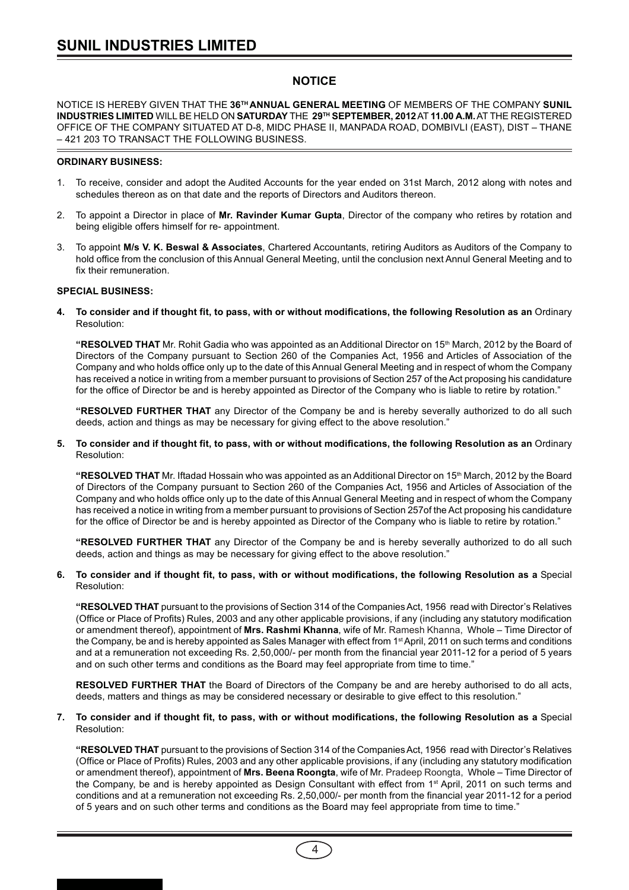## NOTICE

NOTICE IS HEREBY GIVEN THAT THE **36TH ANNUAL GENERAL MEETING** OF MEMBERS OF THE COMPANY **SUNIL INDUSTRIES LIMITED** WILL BE HELD ON **SATURDAY** THE **29TH SEPTEMBER, 2012** AT **11.00 A.M.** AT THE REGISTERED OFFICE OF THE COMPANY SITUATED AT D-8, MIDC PHASE II, MANPADA ROAD, DOMBIVLI (EAST), DIST – THANE – 421 203 TO TRANSACT THE FOLLOWING BUSINESS.

**ORDINARY BUSINESS:**

1. To receive, consider and adopt the Audited Accounts for the year ended on 31st March, 2012 along with notes and schedules thereon as on that date and the reports of Directors and Auditors thereon.

2. To appoint a Director in place of **Mr. Ravinder Kumar Gupta**, Director of the company who retires by rotation and being eligible offers himself for re- appointment.

3. To appoint **M/s V. K. Beswal & Associates**, Chartered Accountants, retiring Auditors as Auditors of the Company to hold office from the conclusion of this Annual General Meeting, until the conclusion next Annul General Meeting and to fix their remuneration.

**SPECIAL BUSINESS:**

**4. To consider and if thought fit, to pass, with or without modifications, the following Resolution as an** Ordinary Resolution:

**"RESOLVED THAT** Mr. Rohit Gadia who was appointed as an Additional Director on 15th March, 2012 by the Board of Directors of the Company pursuant to Section 260 of the Companies Act, 1956 and Articles of Association of the Company and who holds office only up to the date of this Annual General Meeting and in respect of whom the Company has received a notice in writing from a member pursuant to provisions of Section 257 of the Act proposing his candidature for the office of Director be and is hereby appointed as Director of the Company who is liable to retire by rotation."

**"RESOLVED FURTHER THAT** any Director of the Company be and is hereby severally authorized to do all such deeds, action and things as may be necessary for giving effect to the above resolution."

**5. To consider and if thought fit, to pass, with or without modifications, the following Resolution as an** Ordinary Resolution:

**"RESOLVED THAT** Mr. Iftadad Hossain who was appointed as an Additional Director on 15th March, 2012 by the Board of Directors of the Company pursuant to Section 260 of the Companies Act, 1956 and Articles of Association of the Company and who holds office only up to the date of this Annual General Meeting and in respect of whom the Company has received a notice in writing from a member pursuant to provisions of Section 257of the Act proposing his candidature for the office of Director be and is hereby appointed as Director of the Company who is liable to retire by rotation."

**"RESOLVED FURTHER THAT** any Director of the Company be and is hereby severally authorized to do all such deeds, action and things as may be necessary for giving effect to the above resolution."

**6. To consider and if thought fit, to pass, with or without modifications, the following Resolution as a** Special Resolution:

**"RESOLVED THAT** pursuant to the provisions of Section 314 of the Companies Act, 1956 read with Director's Relatives (Office or Place of Profits) Rules, 2003 and any other applicable provisions, if any (including any statutory modification or amendment thereof), appointment of **Mrs. Rashmi Khanna**, wife of Mr. Ramesh Khanna, Whole – Time Director of the Company, be and is hereby appointed as Sales Manager with effect from 1st April, 2011 on such terms and conditions and at a remuneration not exceeding Rs. 2,50,000/- per month from the financial year 2011-12 for a period of 5 years and on such other terms and conditions as the Board may feel appropriate from time to time."

**RESOLVED FURTHER THAT** the Board of Directors of the Company be and are hereby authorised to do all acts, deeds, matters and things as may be considered necessary or desirable to give effect to this resolution."

**7. To consider and if thought fit, to pass, with or without modifications, the following Resolution as a** Special Resolution:

**"RESOLVED THAT** pursuant to the provisions of Section 314 of the Companies Act, 1956 read with Director's Relatives (Office or Place of Profits) Rules, 2003 and any other applicable provisions, if any (including any statutory modification or amendment thereof), appointment of **Mrs. Beena Roongta**, wife of Mr. Pradeep Roongta, Whole – Time Director of the Company, be and is hereby appointed as Design Consultant with effect from 1st April, 2011 on such terms and conditions and at a remuneration not exceeding Rs. 2,50,000/- per month from the financial year 2011-12 for a period of 5 years and on such other terms and conditions as the Board may feel appropriate from time to time."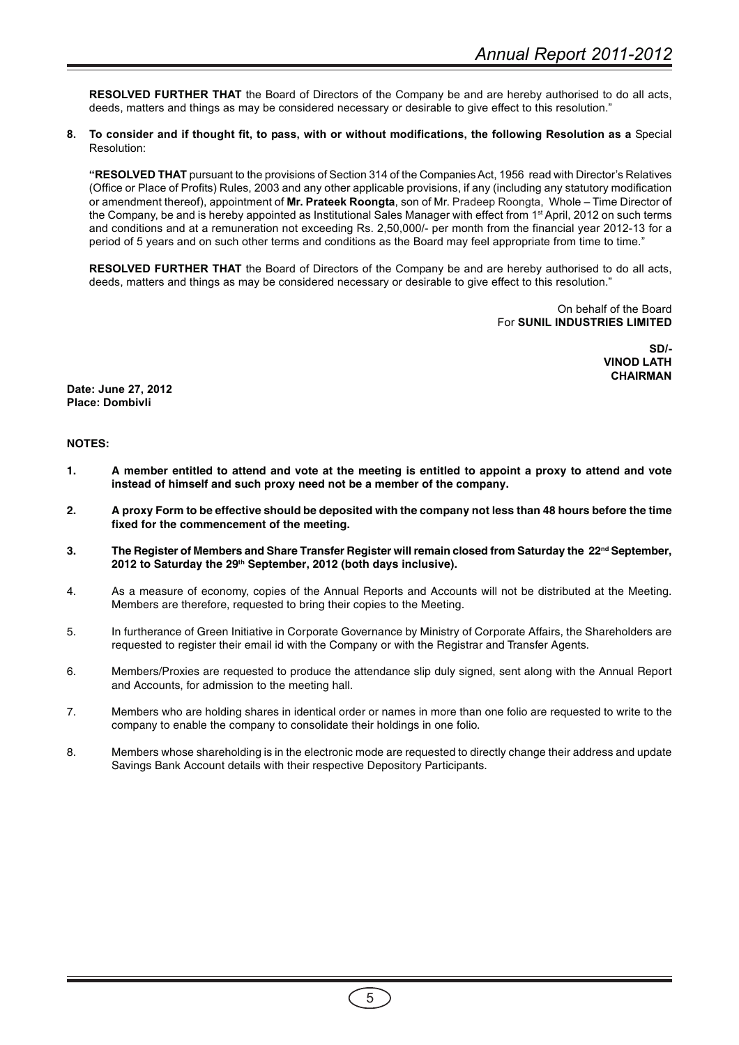**RESOLVED FURTHER THAT** the Board of Directors of the Company be and are hereby authorised to do all acts, deeds, matters and things as may be considered necessary or desirable to give effect to this resolution."

**8. To consider and if thought fit, to pass, with or without modifications, the following Resolution as a** Special Resolution:

**"RESOLVED THAT** pursuant to the provisions of Section 314 of the Companies Act, 1956 read with Director's Relatives (Office or Place of Profits) Rules, 2003 and any other applicable provisions, if any (including any statutory modification or amendment thereof), appointment of **Mr. Prateek Roongta**, son of Mr. Pradeep Roongta, Whole – Time Director of the Company, be and is hereby appointed as Institutional Sales Manager with effect from 1st April, 2012 on such terms and conditions and at a remuneration not exceeding Rs. 2,50,000/- per month from the financial year 2012-13 for a period of 5 years and on such other terms and conditions as the Board may feel appropriate from time to time."

**RESOLVED FURTHER THAT** the Board of Directors of the Company be and are hereby authorised to do all acts, deeds, matters and things as may be considered necessary or desirable to give effect to this resolution."

On behalf of the Board
For **SUNIL INDUSTRIES LIMITED**

**SD/-**
**VINOD LATH**
**CHAIRMAN**

**Date: June 27, 2012**
**Place: Dombivli**

**NOTES:**

1. **A member entitled to attend and vote at the meeting is entitled to appoint a proxy to attend and vote instead of himself and such proxy need not be a member of the company.**
2. **A proxy Form to be effective should be deposited with the company not less than 48 hours before the time fixed for the commencement of the meeting.**
3. **The Register of Members and Share Transfer Register will remain closed from Saturday the 22nd September, 2012 to Saturday the 29th September, 2012 (both days inclusive).**
4. As a measure of economy, copies of the Annual Reports and Accounts will not be distributed at the Meeting. Members are therefore, requested to bring their copies to the Meeting.
5. In furtherance of Green Initiative in Corporate Governance by Ministry of Corporate Affairs, the Shareholders are requested to register their email id with the Company or with the Registrar and Transfer Agents.
6. Members/Proxies are requested to produce the attendance slip duly signed, sent along with the Annual Report and Accounts, for admission to the meeting hall.
7. Members who are holding shares in identical order or names in more than one folio are requested to write to the company to enable the company to consolidate their holdings in one folio.
8. Members whose shareholding is in the electronic mode are requested to directly change their address and update Savings Bank Account details with their respective Depository Participants.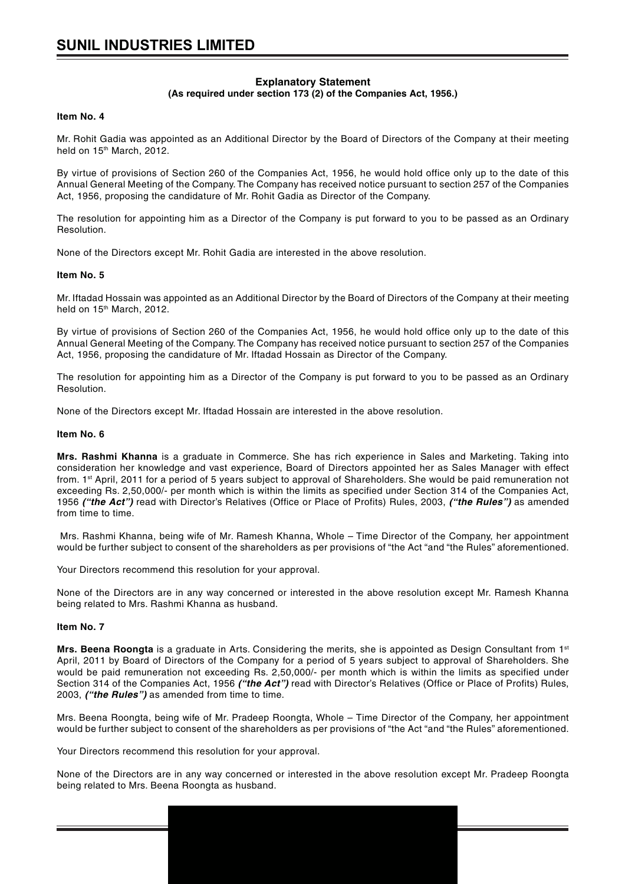## Explanatory Statement

**(As required under section 173 (2) of the Companies Act, 1956.)**

**Item No. 4**

Mr. Rohit Gadia was appointed as an Additional Director by the Board of Directors of the Company at their meeting held on 15th March, 2012.

By virtue of provisions of Section 260 of the Companies Act, 1956, he would hold office only up to the date of this Annual General Meeting of the Company. The Company has received notice pursuant to section 257 of the Companies Act, 1956, proposing the candidature of Mr. Rohit Gadia as Director of the Company.

The resolution for appointing him as a Director of the Company is put forward to you to be passed as an Ordinary Resolution.

None of the Directors except Mr. Rohit Gadia are interested in the above resolution.

**Item No. 5**

Mr. Iftadad Hossain was appointed as an Additional Director by the Board of Directors of the Company at their meeting held on 15th March, 2012.

By virtue of provisions of Section 260 of the Companies Act, 1956, he would hold office only up to the date of this Annual General Meeting of the Company. The Company has received notice pursuant to section 257 of the Companies Act, 1956, proposing the candidature of Mr. Iftadad Hossain as Director of the Company.

The resolution for appointing him as a Director of the Company is put forward to you to be passed as an Ordinary Resolution.

None of the Directors except Mr. Iftadad Hossain are interested in the above resolution.

**Item No. 6**

**Mrs. Rashmi Khanna** is a graduate in Commerce. She has rich experience in Sales and Marketing. Taking into consideration her knowledge and vast experience, Board of Directors appointed her as Sales Manager with effect from. 1st April, 2011 for a period of 5 years subject to approval of Shareholders. She would be paid remuneration not exceeding Rs. 2,50,000/- per month which is within the limits as specified under Section 314 of the Companies Act, 1956 ***("the Act")*** read with Director's Relatives (Office or Place of Profits) Rules, 2003, ***("the Rules")*** as amended from time to time.

Mrs. Rashmi Khanna, being wife of Mr. Ramesh Khanna, Whole – Time Director of the Company, her appointment would be further subject to consent of the shareholders as per provisions of "the Act "and "the Rules" aforementioned.

Your Directors recommend this resolution for your approval.

None of the Directors are in any way concerned or interested in the above resolution except Mr. Ramesh Khanna being related to Mrs. Rashmi Khanna as husband.

**Item No. 7**

**Mrs. Beena Roongta** is a graduate in Arts. Considering the merits, she is appointed as Design Consultant from 1st April, 2011 by Board of Directors of the Company for a period of 5 years subject to approval of Shareholders. She would be paid remuneration not exceeding Rs. 2,50,000/- per month which is within the limits as specified under Section 314 of the Companies Act, 1956 ***("the Act")*** read with Director's Relatives (Office or Place of Profits) Rules, 2003, ***("the Rules")*** as amended from time to time.

Mrs. Beena Roongta, being wife of Mr. Pradeep Roongta, Whole – Time Director of the Company, her appointment would be further subject to consent of the shareholders as per provisions of "the Act "and "the Rules" aforementioned.

Your Directors recommend this resolution for your approval.

None of the Directors are in any way concerned or interested in the above resolution except Mr. Pradeep Roongta being related to Mrs. Beena Roongta as husband.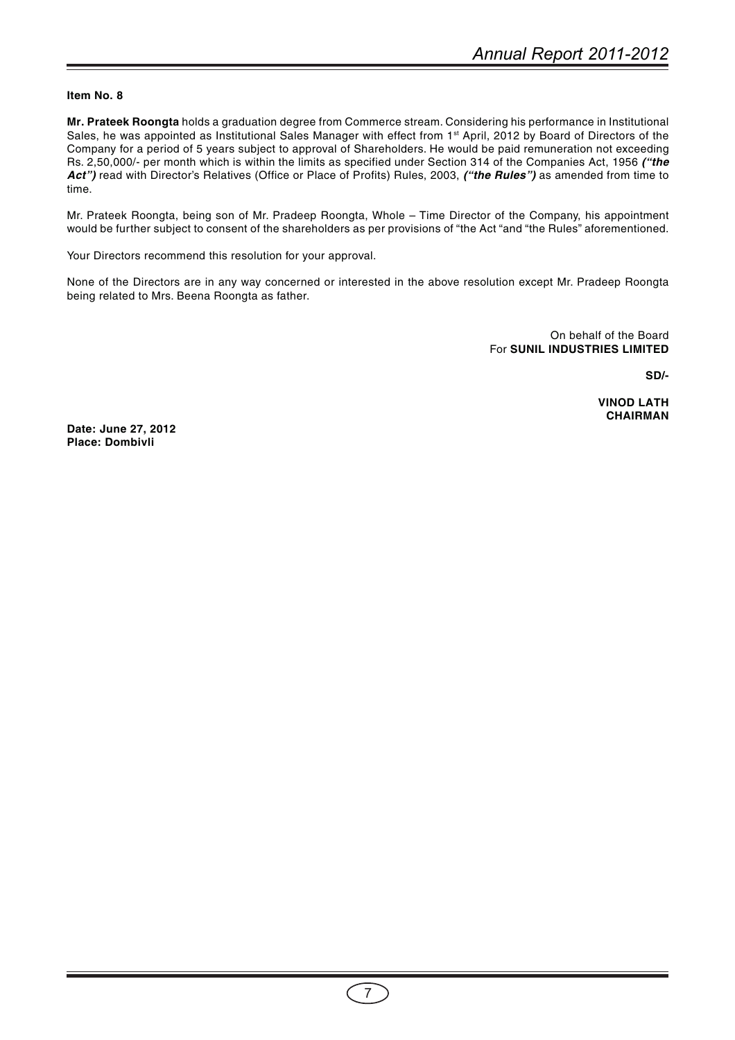**Item No. 8**

**Mr. Prateek Roongta** holds a graduation degree from Commerce stream. Considering his performance in Institutional Sales, he was appointed as Institutional Sales Manager with effect from 1st April, 2012 by Board of Directors of the Company for a period of 5 years subject to approval of Shareholders. He would be paid remuneration not exceeding Rs. 2,50,000/- per month which is within the limits as specified under Section 314 of the Companies Act, 1956 ***("the Act")*** read with Director's Relatives (Office or Place of Profits) Rules, 2003, ***("the Rules")*** as amended from time to time.

Mr. Prateek Roongta, being son of Mr. Pradeep Roongta, Whole – Time Director of the Company, his appointment would be further subject to consent of the shareholders as per provisions of "the Act "and "the Rules" aforementioned.

Your Directors recommend this resolution for your approval.

None of the Directors are in any way concerned or interested in the above resolution except Mr. Pradeep Roongta being related to Mrs. Beena Roongta as father.

On behalf of the Board
For **SUNIL INDUSTRIES LIMITED**

**SD/-**

**VINOD LATH**
**CHAIRMAN**

**Date: June 27, 2012**
**Place: Dombivli**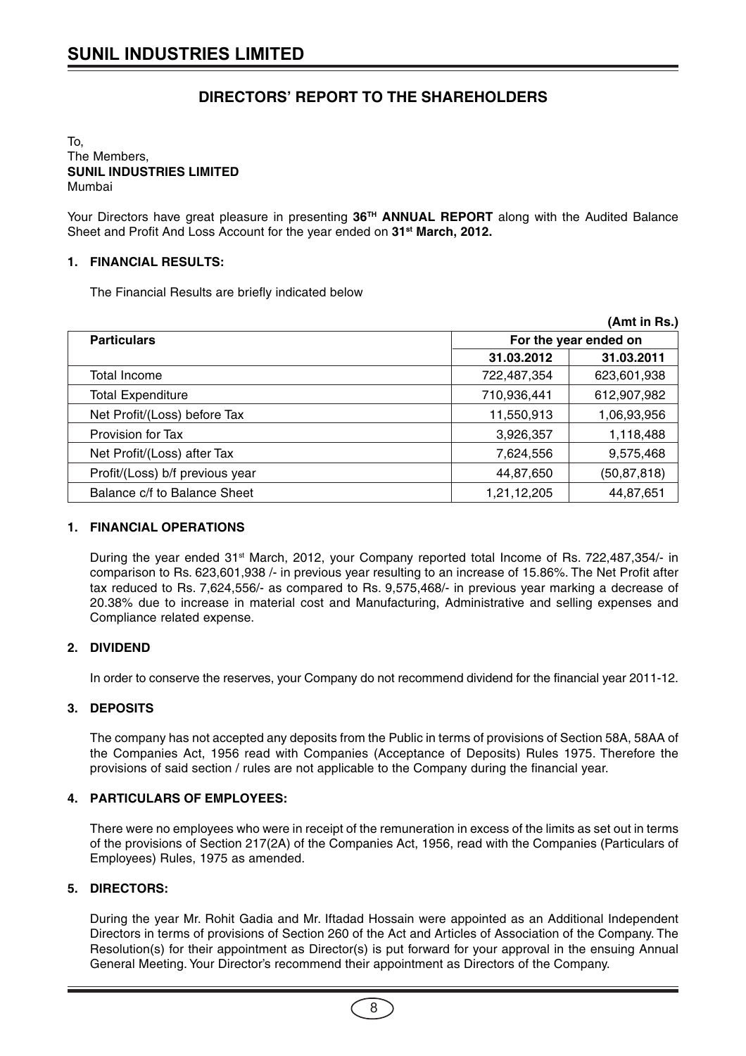# DIRECTORS' REPORT TO THE SHAREHOLDERS

To,
The Members,
**SUNIL INDUSTRIES LIMITED**
Mumbai

Your Directors have great pleasure in presenting **36TH ANNUAL REPORT** along with the Audited Balance Sheet and Profit And Loss Account for the year ended on **31st March, 2012.**

## 1. FINANCIAL RESULTS:

The Financial Results are briefly indicated below

**(Amt in Rs.)**

| Particulars | For the year ended on | |
|---|---|---|
| | 31.03.2012 | 31.03.2011 |
| Total Income | 722,487,354 | 623,601,938 |
| Total Expenditure | 710,936,441 | 612,907,982 |
| Net Profit/(Loss) before Tax | 11,550,913 | 1,06,93,956 |
| Provision for Tax | 3,926,357 | 1,118,488 |
| Net Profit/(Loss) after Tax | 7,624,556 | 9,575,468 |
| Profit/(Loss) b/f previous year | 44,87,650 | (50,87,818) |
| Balance c/f to Balance Sheet | 1,21,12,205 | 44,87,651 |

## 1. FINANCIAL OPERATIONS

During the year ended 31st March, 2012, your Company reported total Income of Rs. 722,487,354/- in comparison to Rs. 623,601,938 /- in previous year resulting to an increase of 15.86%. The Net Profit after tax reduced to Rs. 7,624,556/- as compared to Rs. 9,575,468/- in previous year marking a decrease of 20.38% due to increase in material cost and Manufacturing, Administrative and selling expenses and Compliance related expense.

## 2. DIVIDEND

In order to conserve the reserves, your Company do not recommend dividend for the financial year 2011-12.

## 3. DEPOSITS

The company has not accepted any deposits from the Public in terms of provisions of Section 58A, 58AA of the Companies Act, 1956 read with Companies (Acceptance of Deposits) Rules 1975. Therefore the provisions of said section / rules are not applicable to the Company during the financial year.

## 4. PARTICULARS OF EMPLOYEES:

There were no employees who were in receipt of the remuneration in excess of the limits as set out in terms of the provisions of Section 217(2A) of the Companies Act, 1956, read with the Companies (Particulars of Employees) Rules, 1975 as amended.

## 5. DIRECTORS:

During the year Mr. Rohit Gadia and Mr. Iftadad Hossain were appointed as an Additional Independent Directors in terms of provisions of Section 260 of the Act and Articles of Association of the Company. The Resolution(s) for their appointment as Director(s) is put forward for your approval in the ensuing Annual General Meeting. Your Director's recommend their appointment as Directors of the Company.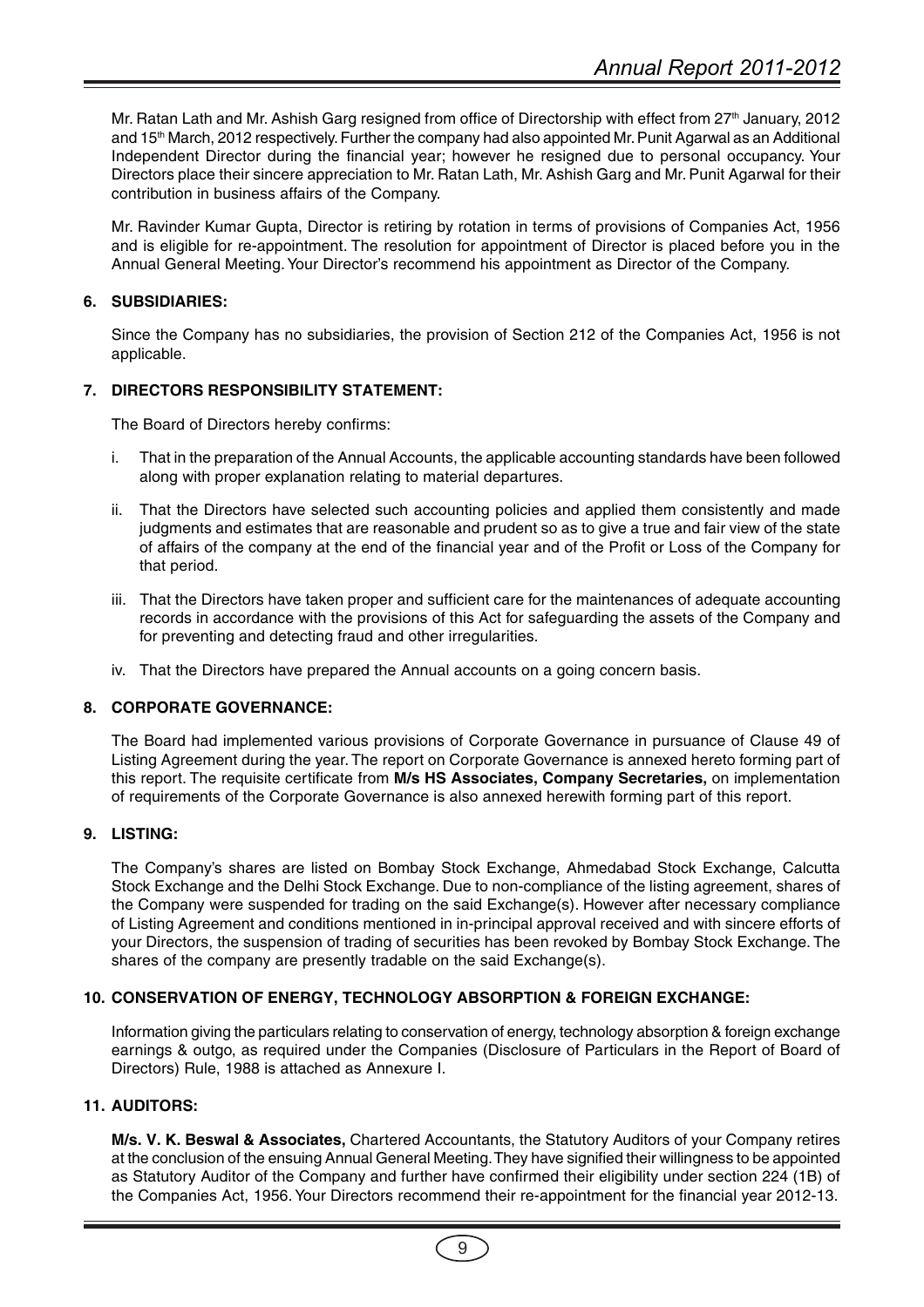Mr. Ratan Lath and Mr. Ashish Garg resigned from office of Directorship with effect from 27th January, 2012 and 15th March, 2012 respectively. Further the company had also appointed Mr. Punit Agarwal as an Additional Independent Director during the financial year; however he resigned due to personal occupancy. Your Directors place their sincere appreciation to Mr. Ratan Lath, Mr. Ashish Garg and Mr. Punit Agarwal for their contribution in business affairs of the Company.

Mr. Ravinder Kumar Gupta, Director is retiring by rotation in terms of provisions of Companies Act, 1956 and is eligible for re-appointment. The resolution for appointment of Director is placed before you in the Annual General Meeting. Your Director's recommend his appointment as Director of the Company.

**6. SUBSIDIARIES:**

Since the Company has no subsidiaries, the provision of Section 212 of the Companies Act, 1956 is not applicable.

**7. DIRECTORS RESPONSIBILITY STATEMENT:**

The Board of Directors hereby confirms:

i. That in the preparation of the Annual Accounts, the applicable accounting standards have been followed along with proper explanation relating to material departures.

ii. That the Directors have selected such accounting policies and applied them consistently and made judgments and estimates that are reasonable and prudent so as to give a true and fair view of the state of affairs of the company at the end of the financial year and of the Profit or Loss of the Company for that period.

iii. That the Directors have taken proper and sufficient care for the maintenances of adequate accounting records in accordance with the provisions of this Act for safeguarding the assets of the Company and for preventing and detecting fraud and other irregularities.

iv. That the Directors have prepared the Annual accounts on a going concern basis.

**8. CORPORATE GOVERNANCE:**

The Board had implemented various provisions of Corporate Governance in pursuance of Clause 49 of Listing Agreement during the year. The report on Corporate Governance is annexed hereto forming part of this report. The requisite certificate from **M/s HS Associates, Company Secretaries,** on implementation of requirements of the Corporate Governance is also annexed herewith forming part of this report.

**9. LISTING:**

The Company's shares are listed on Bombay Stock Exchange, Ahmedabad Stock Exchange, Calcutta Stock Exchange and the Delhi Stock Exchange. Due to non-compliance of the listing agreement, shares of the Company were suspended for trading on the said Exchange(s). However after necessary compliance of Listing Agreement and conditions mentioned in in-principal approval received and with sincere efforts of your Directors, the suspension of trading of securities has been revoked by Bombay Stock Exchange. The shares of the company are presently tradable on the said Exchange(s).

**10. CONSERVATION OF ENERGY, TECHNOLOGY ABSORPTION & FOREIGN EXCHANGE:**

Information giving the particulars relating to conservation of energy, technology absorption & foreign exchange earnings & outgo, as required under the Companies (Disclosure of Particulars in the Report of Board of Directors) Rule, 1988 is attached as Annexure I.

**11. AUDITORS:**

**M/s. V. K. Beswal & Associates,** Chartered Accountants, the Statutory Auditors of your Company retires at the conclusion of the ensuing Annual General Meeting. They have signified their willingness to be appointed as Statutory Auditor of the Company and further have confirmed their eligibility under section 224 (1B) of the Companies Act, 1956. Your Directors recommend their re-appointment for the financial year 2012-13.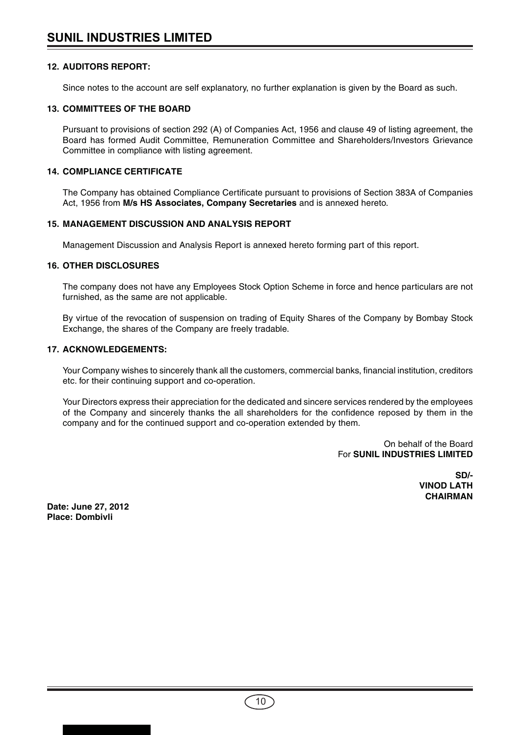### 12. AUDITORS REPORT:

Since notes to the account are self explanatory, no further explanation is given by the Board as such.

### 13. COMMITTEES OF THE BOARD

Pursuant to provisions of section 292 (A) of Companies Act, 1956 and clause 49 of listing agreement, the Board has formed Audit Committee, Remuneration Committee and Shareholders/Investors Grievance Committee in compliance with listing agreement.

### 14. COMPLIANCE CERTIFICATE

The Company has obtained Compliance Certificate pursuant to provisions of Section 383A of Companies Act, 1956 from **M/s HS Associates, Company Secretaries** and is annexed hereto.

### 15. MANAGEMENT DISCUSSION AND ANALYSIS REPORT

Management Discussion and Analysis Report is annexed hereto forming part of this report.

### 16. OTHER DISCLOSURES

The company does not have any Employees Stock Option Scheme in force and hence particulars are not furnished, as the same are not applicable.

By virtue of the revocation of suspension on trading of Equity Shares of the Company by Bombay Stock Exchange, the shares of the Company are freely tradable.

### 17. ACKNOWLEDGEMENTS:

Your Company wishes to sincerely thank all the customers, commercial banks, financial institution, creditors etc. for their continuing support and co-operation.

Your Directors express their appreciation for the dedicated and sincere services rendered by the employees of the Company and sincerely thanks the all shareholders for the confidence reposed by them in the company and for the continued support and co-operation extended by them.

On behalf of the Board
For **SUNIL INDUSTRIES LIMITED**

**SD/-**
**VINOD LATH**
**CHAIRMAN**

**Date: June 27, 2012**
**Place: Dombivli**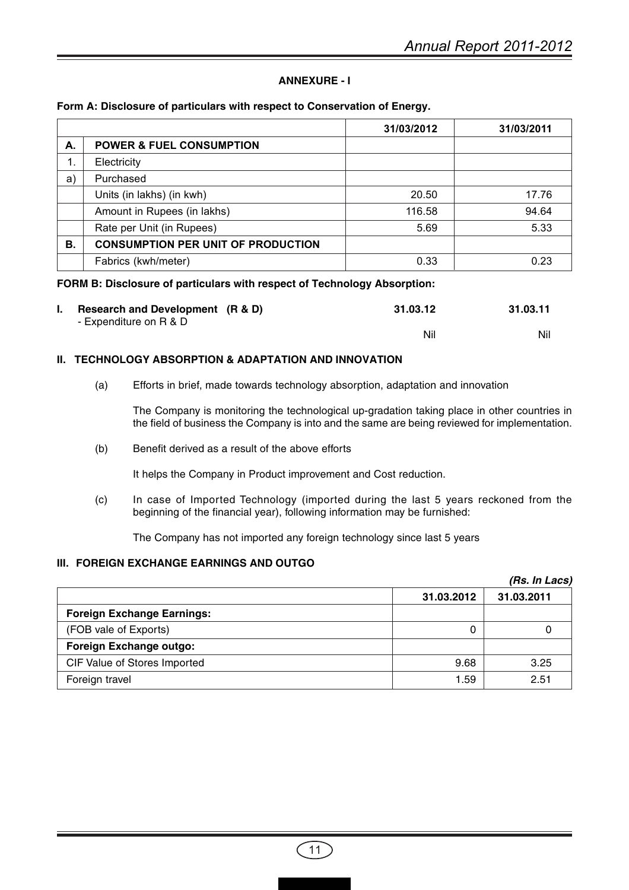## ANNEXURE - I

**Form A: Disclosure of particulars with respect to Conservation of Energy.**

| | | 31/03/2012 | 31/03/2011 |
|---|---|---|---|
| **A.** | **POWER & FUEL CONSUMPTION** | | |
| 1. | Electricity | | |
| a) | Purchased | | |
| | Units (in lakhs) (in kwh) | 20.50 | 17.76 |
| | Amount in Rupees (in lakhs) | 116.58 | 94.64 |
| | Rate per Unit (in Rupees) | 5.69 | 5.33 |
| **B.** | **CONSUMPTION PER UNIT OF PRODUCTION** | | |
| | Fabrics (kwh/meter) | 0.33 | 0.23 |

**FORM B: Disclosure of particulars with respect of Technology Absorption:**

| | 31.03.12 | 31.03.11 |
|---|---|---|
| **I. Research and Development (R & D)** - Expenditure on R & D | Nil | Nil |

### II. TECHNOLOGY ABSORPTION & ADAPTATION AND INNOVATION

(a) Efforts in brief, made towards technology absorption, adaptation and innovation

The Company is monitoring the technological up-gradation taking place in other countries in the field of business the Company is into and the same are being reviewed for implementation.

(b) Benefit derived as a result of the above efforts

It helps the Company in Product improvement and Cost reduction.

(c) In case of Imported Technology (imported during the last 5 years reckoned from the beginning of the financial year), following information may be furnished:

The Company has not imported any foreign technology since last 5 years

### III. FOREIGN EXCHANGE EARNINGS AND OUTGO

*(Rs. In Lacs)*

| | 31.03.2012 | 31.03.2011 |
|---|---|---|
| **Foreign Exchange Earnings:** | | |
| (FOB vale of Exports) | 0 | 0 |
| **Foreign Exchange outgo:** | | |
| CIF Value of Stores Imported | 9.68 | 3.25 |
| Foreign travel | 1.59 | 2.51 |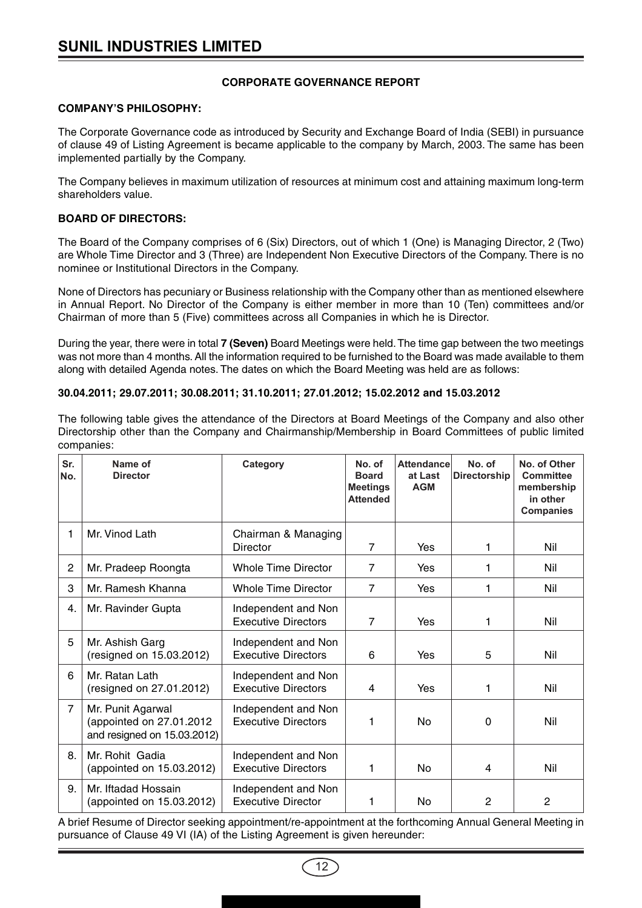# CORPORATE GOVERNANCE REPORT

### COMPANY'S PHILOSOPHY:

The Corporate Governance code as introduced by Security and Exchange Board of India (SEBI) in pursuance of clause 49 of Listing Agreement is became applicable to the company by March, 2003. The same has been implemented partially by the Company.

The Company believes in maximum utilization of resources at minimum cost and attaining maximum long-term shareholders value.

### BOARD OF DIRECTORS:

The Board of the Company comprises of 6 (Six) Directors, out of which 1 (One) is Managing Director, 2 (Two) are Whole Time Director and 3 (Three) are Independent Non Executive Directors of the Company. There is no nominee or Institutional Directors in the Company.

None of Directors has pecuniary or Business relationship with the Company other than as mentioned elsewhere in Annual Report. No Director of the Company is either member in more than 10 (Ten) committees and/or Chairman of more than 5 (Five) committees across all Companies in which he is Director.

During the year, there were in total **7 (Seven)** Board Meetings were held. The time gap between the two meetings was not more than 4 months. All the information required to be furnished to the Board was made available to them along with detailed Agenda notes. The dates on which the Board Meeting was held are as follows:

**30.04.2011; 29.07.2011; 30.08.2011; 31.10.2011; 27.01.2012; 15.02.2012 and 15.03.2012**

The following table gives the attendance of the Directors at Board Meetings of the Company and also other Directorship other than the Company and Chairmanship/Membership in Board Committees of public limited companies:

| Sr. No. | Name of Director | Category | No. of Board Meetings Attended | Attendance at Last AGM | No. of Directorship | No. of Other Committee membership in other Companies |
|---|---|---|---|---|---|---|
| 1 | Mr. Vinod Lath | Chairman & Managing Director | 7 | Yes | 1 | Nil |
| 2 | Mr. Pradeep Roongta | Whole Time Director | 7 | Yes | 1 | Nil |
| 3 | Mr. Ramesh Khanna | Whole Time Director | 7 | Yes | 1 | Nil |
| 4. | Mr. Ravinder Gupta | Independent and Non Executive Directors | 7 | Yes | 1 | Nil |
| 5 | Mr. Ashish Garg (resigned on 15.03.2012) | Independent and Non Executive Directors | 6 | Yes | 5 | Nil |
| 6 | Mr. Ratan Lath (resigned on 27.01.2012) | Independent and Non Executive Directors | 4 | Yes | 1 | Nil |
| 7 | Mr. Punit Agarwal (appointed on 27.01.2012 and resigned on 15.03.2012) | Independent and Non Executive Directors | 1 | No | 0 | Nil |
| 8. | Mr. Rohit Gadia (appointed on 15.03.2012) | Independent and Non Executive Directors | 1 | No | 4 | Nil |
| 9. | Mr. Iftadad Hossain (appointed on 15.03.2012) | Independent and Non Executive Director | 1 | No | 2 | 2 |

A brief Resume of Director seeking appointment/re-appointment at the forthcoming Annual General Meeting in pursuance of Clause 49 VI (IA) of the Listing Agreement is given hereunder: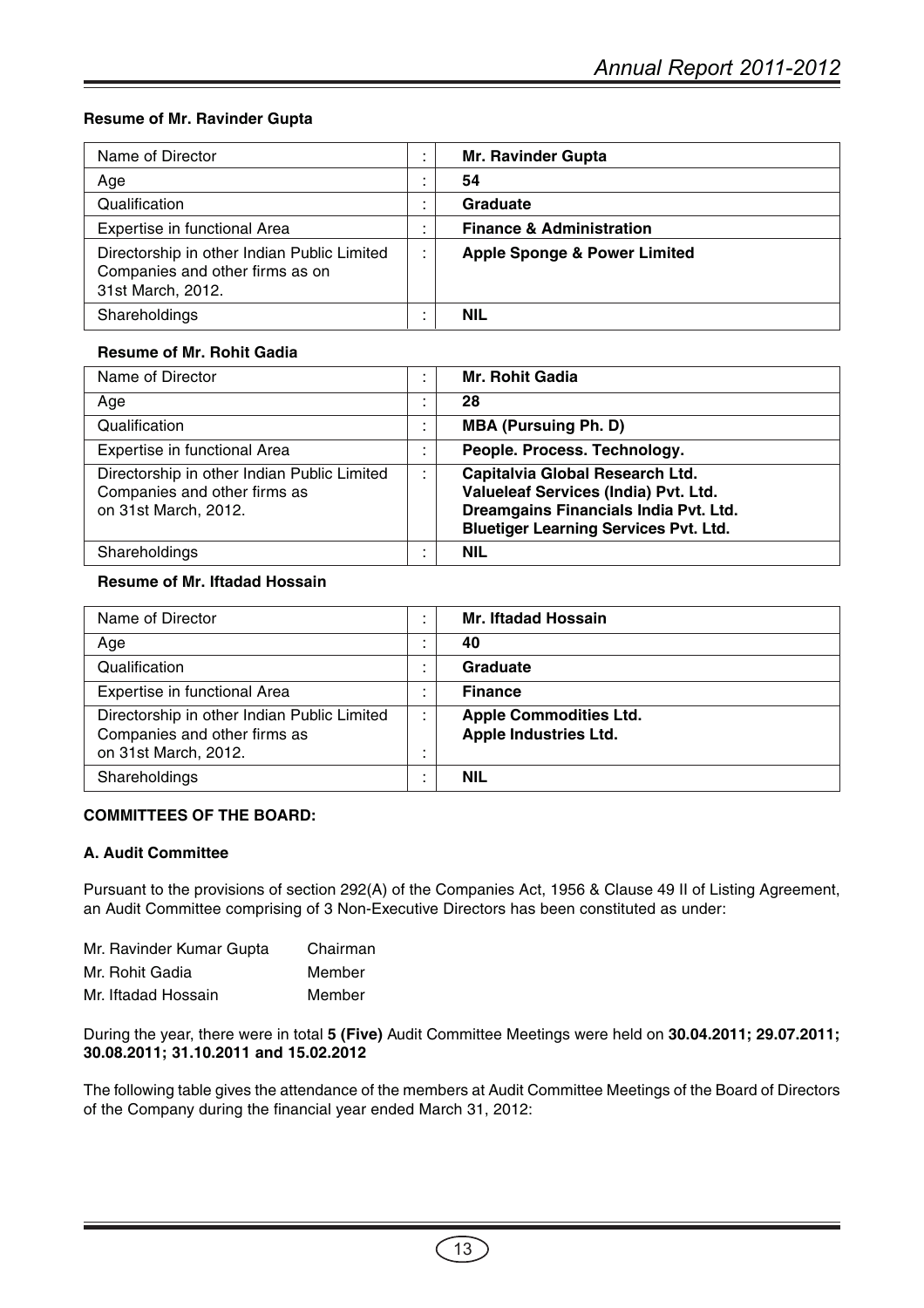#### Resume of Mr. Ravinder Gupta

| | | |
|---|---|---|
| Name of Director | : | **Mr. Ravinder Gupta** |
| Age | : | **54** |
| Qualification | : | **Graduate** |
| Expertise in functional Area | : | **Finance & Administration** |
| Directorship in other Indian Public Limited Companies and other firms as on 31st March, 2012. | : | **Apple Sponge & Power Limited** |
| Shareholdings | : | **NIL** |

#### Resume of Mr. Rohit Gadia

| | | |
|---|---|---|
| Name of Director | : | **Mr. Rohit Gadia** |
| Age | : | **28** |
| Qualification | : | **MBA (Pursuing Ph. D)** |
| Expertise in functional Area | : | **People. Process. Technology.** |
| Directorship in other Indian Public Limited Companies and other firms as on 31st March, 2012. | : | **Capitalvia Global Research Ltd.<br>Valueleaf Services (India) Pvt. Ltd.<br>Dreamgains Financials India Pvt. Ltd.<br>Bluetiger Learning Services Pvt. Ltd.** |
| Shareholdings | : | **NIL** |

#### Resume of Mr. Iftadad Hossain

| | | |
|---|---|---|
| Name of Director | : | **Mr. Iftadad Hossain** |
| Age | : | **40** |
| Qualification | : | **Graduate** |
| Expertise in functional Area | : | **Finance** |
| Directorship in other Indian Public Limited Companies and other firms as on 31st March, 2012. | : | **Apple Commodities Ltd.<br>Apple Industries Ltd.** |
| Shareholdings | : | **NIL** |

#### COMMITTEES OF THE BOARD:

#### A. Audit Committee

Pursuant to the provisions of section 292(A) of the Companies Act, 1956 & Clause 49 II of Listing Agreement, an Audit Committee comprising of 3 Non-Executive Directors has been constituted as under:

| | |
|---|---|
| Mr. Ravinder Kumar Gupta | Chairman |
| Mr. Rohit Gadia | Member |
| Mr. Iftadad Hossain | Member |

During the year, there were in total **5 (Five)** Audit Committee Meetings were held on **30.04.2011; 29.07.2011; 30.08.2011; 31.10.2011 and 15.02.2012**

The following table gives the attendance of the members at Audit Committee Meetings of the Board of Directors of the Company during the financial year ended March 31, 2012: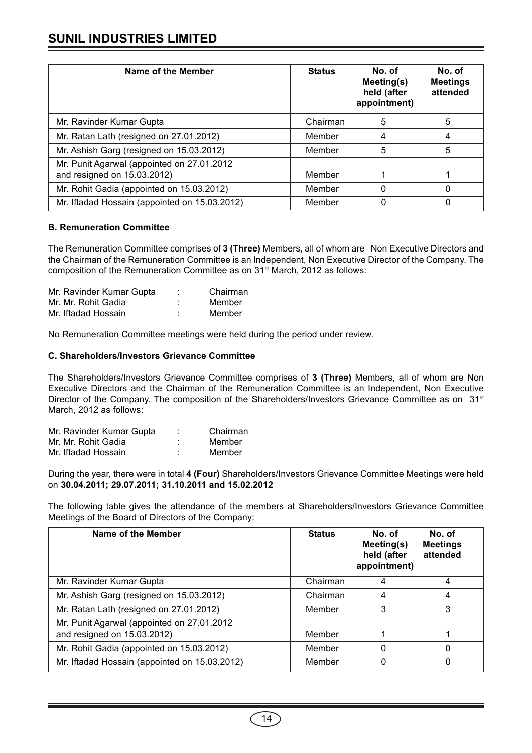| Name of the Member | Status | No. of Meeting(s) held (after appointment) | No. of Meetings attended |
|---|---|---|---|
| Mr. Ravinder Kumar Gupta | Chairman | 5 | 5 |
| Mr. Ratan Lath (resigned on 27.01.2012) | Member | 4 | 4 |
| Mr. Ashish Garg (resigned on 15.03.2012) | Member | 5 | 5 |
| Mr. Punit Agarwal (appointed on 27.01.2012 and resigned on 15.03.2012) | Member | 1 | 1 |
| Mr. Rohit Gadia (appointed on 15.03.2012) | Member | 0 | 0 |
| Mr. Iftadad Hossain (appointed on 15.03.2012) | Member | 0 | 0 |

**B. Remuneration Committee**

The Remuneration Committee comprises of **3 (Three)** Members, all of whom are Non Executive Directors and the Chairman of the Remuneration Committee is an Independent, Non Executive Director of the Company. The composition of the Remuneration Committee as on 31st March, 2012 as follows:

| | | |
|---|---|---|
| Mr. Ravinder Kumar Gupta | : | Chairman |
| Mr. Mr. Rohit Gadia | : | Member |
| Mr. Iftadad Hossain | : | Member |

No Remuneration Committee meetings were held during the period under review.

**C. Shareholders/Investors Grievance Committee**

The Shareholders/Investors Grievance Committee comprises of **3 (Three)** Members, all of whom are Non Executive Directors and the Chairman of the Remuneration Committee is an Independent, Non Executive Director of the Company. The composition of the Shareholders/Investors Grievance Committee as on 31st March, 2012 as follows:

| | | |
|---|---|---|
| Mr. Ravinder Kumar Gupta | : | Chairman |
| Mr. Mr. Rohit Gadia | : | Member |
| Mr. Iftadad Hossain | : | Member |

During the year, there were in total **4 (Four)** Shareholders/Investors Grievance Committee Meetings were held on **30.04.2011; 29.07.2011; 31.10.2011 and 15.02.2012**

The following table gives the attendance of the members at Shareholders/Investors Grievance Committee Meetings of the Board of Directors of the Company:

| Name of the Member | Status | No. of Meeting(s) held (after appointment) | No. of Meetings attended |
|---|---|---|---|
| Mr. Ravinder Kumar Gupta | Chairman | 4 | 4 |
| Mr. Ashish Garg (resigned on 15.03.2012) | Chairman | 4 | 4 |
| Mr. Ratan Lath (resigned on 27.01.2012) | Member | 3 | 3 |
| Mr. Punit Agarwal (appointed on 27.01.2012 and resigned on 15.03.2012) | Member | 1 | 1 |
| Mr. Rohit Gadia (appointed on 15.03.2012) | Member | 0 | 0 |
| Mr. Iftadad Hossain (appointed on 15.03.2012) | Member | 0 | 0 |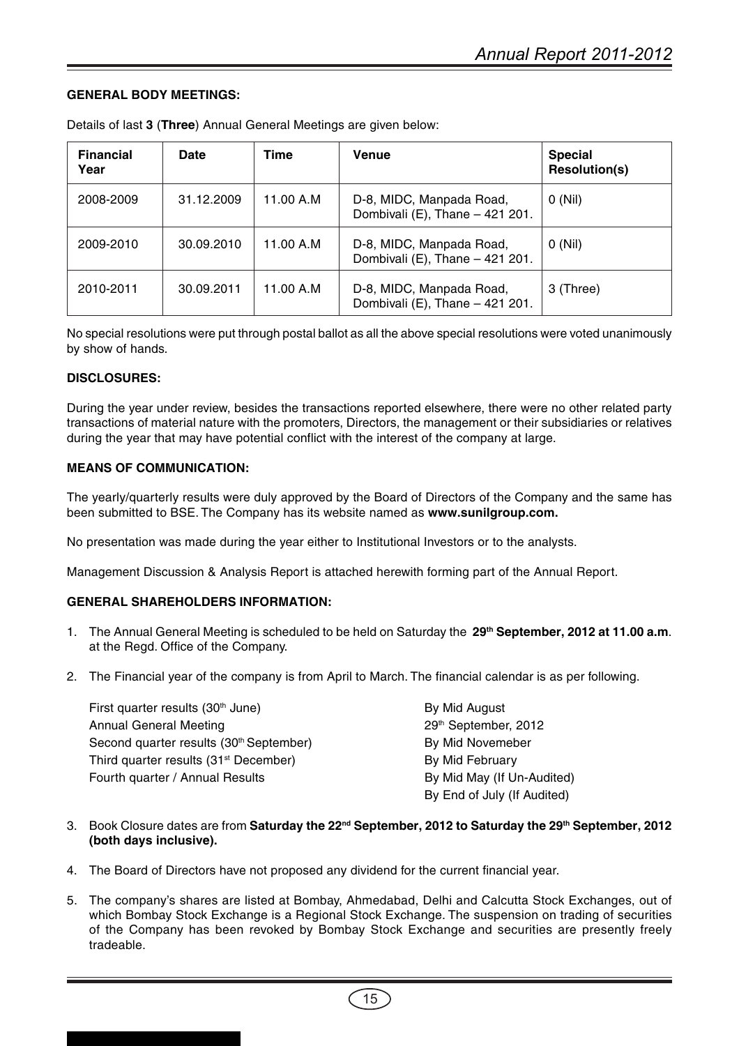**GENERAL BODY MEETINGS:**

Details of last **3** (**Three**) Annual General Meetings are given below:

| Financial Year | Date | Time | Venue | Special Resolution(s) |
|---|---|---|---|---|
| 2008-2009 | 31.12.2009 | 11.00 A.M | D-8, MIDC, Manpada Road, Dombivali (E), Thane – 421 201. | 0 (Nil) |
| 2009-2010 | 30.09.2010 | 11.00 A.M | D-8, MIDC, Manpada Road, Dombivali (E), Thane – 421 201. | 0 (Nil) |
| 2010-2011 | 30.09.2011 | 11.00 A.M | D-8, MIDC, Manpada Road, Dombivali (E), Thane – 421 201. | 3 (Three) |

No special resolutions were put through postal ballot as all the above special resolutions were voted unanimously by show of hands.

**DISCLOSURES:**

During the year under review, besides the transactions reported elsewhere, there were no other related party transactions of material nature with the promoters, Directors, the management or their subsidiaries or relatives during the year that may have potential conflict with the interest of the company at large.

**MEANS OF COMMUNICATION:**

The yearly/quarterly results were duly approved by the Board of Directors of the Company and the same has been submitted to BSE. The Company has its website named as **www.sunilgroup.com.**

No presentation was made during the year either to Institutional Investors or to the analysts.

Management Discussion & Analysis Report is attached herewith forming part of the Annual Report.

**GENERAL SHAREHOLDERS INFORMATION:**

1. The Annual General Meeting is scheduled to be held on Saturday the **29th September, 2012 at 11.00 a.m**. at the Regd. Office of the Company.

2. The Financial year of the company is from April to March. The financial calendar is as per following.

| | |
|---|---|
| First quarter results (30th June) | By Mid August |
| Annual General Meeting | 29th September, 2012 |
| Second quarter results (30th September) | By Mid Novemeber |
| Third quarter results (31st December) | By Mid February |
| Fourth quarter / Annual Results | By Mid May (If Un-Audited) |
| | By End of July (If Audited) |

3. Book Closure dates are from **Saturday the 22nd September, 2012 to Saturday the 29th September, 2012 (both days inclusive).**

4. The Board of Directors have not proposed any dividend for the current financial year.

5. The company's shares are listed at Bombay, Ahmedabad, Delhi and Calcutta Stock Exchanges, out of which Bombay Stock Exchange is a Regional Stock Exchange. The suspension on trading of securities of the Company has been revoked by Bombay Stock Exchange and securities are presently freely tradeable.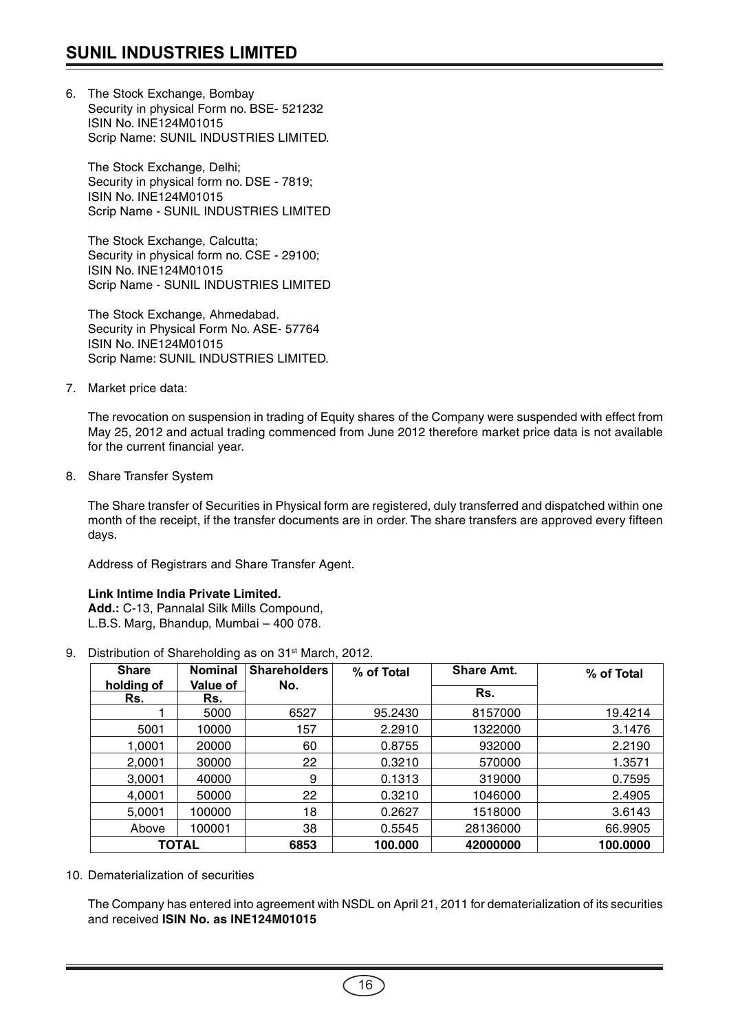6. The Stock Exchange, Bombay
   Security in physical Form no. BSE- 521232
   ISIN No. INE124M01015
   Scrip Name: SUNIL INDUSTRIES LIMITED.

   The Stock Exchange, Delhi;
   Security in physical form no. DSE - 7819;
   ISIN No. INE124M01015
   Scrip Name - SUNIL INDUSTRIES LIMITED

   The Stock Exchange, Calcutta;
   Security in physical form no. CSE - 29100;
   ISIN No. INE124M01015
   Scrip Name - SUNIL INDUSTRIES LIMITED

   The Stock Exchange, Ahmedabad.
   Security in Physical Form No. ASE- 57764
   ISIN No. INE124M01015
   Scrip Name: SUNIL INDUSTRIES LIMITED.

7. Market price data:

   The revocation on suspension in trading of Equity shares of the Company were suspended with effect from May 25, 2012 and actual trading commenced from June 2012 therefore market price data is not available for the current financial year.

8. Share Transfer System

   The Share transfer of Securities in Physical form are registered, duly transferred and dispatched within one month of the receipt, if the transfer documents are in order. The share transfers are approved every fifteen days.

   Address of Registrars and Share Transfer Agent.

   **Link Intime India Private Limited.**
   **Add.:** C-13, Pannalal Silk Mills Compound,
   L.B.S. Marg, Bhandup, Mumbai – 400 078.

9. Distribution of Shareholding as on 31st March, 2012.

| Share holding of Rs. | Nominal Value of Rs. | Shareholders No. | % of Total | Share Amt. Rs. | % of Total |
|---|---|---|---|---|---|
| 1 | 5000 | 6527 | 95.2430 | 8157000 | 19.4214 |
| 5001 | 10000 | 157 | 2.2910 | 1322000 | 3.1476 |
| 1,0001 | 20000 | 60 | 0.8755 | 932000 | 2.2190 |
| 2,0001 | 30000 | 22 | 0.3210 | 570000 | 1.3571 |
| 3,0001 | 40000 | 9 | 0.1313 | 319000 | 0.7595 |
| 4,0001 | 50000 | 22 | 0.3210 | 1046000 | 2.4905 |
| 5,0001 | 100000 | 18 | 0.2627 | 1518000 | 3.6143 |
| Above | 100001 | 38 | 0.5545 | 28136000 | 66.9905 |
| **TOTAL** | | **6853** | **100.000** | **42000000** | **100.0000** |

10. Dematerialization of securities

    The Company has entered into agreement with NSDL on April 21, 2011 for dematerialization of its securities and received **ISIN No. as INE124M01015**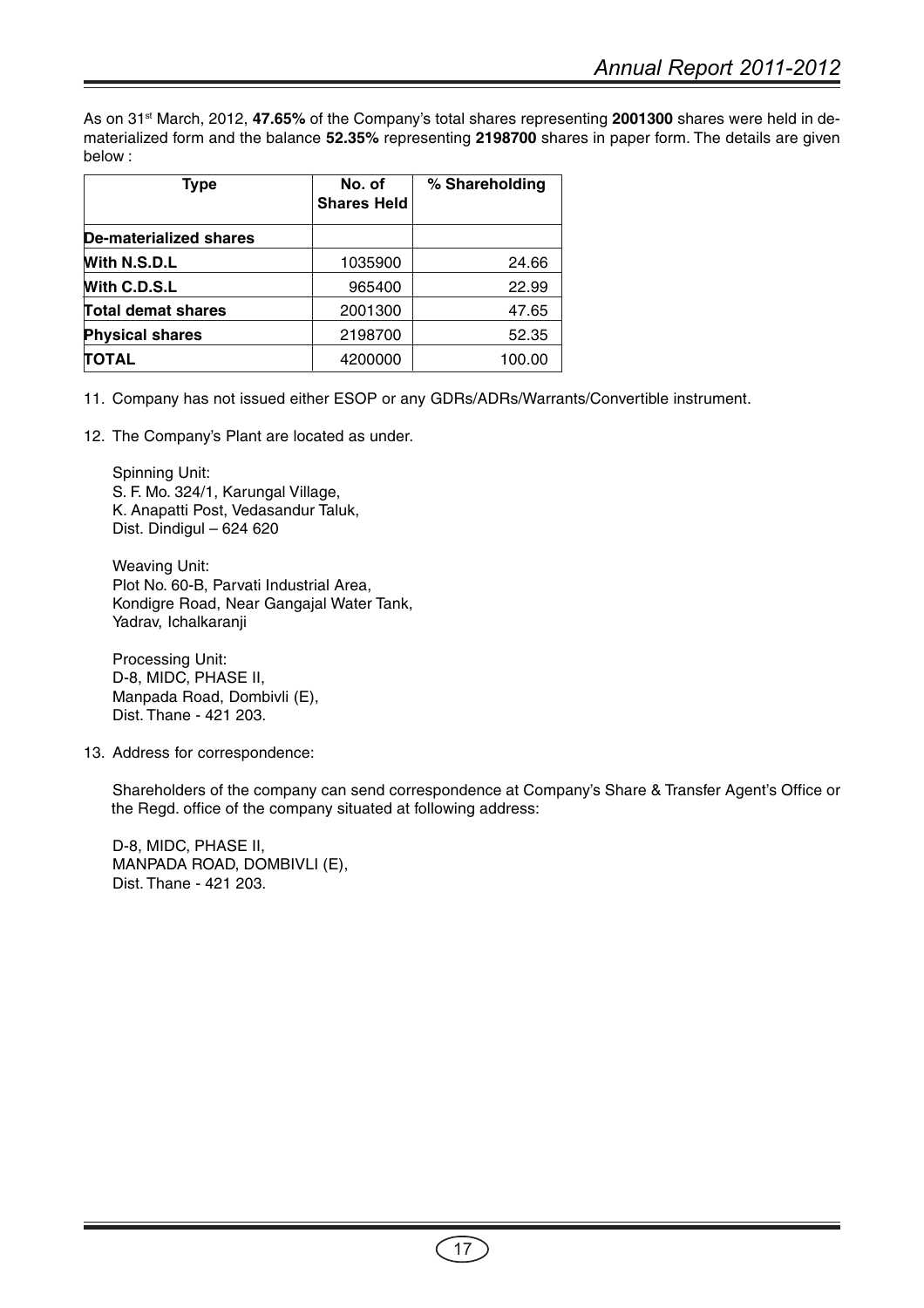As on 31st March, 2012, **47.65%** of the Company's total shares representing **2001300** shares were held in de-materialized form and the balance **52.35%** representing **2198700** shares in paper form. The details are given below :

| Type | No. of Shares Held | % Shareholding |
|---|---|---|
| **De-materialized shares** | | |
| **With N.S.D.L** | 1035900 | 24.66 |
| **With C.D.S.L** | 965400 | 22.99 |
| **Total demat shares** | 2001300 | 47.65 |
| **Physical shares** | 2198700 | 52.35 |
| **TOTAL** | 4200000 | 100.00 |

11. Company has not issued either ESOP or any GDRs/ADRs/Warrants/Convertible instrument.

12. The Company's Plant are located as under.

    Spinning Unit:
    S. F. Mo. 324/1, Karungal Village,
    K. Anapatti Post, Vedasandur Taluk,
    Dist. Dindigul – 624 620

    Weaving Unit:
    Plot No. 60-B, Parvati Industrial Area,
    Kondigre Road, Near Gangajal Water Tank,
    Yadrav, Ichalkaranji

    Processing Unit:
    D-8, MIDC, PHASE II,
    Manpada Road, Dombivli (E),
    Dist. Thane - 421 203.

13. Address for correspondence:

    Shareholders of the company can send correspondence at Company's Share & Transfer Agent's Office or the Regd. office of the company situated at following address:

    D-8, MIDC, PHASE II,
    MANPADA ROAD, DOMBIVLI (E),
    Dist. Thane - 421 203.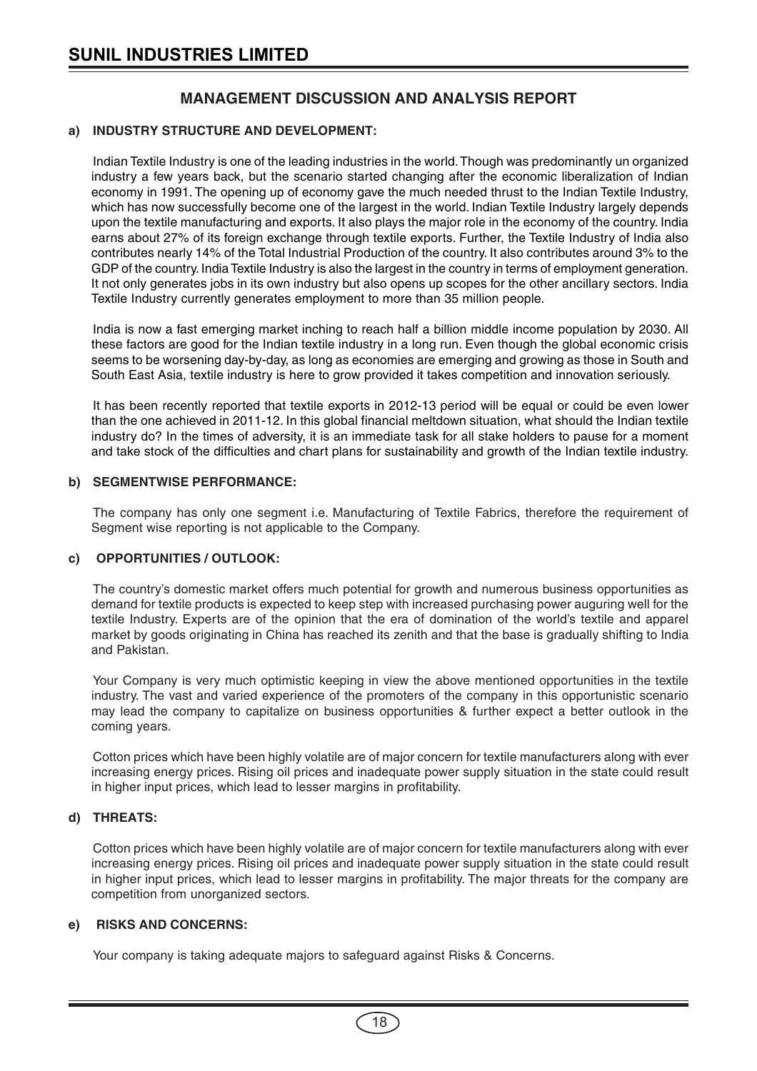# MANAGEMENT DISCUSSION AND ANALYSIS REPORT

## a) INDUSTRY STRUCTURE AND DEVELOPMENT:

Indian Textile Industry is one of the leading industries in the world. Though was predominantly un organized industry a few years back, but the scenario started changing after the economic liberalization of Indian economy in 1991. The opening up of economy gave the much needed thrust to the Indian Textile Industry, which has now successfully become one of the largest in the world. Indian Textile Industry largely depends upon the textile manufacturing and exports. It also plays the major role in the economy of the country. India earns about 27% of its foreign exchange through textile exports. Further, the Textile Industry of India also contributes nearly 14% of the Total Industrial Production of the country. It also contributes around 3% to the GDP of the country. India Textile Industry is also the largest in the country in terms of employment generation. It not only generates jobs in its own industry but also opens up scopes for the other ancillary sectors. India Textile Industry currently generates employment to more than 35 million people.

India is now a fast emerging market inching to reach half a billion middle income population by 2030. All these factors are good for the Indian textile industry in a long run. Even though the global economic crisis seems to be worsening day-by-day, as long as economies are emerging and growing as those in South and South East Asia, textile industry is here to grow provided it takes competition and innovation seriously.

It has been recently reported that textile exports in 2012-13 period will be equal or could be even lower than the one achieved in 2011-12. In this global financial meltdown situation, what should the Indian textile industry do? In the times of adversity, it is an immediate task for all stake holders to pause for a moment and take stock of the difficulties and chart plans for sustainability and growth of the Indian textile industry.

## b) SEGMENTWISE PERFORMANCE:

The company has only one segment i.e. Manufacturing of Textile Fabrics, therefore the requirement of Segment wise reporting is not applicable to the Company.

## c) OPPORTUNITIES / OUTLOOK:

The country's domestic market offers much potential for growth and numerous business opportunities as demand for textile products is expected to keep step with increased purchasing power auguring well for the textile Industry. Experts are of the opinion that the era of domination of the world's textile and apparel market by goods originating in China has reached its zenith and that the base is gradually shifting to India and Pakistan.

Your Company is very much optimistic keeping in view the above mentioned opportunities in the textile industry. The vast and varied experience of the promoters of the company in this opportunistic scenario may lead the company to capitalize on business opportunities & further expect a better outlook in the coming years.

Cotton prices which have been highly volatile are of major concern for textile manufacturers along with ever increasing energy prices. Rising oil prices and inadequate power supply situation in the state could result in higher input prices, which lead to lesser margins in profitability.

## d) THREATS:

Cotton prices which have been highly volatile are of major concern for textile manufacturers along with ever increasing energy prices. Rising oil prices and inadequate power supply situation in the state could result in higher input prices, which lead to lesser margins in profitability. The major threats for the company are competition from unorganized sectors.

## e) RISKS AND CONCERNS:

Your company is taking adequate majors to safeguard against Risks & Concerns.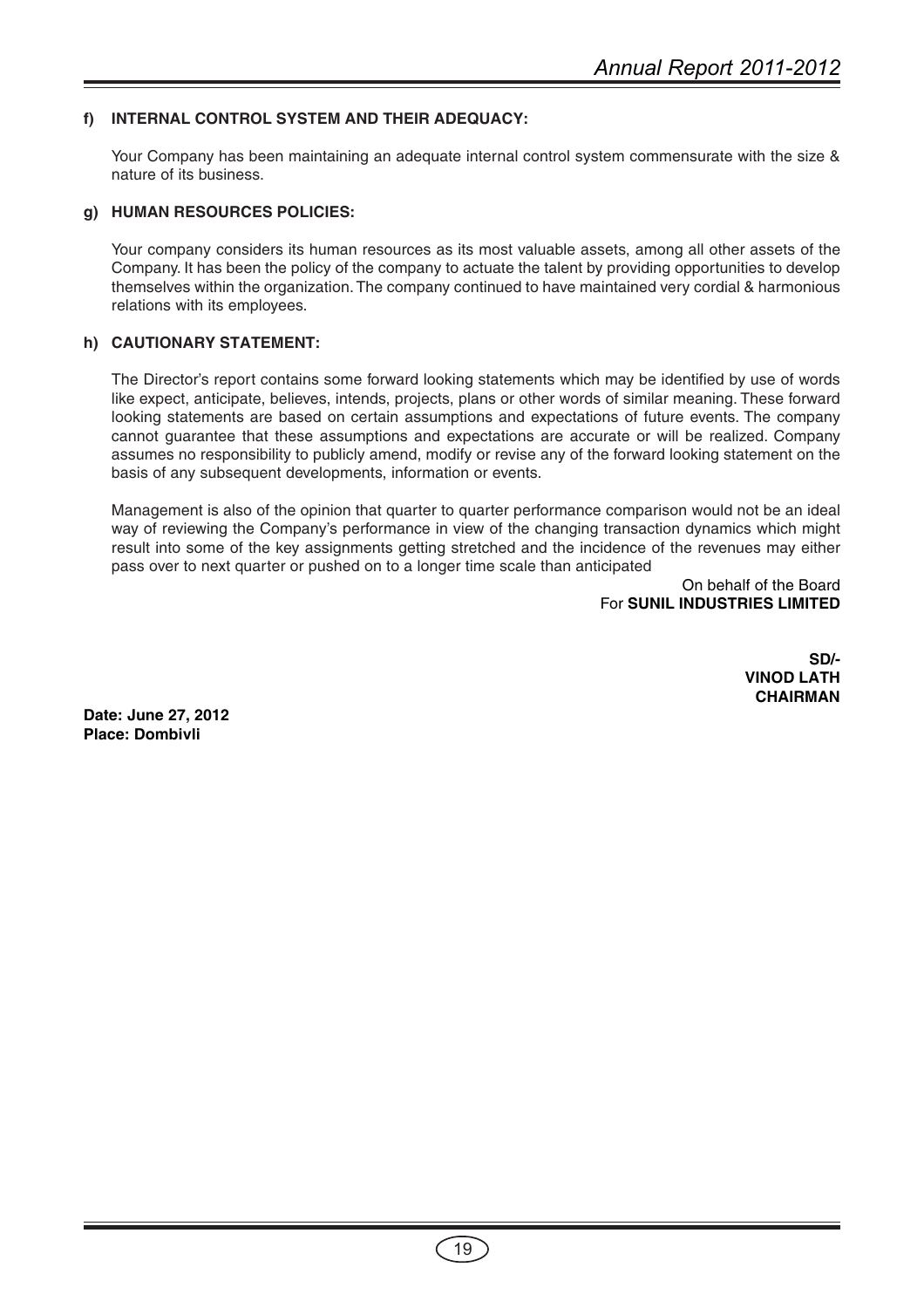**f) INTERNAL CONTROL SYSTEM AND THEIR ADEQUACY:**

Your Company has been maintaining an adequate internal control system commensurate with the size & nature of its business.

**g) HUMAN RESOURCES POLICIES:**

Your company considers its human resources as its most valuable assets, among all other assets of the Company. It has been the policy of the company to actuate the talent by providing opportunities to develop themselves within the organization. The company continued to have maintained very cordial & harmonious relations with its employees.

**h) CAUTIONARY STATEMENT:**

The Director's report contains some forward looking statements which may be identified by use of words like expect, anticipate, believes, intends, projects, plans or other words of similar meaning. These forward looking statements are based on certain assumptions and expectations of future events. The company cannot guarantee that these assumptions and expectations are accurate or will be realized. Company assumes no responsibility to publicly amend, modify or revise any of the forward looking statement on the basis of any subsequent developments, information or events.

Management is also of the opinion that quarter to quarter performance comparison would not be an ideal way of reviewing the Company's performance in view of the changing transaction dynamics which might result into some of the key assignments getting stretched and the incidence of the revenues may either pass over to next quarter or pushed on to a longer time scale than anticipated

On behalf of the Board
For **SUNIL INDUSTRIES LIMITED**

**SD/-**
**VINOD LATH**
**CHAIRMAN**

**Date: June 27, 2012**
**Place: Dombivli**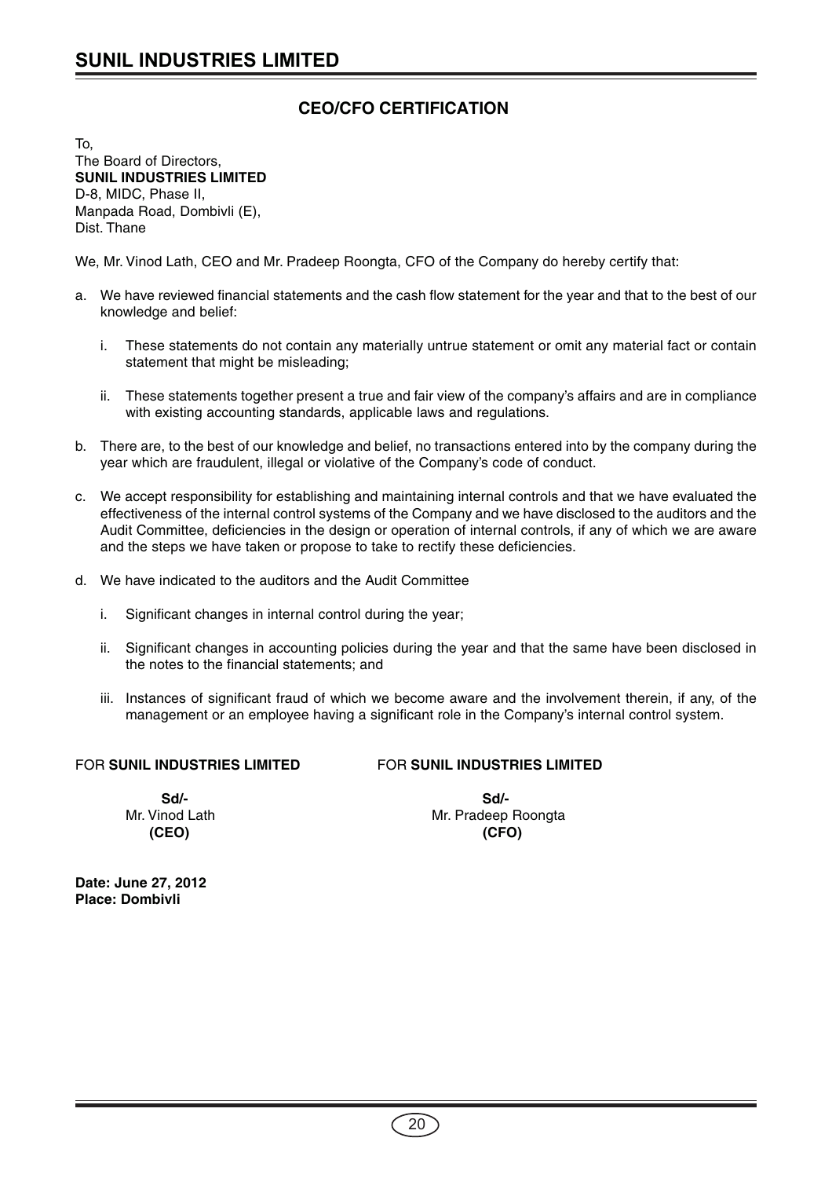## CEO/CFO CERTIFICATION

To,
The Board of Directors,
**SUNIL INDUSTRIES LIMITED**
D-8, MIDC, Phase II,
Manpada Road, Dombivli (E),
Dist. Thane

We, Mr. Vinod Lath, CEO and Mr. Pradeep Roongta, CFO of the Company do hereby certify that:

a. We have reviewed financial statements and the cash flow statement for the year and that to the best of our knowledge and belief:

   i. These statements do not contain any materially untrue statement or omit any material fact or contain statement that might be misleading;

   ii. These statements together present a true and fair view of the company's affairs and are in compliance with existing accounting standards, applicable laws and regulations.

b. There are, to the best of our knowledge and belief, no transactions entered into by the company during the year which are fraudulent, illegal or violative of the Company's code of conduct.

c. We accept responsibility for establishing and maintaining internal controls and that we have evaluated the effectiveness of the internal control systems of the Company and we have disclosed to the auditors and the Audit Committee, deficiencies in the design or operation of internal controls, if any of which we are aware and the steps we have taken or propose to take to rectify these deficiencies.

d. We have indicated to the auditors and the Audit Committee

   i. Significant changes in internal control during the year;

   ii. Significant changes in accounting policies during the year and that the same have been disclosed in the notes to the financial statements; and

   iii. Instances of significant fraud of which we become aware and the involvement therein, if any, of the management or an employee having a significant role in the Company's internal control system.

FOR **SUNIL INDUSTRIES LIMITED**

**Sd/-**
Mr. Vinod Lath
**(CEO)**

FOR **SUNIL INDUSTRIES LIMITED**

**Sd/-**
Mr. Pradeep Roongta
**(CFO)**

**Date: June 27, 2012**
**Place: Dombivli**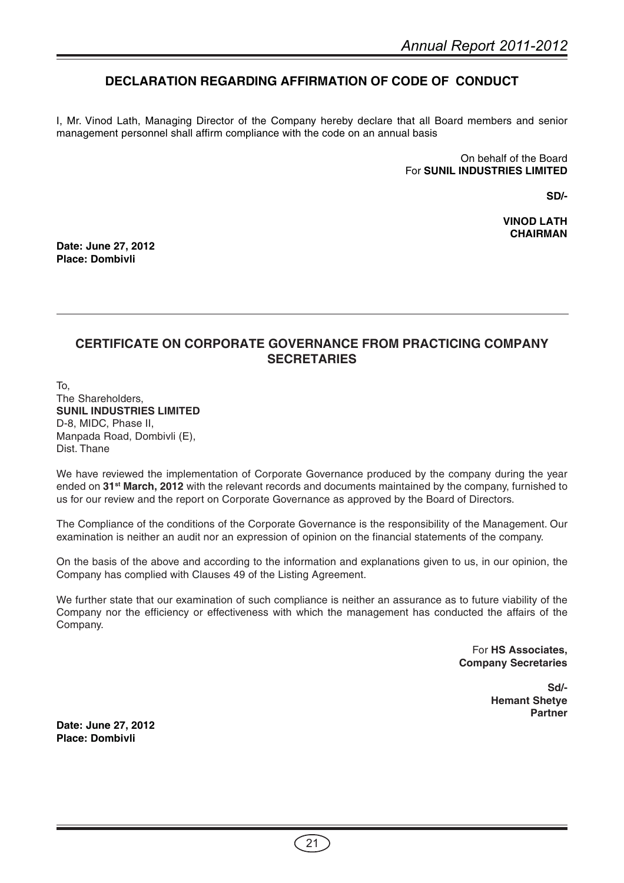## DECLARATION REGARDING AFFIRMATION OF CODE OF CONDUCT

I, Mr. Vinod Lath, Managing Director of the Company hereby declare that all Board members and senior management personnel shall affirm compliance with the code on an annual basis

On behalf of the Board
For **SUNIL INDUSTRIES LIMITED**

**SD/-**

**VINOD LATH**
**CHAIRMAN**

**Date: June 27, 2012**
**Place: Dombivli**

---

## CERTIFICATE ON CORPORATE GOVERNANCE FROM PRACTICING COMPANY SECRETARIES

To,
The Shareholders,
**SUNIL INDUSTRIES LIMITED**
D-8, MIDC, Phase II,
Manpada Road, Dombivli (E),
Dist. Thane

We have reviewed the implementation of Corporate Governance produced by the company during the year ended on **31st March, 2012** with the relevant records and documents maintained by the company, furnished to us for our review and the report on Corporate Governance as approved by the Board of Directors.

The Compliance of the conditions of the Corporate Governance is the responsibility of the Management. Our examination is neither an audit nor an expression of opinion on the financial statements of the company.

On the basis of the above and according to the information and explanations given to us, in our opinion, the Company has complied with Clauses 49 of the Listing Agreement.

We further state that our examination of such compliance is neither an assurance as to future viability of the Company nor the efficiency or effectiveness with which the management has conducted the affairs of the Company.

For **HS Associates,**
**Company Secretaries**

**Sd/-**
**Hemant Shetye**
**Partner**

**Date: June 27, 2012**
**Place: Dombivli**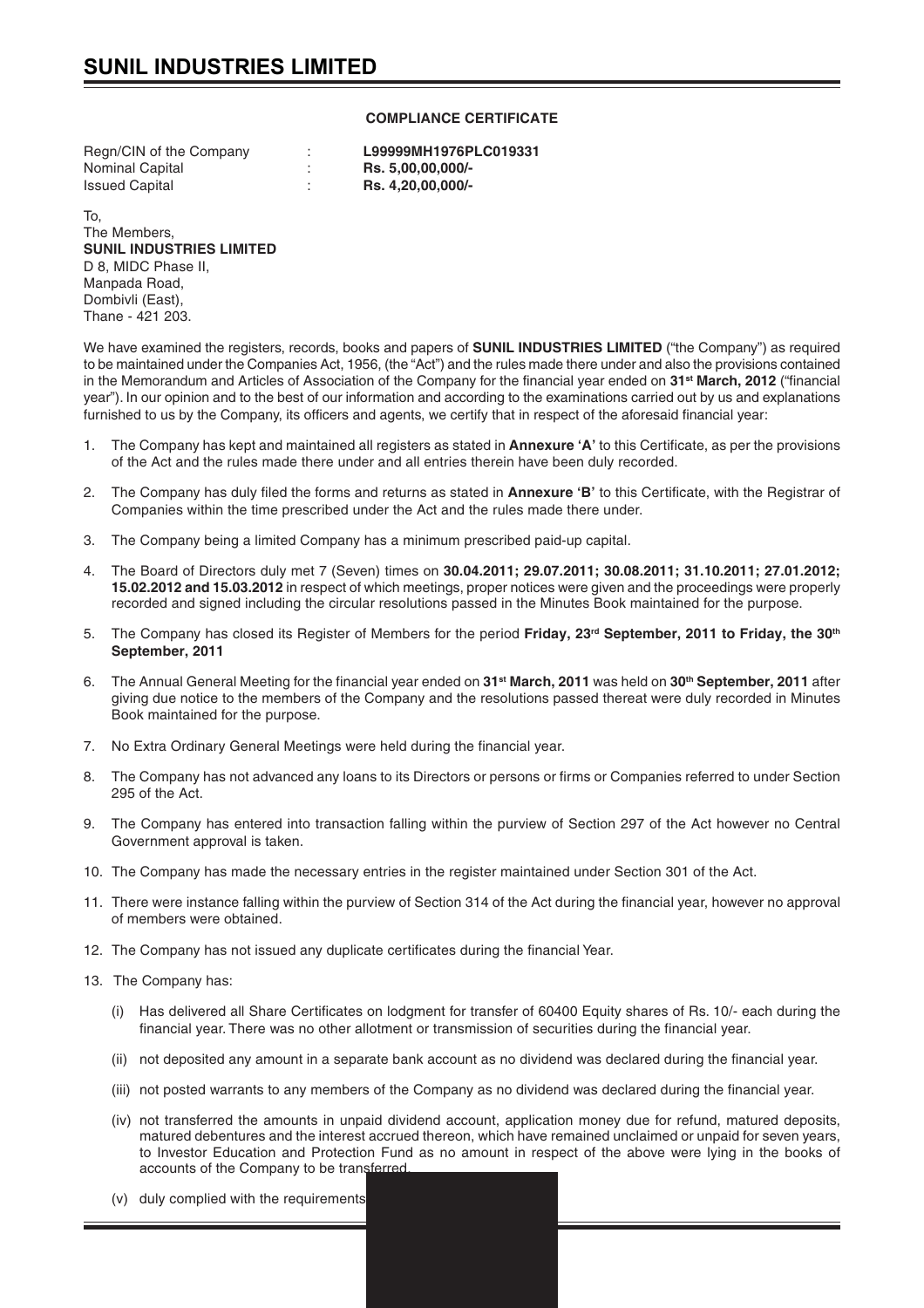## COMPLIANCE CERTIFICATE

| | | |
|---|---|---|
| Regn/CIN of the Company | : | **L99999MH1976PLC019331** |
| Nominal Capital | : | **Rs. 5,00,00,000/-** |
| Issued Capital | : | **Rs. 4,20,00,000/-** |

To,
The Members,
**SUNIL INDUSTRIES LIMITED**
D 8, MIDC Phase II,
Manpada Road,
Dombivli (East),
Thane - 421 203.

We have examined the registers, records, books and papers of **SUNIL INDUSTRIES LIMITED** ("the Company") as required to be maintained under the Companies Act, 1956, (the "Act") and the rules made there under and also the provisions contained in the Memorandum and Articles of Association of the Company for the financial year ended on **31st March, 2012** ("financial year"). In our opinion and to the best of our information and according to the examinations carried out by us and explanations furnished to us by the Company, its officers and agents, we certify that in respect of the aforesaid financial year:

1. The Company has kept and maintained all registers as stated in **Annexure 'A'** to this Certificate, as per the provisions of the Act and the rules made there under and all entries therein have been duly recorded.

2. The Company has duly filed the forms and returns as stated in **Annexure 'B'** to this Certificate, with the Registrar of Companies within the time prescribed under the Act and the rules made there under.

3. The Company being a limited Company has a minimum prescribed paid-up capital.

4. The Board of Directors duly met 7 (Seven) times on **30.04.2011; 29.07.2011; 30.08.2011; 31.10.2011; 27.01.2012; 15.02.2012 and 15.03.2012** in respect of which meetings, proper notices were given and the proceedings were properly recorded and signed including the circular resolutions passed in the Minutes Book maintained for the purpose.

5. The Company has closed its Register of Members for the period **Friday, 23rd September, 2011 to Friday, the 30th September, 2011**

6. The Annual General Meeting for the financial year ended on **31st March, 2011** was held on **30th September, 2011** after giving due notice to the members of the Company and the resolutions passed thereat were duly recorded in Minutes Book maintained for the purpose.

7. No Extra Ordinary General Meetings were held during the financial year.

8. The Company has not advanced any loans to its Directors or persons or firms or Companies referred to under Section 295 of the Act.

9. The Company has entered into transaction falling within the purview of Section 297 of the Act however no Central Government approval is taken.

10. The Company has made the necessary entries in the register maintained under Section 301 of the Act.

11. There were instance falling within the purview of Section 314 of the Act during the financial year, however no approval of members were obtained.

12. The Company has not issued any duplicate certificates during the financial Year.

13. The Company has:

    (i) Has delivered all Share Certificates on lodgment for transfer of 60400 Equity shares of Rs. 10/- each during the financial year. There was no other allotment or transmission of securities during the financial year.

    (ii) not deposited any amount in a separate bank account as no dividend was declared during the financial year.

    (iii) not posted warrants to any members of the Company as no dividend was declared during the financial year.

    (iv) not transferred the amounts in unpaid dividend account, application money due for refund, matured deposits, matured debentures and the interest accrued thereon, which have remained unclaimed or unpaid for seven years, to Investor Education and Protection Fund as no amount in respect of the above were lying in the books of accounts of the Company to be transferred.

    (v) duly complied with the requirements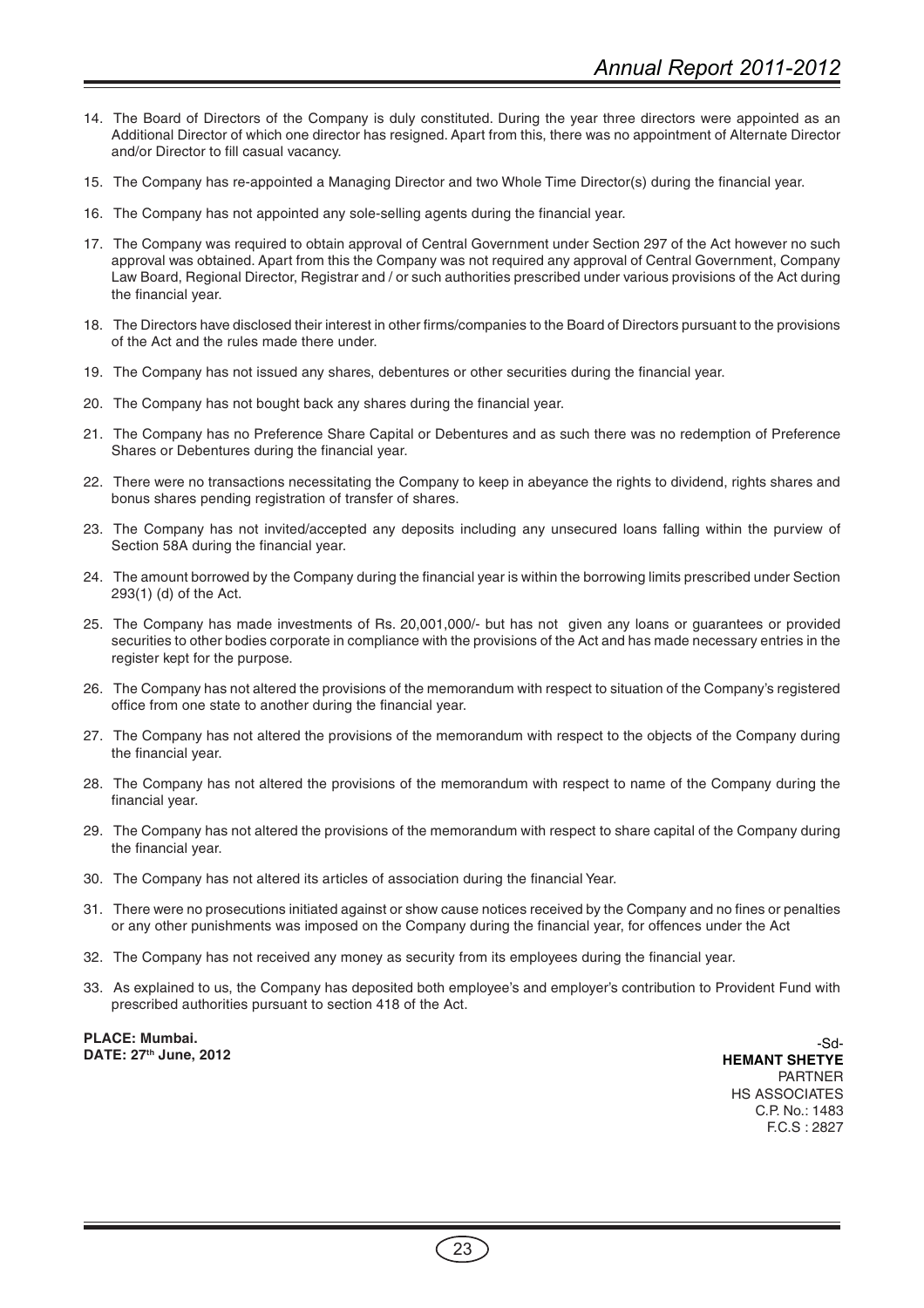14. The Board of Directors of the Company is duly constituted. During the year three directors were appointed as an Additional Director of which one director has resigned. Apart from this, there was no appointment of Alternate Director and/or Director to fill casual vacancy.

15. The Company has re-appointed a Managing Director and two Whole Time Director(s) during the financial year.

16. The Company has not appointed any sole-selling agents during the financial year.

17. The Company was required to obtain approval of Central Government under Section 297 of the Act however no such approval was obtained. Apart from this the Company was not required any approval of Central Government, Company Law Board, Regional Director, Registrar and / or such authorities prescribed under various provisions of the Act during the financial year.

18. The Directors have disclosed their interest in other firms/companies to the Board of Directors pursuant to the provisions of the Act and the rules made there under.

19. The Company has not issued any shares, debentures or other securities during the financial year.

20. The Company has not bought back any shares during the financial year.

21. The Company has no Preference Share Capital or Debentures and as such there was no redemption of Preference Shares or Debentures during the financial year.

22. There were no transactions necessitating the Company to keep in abeyance the rights to dividend, rights shares and bonus shares pending registration of transfer of shares.

23. The Company has not invited/accepted any deposits including any unsecured loans falling within the purview of Section 58A during the financial year.

24. The amount borrowed by the Company during the financial year is within the borrowing limits prescribed under Section 293(1) (d) of the Act.

25. The Company has made investments of Rs. 20,001,000/- but has not given any loans or guarantees or provided securities to other bodies corporate in compliance with the provisions of the Act and has made necessary entries in the register kept for the purpose.

26. The Company has not altered the provisions of the memorandum with respect to situation of the Company's registered office from one state to another during the financial year.

27. The Company has not altered the provisions of the memorandum with respect to the objects of the Company during the financial year.

28. The Company has not altered the provisions of the memorandum with respect to name of the Company during the financial year.

29. The Company has not altered the provisions of the memorandum with respect to share capital of the Company during the financial year.

30. The Company has not altered its articles of association during the financial Year.

31. There were no prosecutions initiated against or show cause notices received by the Company and no fines or penalties or any other punishments was imposed on the Company during the financial year, for offences under the Act

32. The Company has not received any money as security from its employees during the financial year.

33. As explained to us, the Company has deposited both employee's and employer's contribution to Provident Fund with prescribed authorities pursuant to section 418 of the Act.

**PLACE: Mumbai.**
**DATE: 27th June, 2012**

-Sd-
**HEMANT SHETYE**
PARTNER
HS ASSOCIATES
C.P. No.: 1483
F.C.S : 2827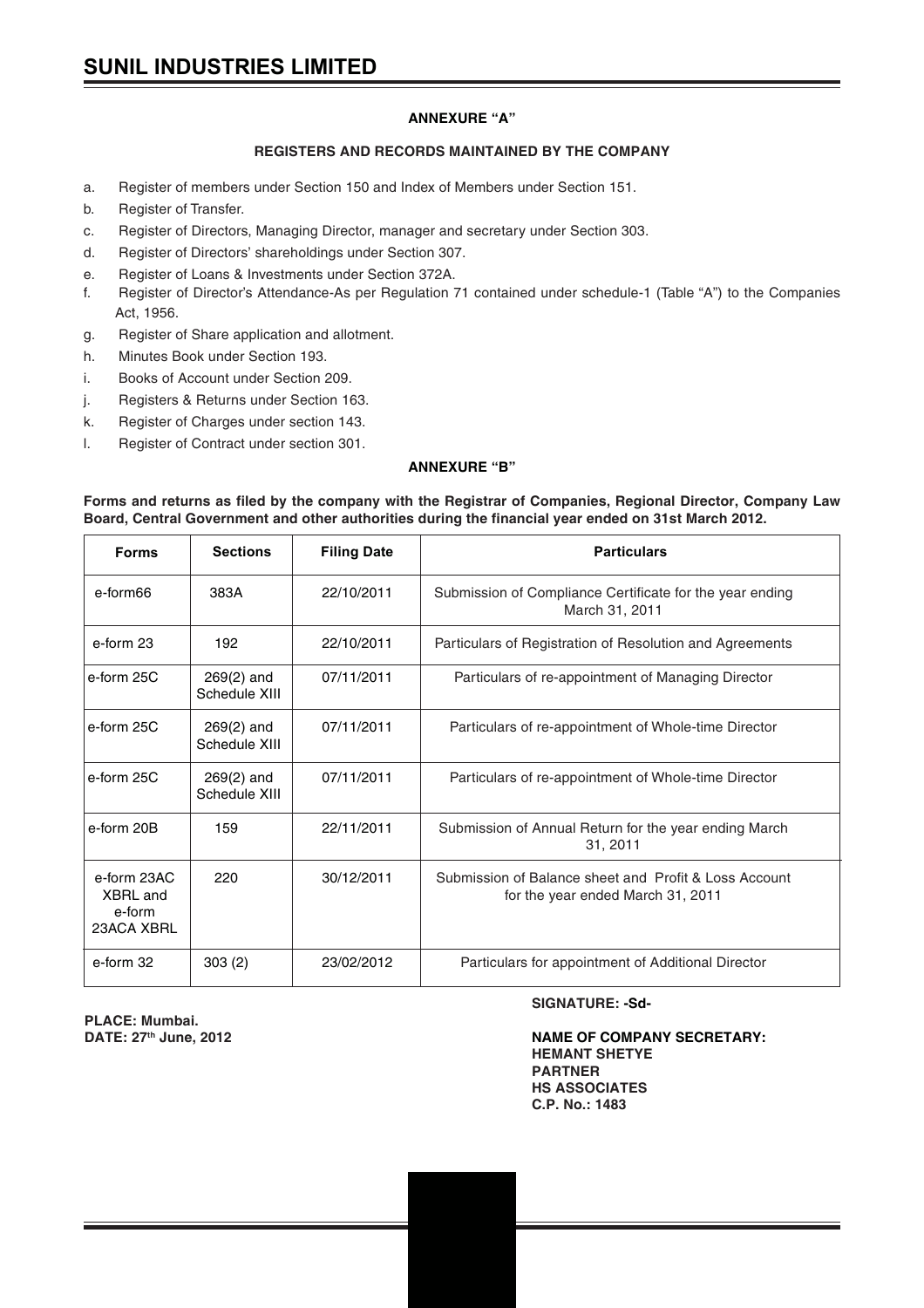## ANNEXURE "A"

### REGISTERS AND RECORDS MAINTAINED BY THE COMPANY

a. Register of members under Section 150 and Index of Members under Section 151.

b. Register of Transfer.

c. Register of Directors, Managing Director, manager and secretary under Section 303.

d. Register of Directors' shareholdings under Section 307.

e. Register of Loans & Investments under Section 372A.

f. Register of Director's Attendance-As per Regulation 71 contained under schedule-1 (Table "A") to the Companies Act, 1956.

g. Register of Share application and allotment.

h. Minutes Book under Section 193.

i. Books of Account under Section 209.

j. Registers & Returns under Section 163.

k. Register of Charges under section 143.

l. Register of Contract under section 301.

## ANNEXURE "B"

**Forms and returns as filed by the company with the Registrar of Companies, Regional Director, Company Law Board, Central Government and other authorities during the financial year ended on 31st March 2012.**

| Forms | Sections | Filing Date | Particulars |
|---|---|---|---|
| e-form66 | 383A | 22/10/2011 | Submission of Compliance Certificate for the year ending March 31, 2011 |
| e-form 23 | 192 | 22/10/2011 | Particulars of Registration of Resolution and Agreements |
| e-form 25C | 269(2) and Schedule XIII | 07/11/2011 | Particulars of re-appointment of Managing Director |
| e-form 25C | 269(2) and Schedule XIII | 07/11/2011 | Particulars of re-appointment of Whole-time Director |
| e-form 25C | 269(2) and Schedule XIII | 07/11/2011 | Particulars of re-appointment of Whole-time Director |
| e-form 20B | 159 | 22/11/2011 | Submission of Annual Return for the year ending March 31, 2011 |
| e-form 23AC XBRL and e-form 23ACA XBRL | 220 | 30/12/2011 | Submission of Balance sheet and Profit & Loss Account for the year ended March 31, 2011 |
| e-form 32 | 303 (2) | 23/02/2012 | Particulars for appointment of Additional Director |

**PLACE: Mumbai.**
**DATE: 27th June, 2012**

**SIGNATURE: -Sd-**

**NAME OF COMPANY SECRETARY:**
**HEMANT SHETYE**
**PARTNER**
**HS ASSOCIATES**
**C.P. No.: 1483**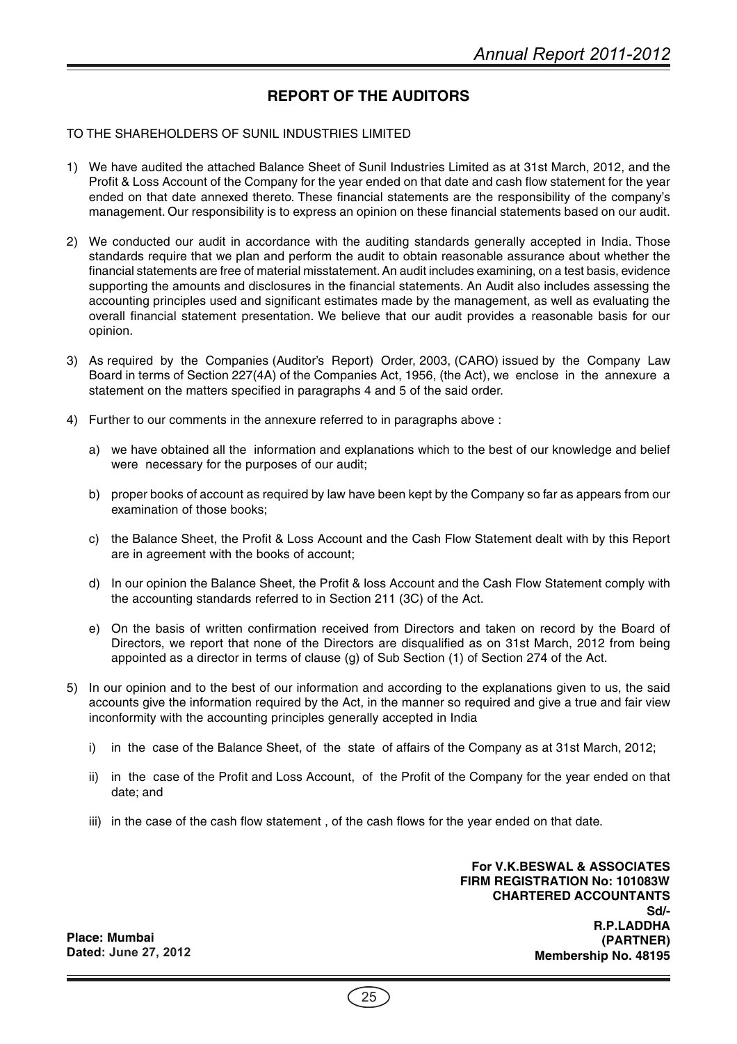## REPORT OF THE AUDITORS

TO THE SHAREHOLDERS OF SUNIL INDUSTRIES LIMITED

1) We have audited the attached Balance Sheet of Sunil Industries Limited as at 31st March, 2012, and the Profit & Loss Account of the Company for the year ended on that date and cash flow statement for the year ended on that date annexed thereto. These financial statements are the responsibility of the company's management. Our responsibility is to express an opinion on these financial statements based on our audit.

2) We conducted our audit in accordance with the auditing standards generally accepted in India. Those standards require that we plan and perform the audit to obtain reasonable assurance about whether the financial statements are free of material misstatement. An audit includes examining, on a test basis, evidence supporting the amounts and disclosures in the financial statements. An Audit also includes assessing the accounting principles used and significant estimates made by the management, as well as evaluating the overall financial statement presentation. We believe that our audit provides a reasonable basis for our opinion.

3) As required by the Companies (Auditor's Report) Order, 2003, (CARO) issued by the Company Law Board in terms of Section 227(4A) of the Companies Act, 1956, (the Act), we enclose in the annexure a statement on the matters specified in paragraphs 4 and 5 of the said order.

4) Further to our comments in the annexure referred to in paragraphs above :

   a) we have obtained all the information and explanations which to the best of our knowledge and belief were necessary for the purposes of our audit;

   b) proper books of account as required by law have been kept by the Company so far as appears from our examination of those books;

   c) the Balance Sheet, the Profit & Loss Account and the Cash Flow Statement dealt with by this Report are in agreement with the books of account;

   d) In our opinion the Balance Sheet, the Profit & loss Account and the Cash Flow Statement comply with the accounting standards referred to in Section 211 (3C) of the Act.

   e) On the basis of written confirmation received from Directors and taken on record by the Board of Directors, we report that none of the Directors are disqualified as on 31st March, 2012 from being appointed as a director in terms of clause (g) of Sub Section (1) of Section 274 of the Act.

5) In our opinion and to the best of our information and according to the explanations given to us, the said accounts give the information required by the Act, in the manner so required and give a true and fair view inconformity with the accounting principles generally accepted in India

   i) in the case of the Balance Sheet, of the state of affairs of the Company as at 31st March, 2012;

   ii) in the case of the Profit and Loss Account, of the Profit of the Company for the year ended on that date; and

   iii) in the case of the cash flow statement , of the cash flows for the year ended on that date.

**For V.K.BESWAL & ASSOCIATES**
**FIRM REGISTRATION No: 101083W**
**CHARTERED ACCOUNTANTS**
**Sd/-**
**R.P.LADDHA**
**(PARTNER)**
**Membership No. 48195**

**Place: Mumbai**
**Dated: June 27, 2012**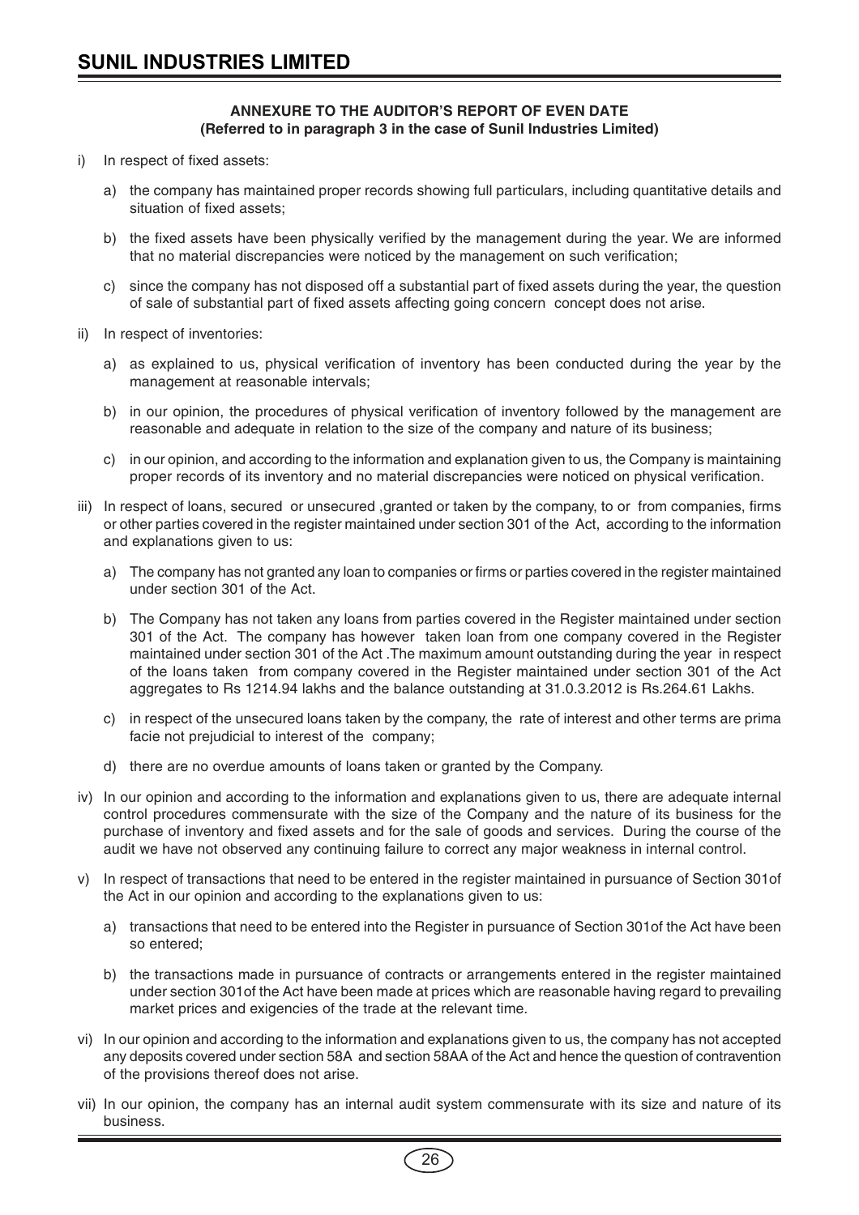### ANNEXURE TO THE AUDITOR'S REPORT OF EVEN DATE
### (Referred to in paragraph 3 in the case of Sunil Industries Limited)

i) In respect of fixed assets:

   a) the company has maintained proper records showing full particulars, including quantitative details and situation of fixed assets;

   b) the fixed assets have been physically verified by the management during the year. We are informed that no material discrepancies were noticed by the management on such verification;

   c) since the company has not disposed off a substantial part of fixed assets during the year, the question of sale of substantial part of fixed assets affecting going concern concept does not arise.

ii) In respect of inventories:

   a) as explained to us, physical verification of inventory has been conducted during the year by the management at reasonable intervals;

   b) in our opinion, the procedures of physical verification of inventory followed by the management are reasonable and adequate in relation to the size of the company and nature of its business;

   c) in our opinion, and according to the information and explanation given to us, the Company is maintaining proper records of its inventory and no material discrepancies were noticed on physical verification.

iii) In respect of loans, secured or unsecured ,granted or taken by the company, to or from companies, firms or other parties covered in the register maintained under section 301 of the Act, according to the information and explanations given to us:

   a) The company has not granted any loan to companies or firms or parties covered in the register maintained under section 301 of the Act.

   b) The Company has not taken any loans from parties covered in the Register maintained under section 301 of the Act. The company has however taken loan from one company covered in the Register maintained under section 301 of the Act .The maximum amount outstanding during the year in respect of the loans taken from company covered in the Register maintained under section 301 of the Act aggregates to Rs 1214.94 lakhs and the balance outstanding at 31.0.3.2012 is Rs.264.61 Lakhs.

   c) in respect of the unsecured loans taken by the company, the rate of interest and other terms are prima facie not prejudicial to interest of the company;

   d) there are no overdue amounts of loans taken or granted by the Company.

iv) In our opinion and according to the information and explanations given to us, there are adequate internal control procedures commensurate with the size of the Company and the nature of its business for the purchase of inventory and fixed assets and for the sale of goods and services. During the course of the audit we have not observed any continuing failure to correct any major weakness in internal control.

v) In respect of transactions that need to be entered in the register maintained in pursuance of Section 301of the Act in our opinion and according to the explanations given to us:

   a) transactions that need to be entered into the Register in pursuance of Section 301of the Act have been so entered;

   b) the transactions made in pursuance of contracts or arrangements entered in the register maintained under section 301of the Act have been made at prices which are reasonable having regard to prevailing market prices and exigencies of the trade at the relevant time.

vi) In our opinion and according to the information and explanations given to us, the company has not accepted any deposits covered under section 58A and section 58AA of the Act and hence the question of contravention of the provisions thereof does not arise.

vii) In our opinion, the company has an internal audit system commensurate with its size and nature of its business.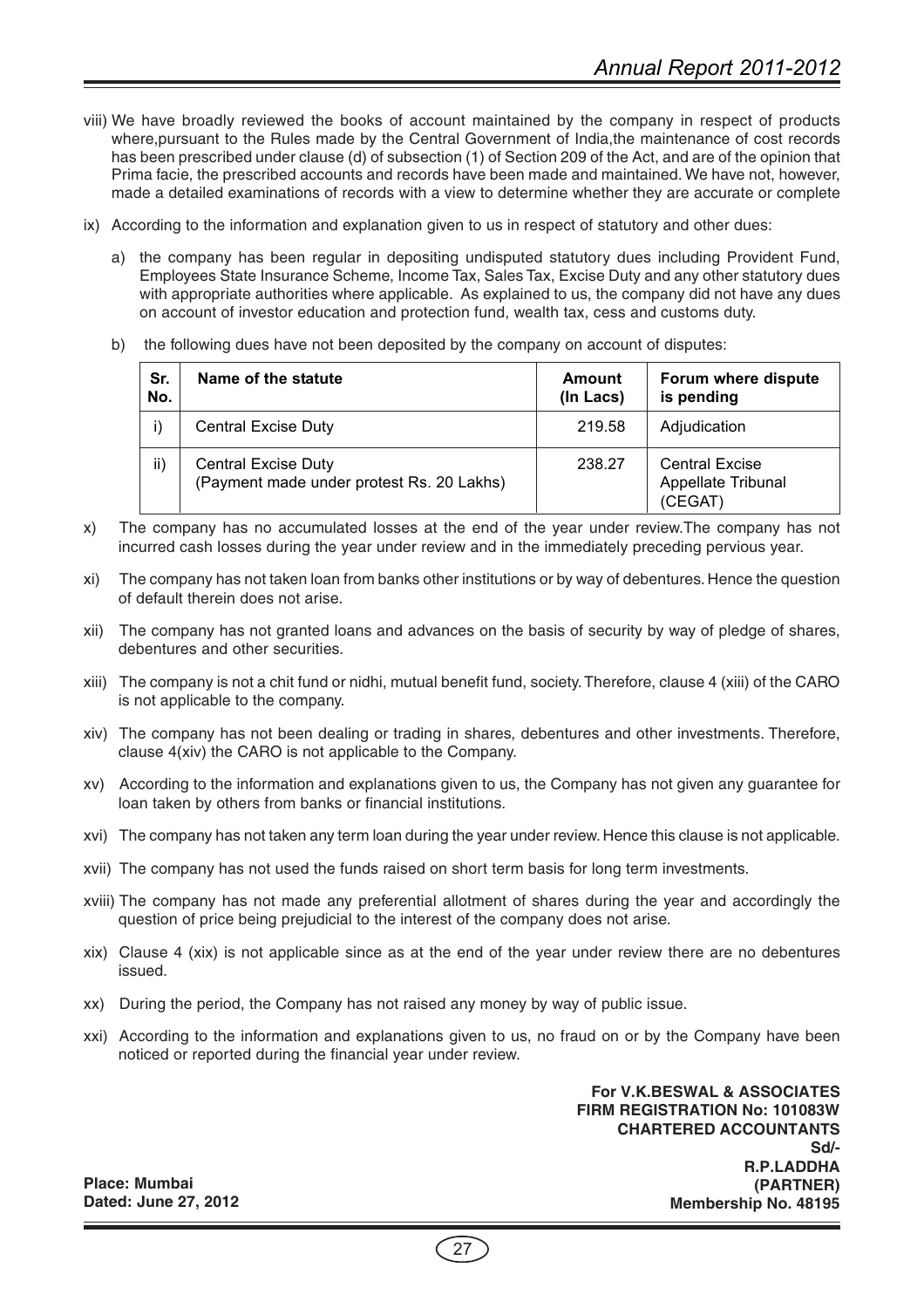viii) We have broadly reviewed the books of account maintained by the company in respect of products where,pursuant to the Rules made by the Central Government of India,the maintenance of cost records has been prescribed under clause (d) of subsection (1) of Section 209 of the Act, and are of the opinion that Prima facie, the prescribed accounts and records have been made and maintained. We have not, however, made a detailed examinations of records with a view to determine whether they are accurate or complete

ix) According to the information and explanation given to us in respect of statutory and other dues:

a) the company has been regular in depositing undisputed statutory dues including Provident Fund, Employees State Insurance Scheme, Income Tax, Sales Tax, Excise Duty and any other statutory dues with appropriate authorities where applicable. As explained to us, the company did not have any dues on account of investor education and protection fund, wealth tax, cess and customs duty.

b) the following dues have not been deposited by the company on account of disputes:

| Sr. No. | Name of the statute | Amount (In Lacs) | Forum where dispute is pending |
|---|---|---|---|
| i) | Central Excise Duty | 219.58 | Adjudication |
| ii) | Central Excise Duty (Payment made under protest Rs. 20 Lakhs) | 238.27 | Central Excise Appellate Tribunal (CEGAT) |

x) The company has no accumulated losses at the end of the year under review.The company has not incurred cash losses during the year under review and in the immediately preceding pervious year.

xi) The company has not taken loan from banks other institutions or by way of debentures. Hence the question of default therein does not arise.

xii) The company has not granted loans and advances on the basis of security by way of pledge of shares, debentures and other securities.

xiii) The company is not a chit fund or nidhi, mutual benefit fund, society. Therefore, clause 4 (xiii) of the CARO is not applicable to the company.

xiv) The company has not been dealing or trading in shares, debentures and other investments. Therefore, clause 4(xiv) the CARO is not applicable to the Company.

xv) According to the information and explanations given to us, the Company has not given any guarantee for loan taken by others from banks or financial institutions.

xvi) The company has not taken any term loan during the year under review. Hence this clause is not applicable.

xvii) The company has not used the funds raised on short term basis for long term investments.

xviii) The company has not made any preferential allotment of shares during the year and accordingly the question of price being prejudicial to the interest of the company does not arise.

xix) Clause 4 (xix) is not applicable since as at the end of the year under review there are no debentures issued.

xx) During the period, the Company has not raised any money by way of public issue.

xxi) According to the information and explanations given to us, no fraud on or by the Company have been noticed or reported during the financial year under review.

**For V.K.BESWAL & ASSOCIATES**
**FIRM REGISTRATION No: 101083W**
**CHARTERED ACCOUNTANTS**
**Sd/-**
**R.P.LADDHA**
**(PARTNER)**
**Membership No. 48195**

**Place: Mumbai**
**Dated: June 27, 2012**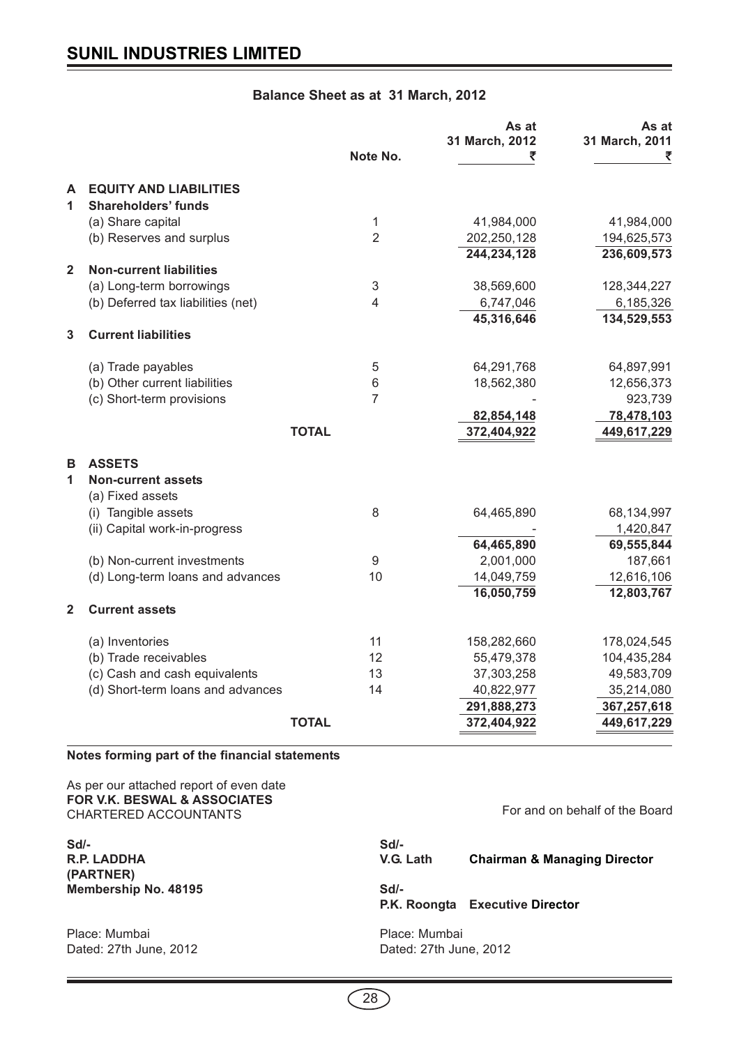# SUNIL INDUSTRIES LIMITED

## Balance Sheet as at 31 March, 2012

| | | Note No. | As at 31 March, 2012 ₹ | As at 31 March, 2011 ₹ |
|---|---|---|---|---|
| **A** | **EQUITY AND LIABILITIES** | | | |
| **1** | **Shareholders' funds** | | | |
| | (a) Share capital | 1 | 41,984,000 | 41,984,000 |
| | (b) Reserves and surplus | 2 | 202,250,128 | 194,625,573 |
| | | | **244,234,128** | **236,609,573** |
| **2** | **Non-current liabilities** | | | |
| | (a) Long-term borrowings | 3 | 38,569,600 | 128,344,227 |
| | (b) Deferred tax liabilities (net) | 4 | 6,747,046 | 6,185,326 |
| | | | **45,316,646** | **134,529,553** |
| **3** | **Current liabilities** | | | |
| | (a) Trade payables | 5 | 64,291,768 | 64,897,991 |
| | (b) Other current liabilities | 6 | 18,562,380 | 12,656,373 |
| | (c) Short-term provisions | 7 | - | 923,739 |
| | | | **82,854,148** | **78,478,103** |
| | **TOTAL** | | **372,404,922** | **449,617,229** |
| **B** | **ASSETS** | | | |
| **1** | **Non-current assets** | | | |
| | (a) Fixed assets | | | |
| | (i) Tangible assets | 8 | 64,465,890 | 68,134,997 |
| | (ii) Capital work-in-progress | | - | 1,420,847 |
| | | | **64,465,890** | **69,555,844** |
| | (b) Non-current investments | 9 | 2,001,000 | 187,661 |
| | (d) Long-term loans and advances | 10 | 14,049,759 | 12,616,106 |
| | | | **16,050,759** | **12,803,767** |
| **2** | **Current assets** | | | |
| | (a) Inventories | 11 | 158,282,660 | 178,024,545 |
| | (b) Trade receivables | 12 | 55,479,378 | 104,435,284 |
| | (c) Cash and cash equivalents | 13 | 37,303,258 | 49,583,709 |
| | (d) Short-term loans and advances | 14 | 40,822,977 | 35,214,080 |
| | | | **291,888,273** | **367,257,618** |
| | **TOTAL** | | **372,404,922** | **449,617,229** |

**Notes forming part of the financial statements**

As per our attached report of even date
**FOR V.K. BESWAL & ASSOCIATES**
CHARTERED ACCOUNTANTS

For and on behalf of the Board

**Sd/-**
**R.P. LADDHA**
**(PARTNER)**
**Membership No. 48195**

**Sd/-**
**V.G. Lath** **Chairman & Managing Director**

**Sd/-**
**P.K. Roongta** **Executive Director**

Place: Mumbai
Dated: 27th June, 2012

Place: Mumbai
Dated: 27th June, 2012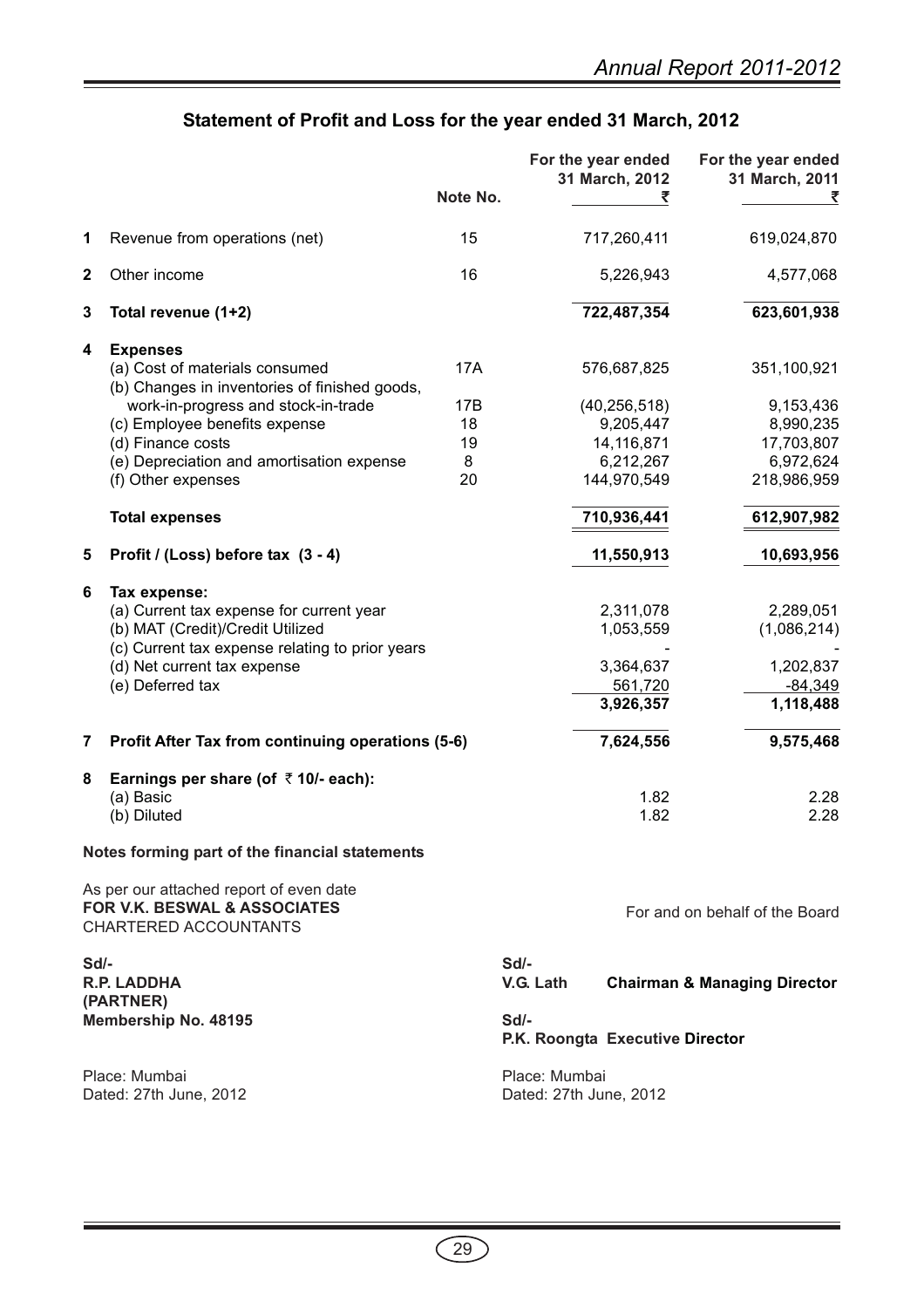## Statement of Profit and Loss for the year ended 31 March, 2012

| | | Note No. | For the year ended 31 March, 2012 ₹ | For the year ended 31 March, 2011 ₹ |
|---|---|---|---|---|
| **1** | Revenue from operations (net) | 15 | 717,260,411 | 619,024,870 |
| **2** | Other income | 16 | 5,226,943 | 4,577,068 |
| **3** | **Total revenue (1+2)** | | **722,487,354** | **623,601,938** |
| **4** | **Expenses** | | | |
| | (a) Cost of materials consumed | 17A | 576,687,825 | 351,100,921 |
| | (b) Changes in inventories of finished goods, work-in-progress and stock-in-trade | 17B | (40,256,518) | 9,153,436 |
| | (c) Employee benefits expense | 18 | 9,205,447 | 8,990,235 |
| | (d) Finance costs | 19 | 14,116,871 | 17,703,807 |
| | (e) Depreciation and amortisation expense | 8 | 6,212,267 | 6,972,624 |
| | (f) Other expenses | 20 | 144,970,549 | 218,986,959 |
| | **Total expenses** | | **710,936,441** | **612,907,982** |
| **5** | **Profit / (Loss) before tax (3 - 4)** | | **11,550,913** | **10,693,956** |
| **6** | **Tax expense:** | | | |
| | (a) Current tax expense for current year | | 2,311,078 | 2,289,051 |
| | (b) MAT (Credit)/Credit Utilized | | 1,053,559 | (1,086,214) |
| | (c) Current tax expense relating to prior years | | - | - |
| | (d) Net current tax expense | | 3,364,637 | 1,202,837 |
| | (e) Deferred tax | | 561,720 | -84,349 |
| | | | **3,926,357** | **1,118,488** |
| **7** | **Profit After Tax from continuing operations (5-6)** | | **7,624,556** | **9,575,468** |
| **8** | **Earnings per share (of ₹ 10/- each):** | | | |
| | (a) Basic | | 1.82 | 2.28 |
| | (b) Diluted | | 1.82 | 2.28 |

**Notes forming part of the financial statements**

As per our attached report of even date
**FOR V.K. BESWAL & ASSOCIATES**
CHARTERED ACCOUNTANTS

For and on behalf of the Board

**Sd/-**
**R.P. LADDHA**
**(PARTNER)**
**Membership No. 48195**

Place: Mumbai
Dated: 27th June, 2012

**Sd/-**
**V.G. Lath** **Chairman & Managing Director**

**Sd/-**
**P.K. Roongta Executive Director**

Place: Mumbai
Dated: 27th June, 2012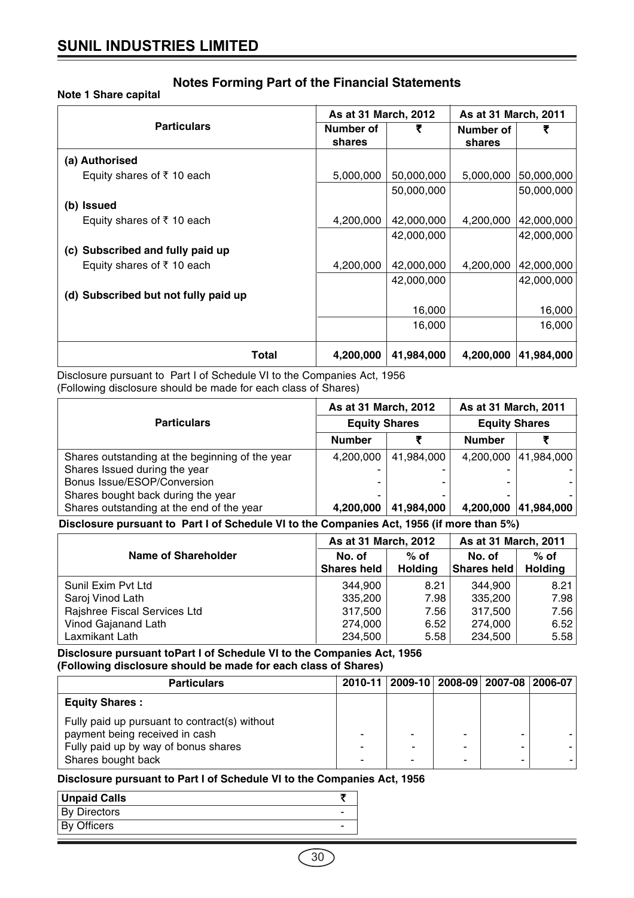## SUNIL INDUSTRIES LIMITED

# Notes Forming Part of the Financial Statements

**Note 1 Share capital**

| Particulars | As at 31 March, 2012 | | As at 31 March, 2011 | |
|---|---|---|---|---|
| | Number of shares | ₹ | Number of shares | ₹ |
| **(a) Authorised** | | | | |
| Equity shares of ₹ 10 each | 5,000,000 | 50,000,000 | 5,000,000 | 50,000,000 |
| | | 50,000,000 | | 50,000,000 |
| **(b) Issued** | | | | |
| Equity shares of ₹ 10 each | 4,200,000 | 42,000,000 | 4,200,000 | 42,000,000 |
| | | 42,000,000 | | 42,000,000 |
| **(c) Subscribed and fully paid up** | | | | |
| Equity shares of ₹ 10 each | 4,200,000 | 42,000,000 | 4,200,000 | 42,000,000 |
| | | 42,000,000 | | 42,000,000 |
| **(d) Subscribed but not fully paid up** | | | | |
| | | 16,000 | | 16,000 |
| | | 16,000 | | 16,000 |
| **Total** | **4,200,000** | **41,984,000** | **4,200,000** | **41,984,000** |

Disclosure pursuant to Part I of Schedule VI to the Companies Act, 1956
(Following disclosure should be made for each class of Shares)

| Particulars | As at 31 March, 2012 | | As at 31 March, 2011 | |
|---|---|---|---|---|
| | Equity Shares | | Equity Shares | |
| | Number | ₹ | Number | ₹ |
| Shares outstanding at the beginning of the year | 4,200,000 | 41,984,000 | 4,200,000 | 41,984,000 |
| Shares Issued during the year | - | - | - | - |
| Bonus Issue/ESOP/Conversion | - | - | - | - |
| Shares bought back during the year | - | - | - | - |
| Shares outstanding at the end of the year | **4,200,000** | **41,984,000** | **4,200,000** | **41,984,000** |

**Disclosure pursuant to Part I of Schedule VI to the Companies Act, 1956 (if more than 5%)**

| Name of Shareholder | As at 31 March, 2012 | | As at 31 March, 2011 | |
|---|---|---|---|---|
| | No. of Shares held | % of Holding | No. of Shares held | % of Holding |
| Sunil Exim Pvt Ltd | 344,900 | 8.21 | 344,900 | 8.21 |
| Saroj Vinod Lath | 335,200 | 7.98 | 335,200 | 7.98 |
| Rajshree Fiscal Services Ltd | 317,500 | 7.56 | 317,500 | 7.56 |
| Vinod Gajanand Lath | 274,000 | 6.52 | 274,000 | 6.52 |
| Laxmikant Lath | 234,500 | 5.58 | 234,500 | 5.58 |

**Disclosure pursuant toPart I of Schedule VI to the Companies Act, 1956**
**(Following disclosure should be made for each class of Shares)**

| Particulars | 2010-11 | 2009-10 | 2008-09 | 2007-08 | 2006-07 |
|---|---|---|---|---|---|
| **Equity Shares :** | | | | | |
| Fully paid up pursuant to contract(s) without payment being received in cash | - | - | - | - | - |
| Fully paid up by way of bonus shares | - | - | - | - | - |
| Shares bought back | - | - | - | - | - |

**Disclosure pursuant to Part I of Schedule VI to the Companies Act, 1956**

| Unpaid Calls | ₹ |
|---|---|
| By Directors | - |
| By Officers | - |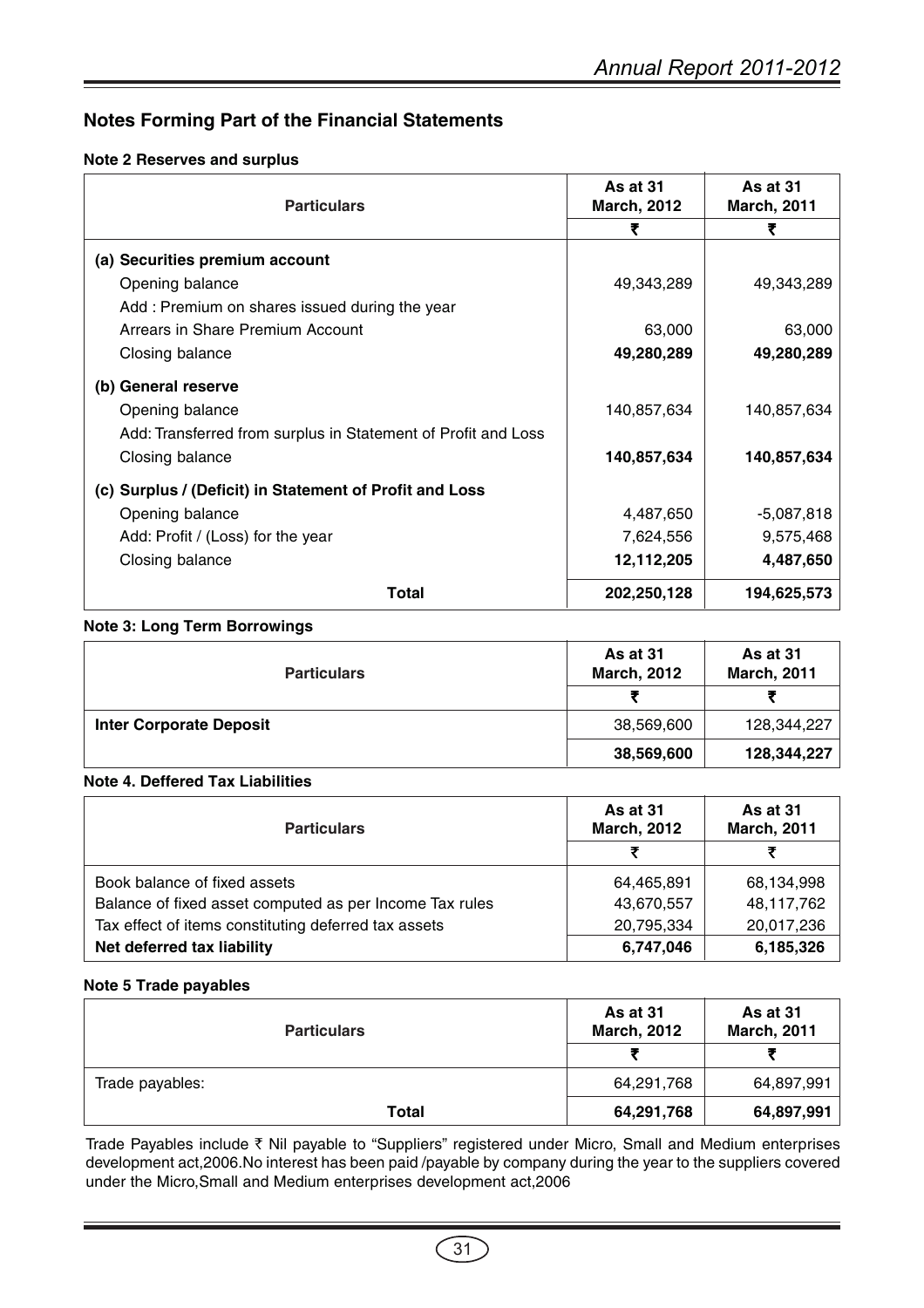## Notes Forming Part of the Financial Statements

### Note 2 Reserves and surplus

| Particulars | As at 31 March, 2012 | As at 31 March, 2011 |
|---|---|---|
| | ₹ | ₹ |
| **(a) Securities premium account** | | |
| Opening balance | 49,343,289 | 49,343,289 |
| Add : Premium on shares issued during the year | | |
| Arrears in Share Premium Account | 63,000 | 63,000 |
| Closing balance | **49,280,289** | **49,280,289** |
| **(b) General reserve** | | |
| Opening balance | 140,857,634 | 140,857,634 |
| Add: Transferred from surplus in Statement of Profit and Loss | | |
| Closing balance | **140,857,634** | **140,857,634** |
| **(c) Surplus / (Deficit) in Statement of Profit and Loss** | | |
| Opening balance | 4,487,650 | -5,087,818 |
| Add: Profit / (Loss) for the year | 7,624,556 | 9,575,468 |
| Closing balance | **12,112,205** | **4,487,650** |
| **Total** | **202,250,128** | **194,625,573** |

### Note 3: Long Term Borrowings

| Particulars | As at 31 March, 2012 | As at 31 March, 2011 |
|---|---|---|
| | ₹ | ₹ |
| **Inter Corporate Deposit** | 38,569,600 | 128,344,227 |
| | **38,569,600** | **128,344,227** |

### Note 4. Deffered Tax Liabilities

| Particulars | As at 31 March, 2012 | As at 31 March, 2011 |
|---|---|---|
| | ₹ | ₹ |
| Book balance of fixed assets | 64,465,891 | 68,134,998 |
| Balance of fixed asset computed as per Income Tax rules | 43,670,557 | 48,117,762 |
| Tax effect of items constituting deferred tax assets | 20,795,334 | 20,017,236 |
| **Net deferred tax liability** | **6,747,046** | **6,185,326** |

### Note 5 Trade payables

| Particulars | As at 31 March, 2012 | As at 31 March, 2011 |
|---|---|---|
| | ₹ | ₹ |
| Trade payables: | 64,291,768 | 64,897,991 |
| **Total** | **64,291,768** | **64,897,991** |

Trade Payables include ₹ Nil payable to "Suppliers" registered under Micro, Small and Medium enterprises development act,2006.No interest has been paid /payable by company during the year to the suppliers covered under the Micro,Small and Medium enterprises development act,2006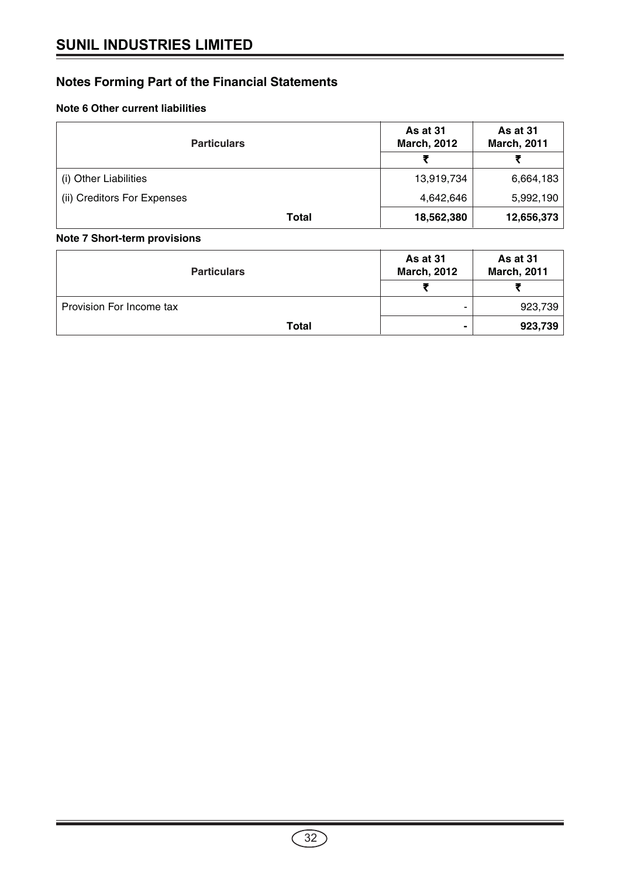## Notes Forming Part of the Financial Statements

### Note 6 Other current liabilities

| Particulars | As at 31 March, 2012 | As at 31 March, 2011 |
|---|---|---|
| | ₹ | ₹ |
| (i) Other Liabilities | 13,919,734 | 6,664,183 |
| (ii) Creditors For Expenses | 4,642,646 | 5,992,190 |
| **Total** | **18,562,380** | **12,656,373** |

### Note 7 Short-term provisions

| Particulars | As at 31 March, 2012 | As at 31 March, 2011 |
|---|---|---|
| | ₹ | ₹ |
| Provision For Income tax | - | 923,739 |
| **Total** | **-** | **923,739** |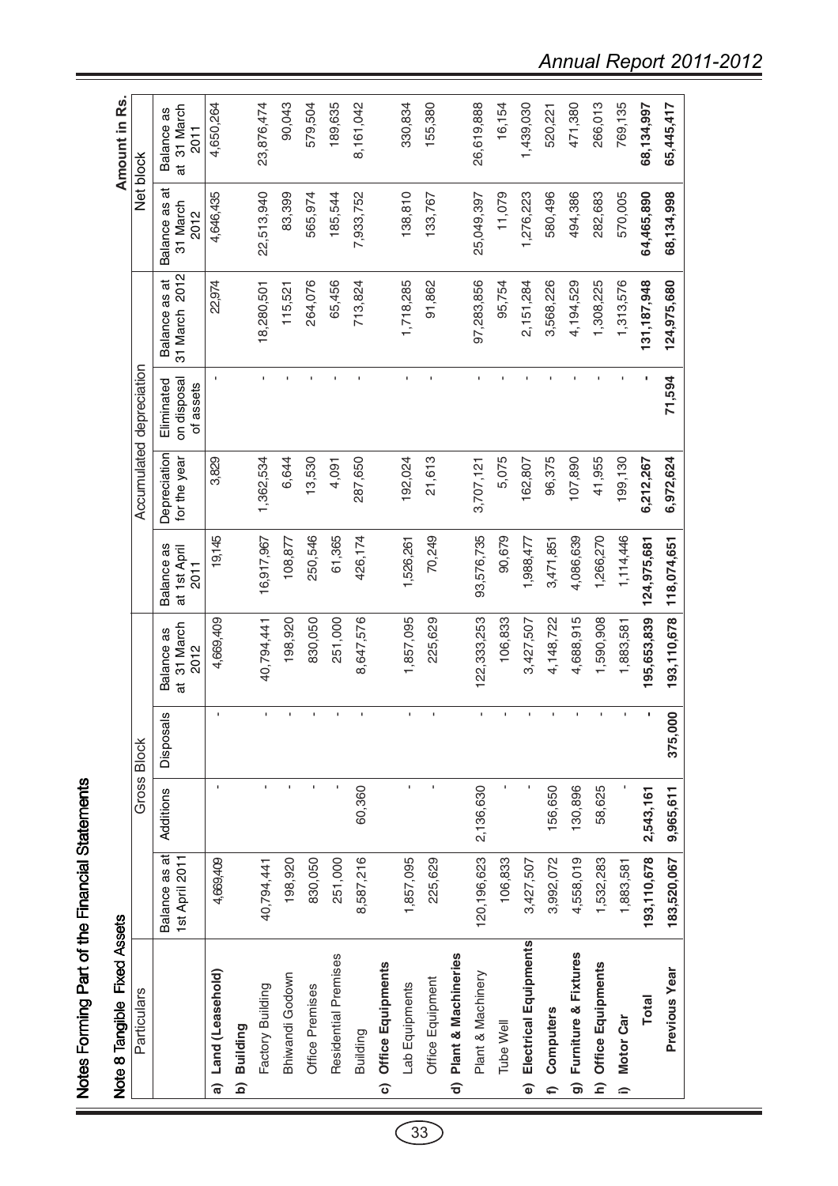## Notes Forming Part of the Financial Statements

### Note 8 Tangible Fixed Assets

**Amount in Rs.**

| Particulars | Gross Block | | | | Accumulated depreciation | | | | Net block | |
|---|---|---|---|---|---|---|---|---|---|---|
| | Balance as at 1st April 2011 | Additions | Disposals | Balance as at 31 March 2012 | Balance as at 1st April 2011 | Depreciation for the year | Eliminated on disposal of assets | Balance as at 31 March 2012 | Balance as at 31 March 2012 | Balance as at 31 March 2011 |
| **a) Land (Leasehold)** | 4,669,409 | - | - | 4,669,409 | 19,145 | 3,829 | - | 22,974 | 4,646,435 | 4,650,264 |
| **b) Building** | | | | | | | | | | |
| Factory Building | 40,794,441 | - | - | 40,794,441 | 16,917,967 | 1,362,534 | - | 18,280,501 | 22,513,940 | 23,876,474 |
| Bhiwandi Godown | 198,920 | - | - | 198,920 | 108,877 | 6,644 | - | 115,521 | 83,399 | 90,043 |
| Office Premises | 830,050 | - | - | 830,050 | 250,546 | 13,530 | - | 264,076 | 565,974 | 579,504 |
| Residential Premises | 251,000 | - | - | 251,000 | 61,365 | 4,091 | - | 65,456 | 185,544 | 189,635 |
| Building | 8,587,216 | 60,360 | - | 8,647,576 | 426,174 | 287,650 | - | 713,824 | 7,933,752 | 8,161,042 |
| **c) Office Equipments** | | | | | | | | | | |
| Lab Equipments | 1,857,095 | - | - | 1,857,095 | 1,526,261 | 192,024 | - | 1,718,285 | 138,810 | 330,834 |
| Office Equipment | 225,629 | - | - | 225,629 | 70,249 | 21,613 | - | 91,862 | 133,767 | 155,380 |
| **d) Plant & Machineries** | | | | | | | | | | |
| Plant & Machinery | 120,196,623 | 2,136,630 | - | 122,333,253 | 93,576,735 | 3,707,121 | - | 97,283,856 | 25,049,397 | 26,619,888 |
| Tube Well | 106,833 | - | - | 106,833 | 90,679 | 5,075 | - | 95,754 | 11,079 | 16,154 |
| **e) Electrical Equipments** | 3,427,507 | - | - | 3,427,507 | 1,988,477 | 162,807 | - | 2,151,284 | 1,276,223 | 1,439,030 |
| **f) Computers** | 3,992,072 | 156,650 | - | 4,148,722 | 3,471,851 | 96,375 | - | 3,568,226 | 580,496 | 520,221 |
| **g) Furniture & Fixtures** | 4,558,019 | 130,896 | - | 4,688,915 | 4,086,639 | 107,890 | - | 4,194,529 | 494,386 | 471,380 |
| **h) Office Equipments** | 1,532,283 | 58,625 | - | 1,590,908 | 1,266,270 | 41,955 | - | 1,308,225 | 282,683 | 266,013 |
| **i) Motor Car** | 1,883,581 | - | - | 1,883,581 | 1,114,446 | 199,130 | - | 1,313,576 | 570,005 | 769,135 |
| **Total** | **193,110,678** | **2,543,161** | **-** | **195,653,839** | **124,975,681** | **6,212,267** | **-** | **131,187,948** | **64,465,890** | **68,134,997** |
| **Previous Year** | **183,520,067** | **9,965,611** | **375,000** | **193,110,678** | **118,074,651** | **6,972,624** | **71,594** | **124,975,680** | **68,134,998** | **65,445,417** |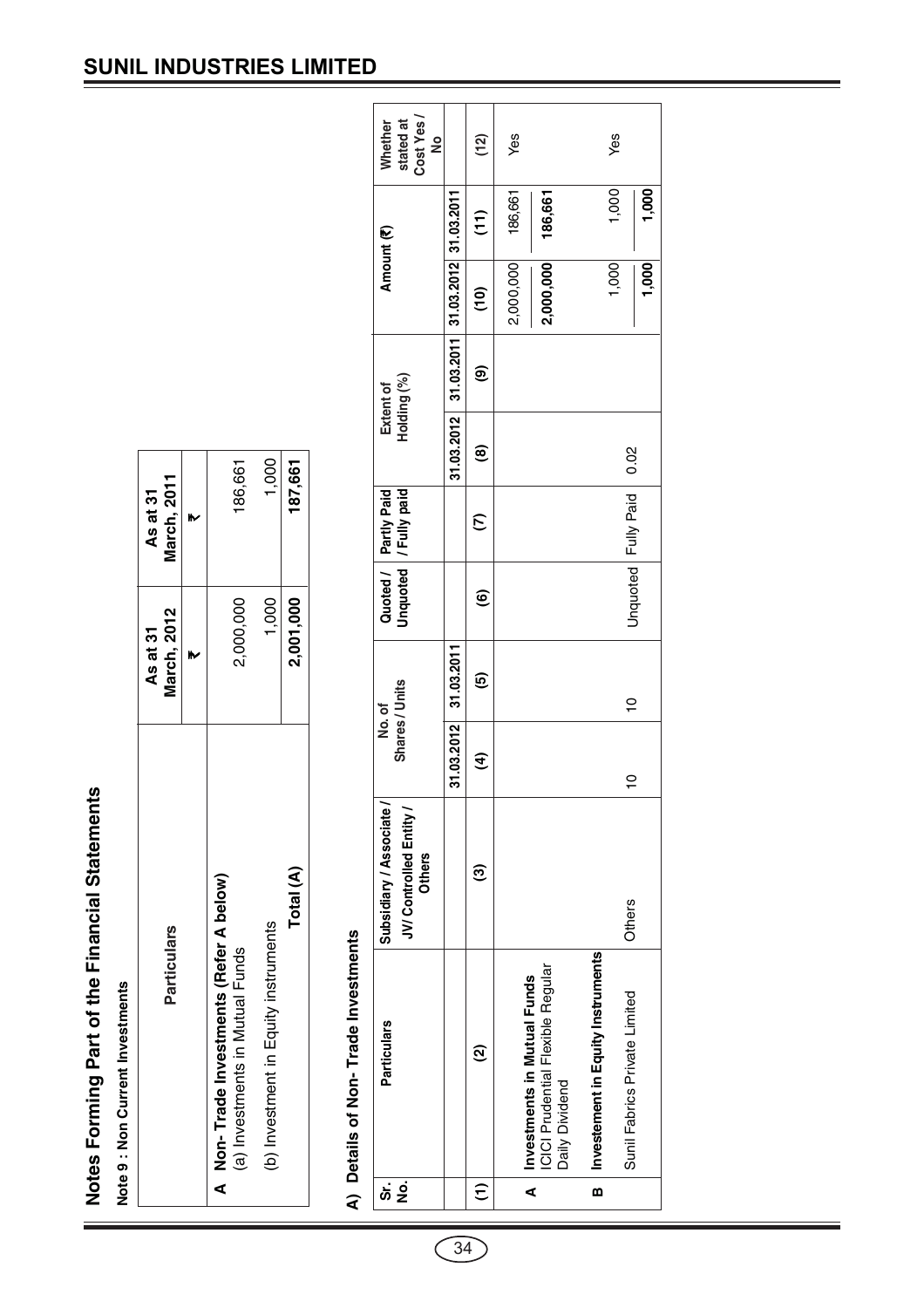## Notes Forming Part of the Financial Statements

**Note 9 : Non Current Investments**

| Particulars | As at 31 March, 2012 | As at 31 March, 2011 |
|---|---|---|
| | ₹ | ₹ |
| **A Non- Trade Investments (Refer A below)** | | |
| (a) Investments in Mutual Funds | 2,000,000 | 186,661 |
| (b) Investment in Equity instruments | 1,000 | 1,000 |
| **Total (A)** | **2,001,000** | **187,661** |

### A) Details of Non- Trade Investments

| Sr. No. | Particulars | Subsidiary / Associate / JV/ Controlled Entity / Others | No. of Shares / Units | | Quoted / Unquoted | Partly Paid / Fully paid | Extent of Holding (%) | | Amount (₹) | | Whether stated at Cost Yes / No |
|---|---|---|---|---|---|---|---|---|---|---|---|
| | | | 31.03.2012 | 31.03.2011 | | | 31.03.2012 | 31.03.2011 | 31.03.2012 | 31.03.2011 | |
| (1) | (2) | (3) | (4) | (5) | (6) | (7) | (8) | (9) | (10) | (11) | (12) |
| **A** | **Investments in Mutual Funds** | | | | | | | | | | |
| | ICICI Prudential Flexible Regular Daily Dividend | | | | | | | | 2,000,000 | 186,661 | Yes |
| | | | | | | | | | **2,000,000** | **186,661** | |
| **B** | **Investement in Equity Instruments** | | | | | | | | | | |
| | Sunil Fabrics Private Limited | Others | 10 | 10 | Unquoted | Fully Paid | 0.02 | | 1,000 | 1,000 | Yes |
| | | | | | | | | | **1,000** | **1,000** | |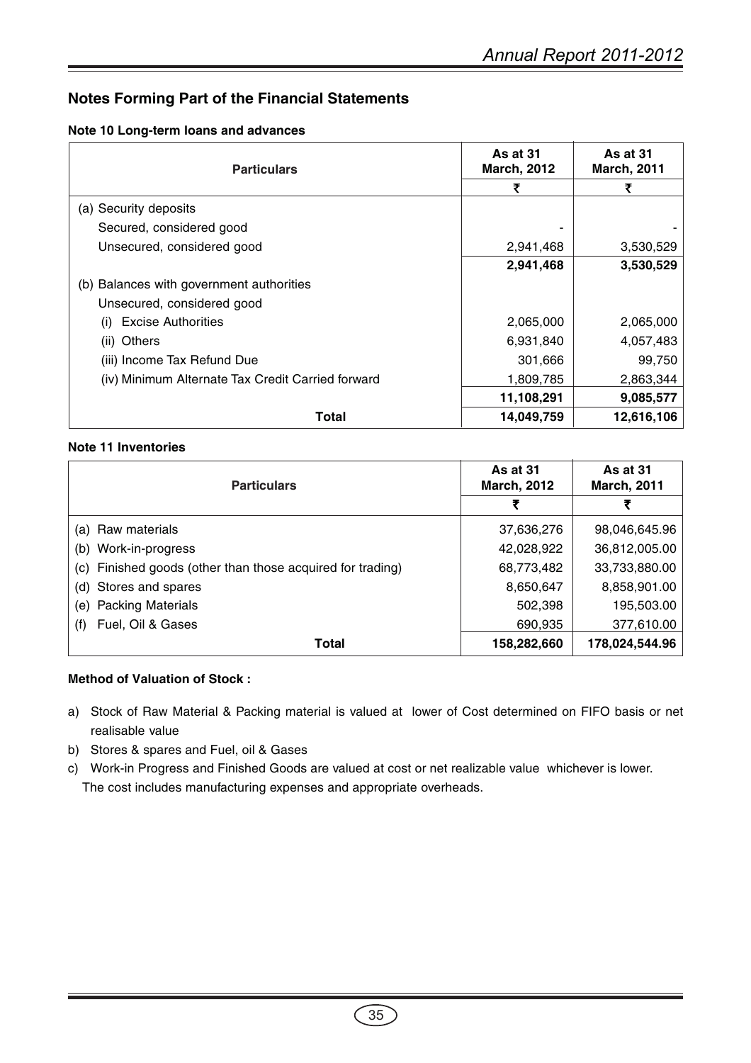## Notes Forming Part of the Financial Statements

### Note 10 Long-term loans and advances

| Particulars | As at 31 March, 2012 | As at 31 March, 2011 |
|---|---|---|
| | ₹ | ₹ |
| (a) Security deposits | | |
| Secured, considered good | - | - |
| Unsecured, considered good | 2,941,468 | 3,530,529 |
| | **2,941,468** | **3,530,529** |
| (b) Balances with government authorities | | |
| Unsecured, considered good | | |
| (i) Excise Authorities | 2,065,000 | 2,065,000 |
| (ii) Others | 6,931,840 | 4,057,483 |
| (iii) Income Tax Refund Due | 301,666 | 99,750 |
| (iv) Minimum Alternate Tax Credit Carried forward | 1,809,785 | 2,863,344 |
| | **11,108,291** | **9,085,577** |
| **Total** | **14,049,759** | **12,616,106** |

### Note 11 Inventories

| Particulars | As at 31 March, 2012 | As at 31 March, 2011 |
|---|---|---|
| | ₹ | ₹ |
| (a) Raw materials | 37,636,276 | 98,046,645.96 |
| (b) Work-in-progress | 42,028,922 | 36,812,005.00 |
| (c) Finished goods (other than those acquired for trading) | 68,773,482 | 33,733,880.00 |
| (d) Stores and spares | 8,650,647 | 8,858,901.00 |
| (e) Packing Materials | 502,398 | 195,503.00 |
| (f) Fuel, Oil & Gases | 690,935 | 377,610.00 |
| **Total** | **158,282,660** | **178,024,544.96** |

**Method of Valuation of Stock :**

a) Stock of Raw Material & Packing material is valued at lower of Cost determined on FIFO basis or net realisable value

b) Stores & spares and Fuel, oil & Gases

c) Work-in Progress and Finished Goods are valued at cost or net realizable value whichever is lower. The cost includes manufacturing expenses and appropriate overheads.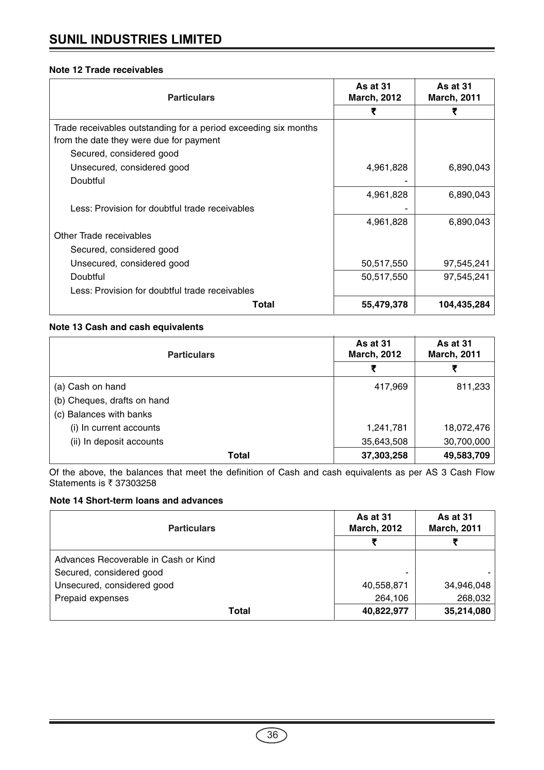**Note 12 Trade receivables**

| Particulars | As at 31 March, 2012 | As at 31 March, 2011 |
|---|---|---|
| | ₹ | ₹ |
| Trade receivables outstanding for a period exceeding six months from the date they were due for payment | | |
| Secured, considered good | | |
| Unsecured, considered good | 4,961,828 | 6,890,043 |
| Doubtful | - | |
| | 4,961,828 | 6,890,043 |
| Less: Provision for doubtful trade receivables | - | |
| | 4,961,828 | 6,890,043 |
| Other Trade receivables | | |
| Secured, considered good | | |
| Unsecured, considered good | 50,517,550 | 97,545,241 |
| Doubtful | 50,517,550 | 97,545,241 |
| Less: Provision for doubtful trade receivables | | |
| **Total** | **55,479,378** | **104,435,284** |

**Note 13 Cash and cash equivalents**

| Particulars | As at 31 March, 2012 | As at 31 March, 2011 |
|---|---|---|
| | ₹ | ₹ |
| (a) Cash on hand | 417,969 | 811,233 |
| (b) Cheques, drafts on hand | | |
| (c) Balances with banks | | |
| (i) In current accounts | 1,241,781 | 18,072,476 |
| (ii) In deposit accounts | 35,643,508 | 30,700,000 |
| **Total** | **37,303,258** | **49,583,709** |

Of the above, the balances that meet the definition of Cash and cash equivalents as per AS 3 Cash Flow Statements is ₹ 37303258

**Note 14 Short-term loans and advances**

| Particulars | As at 31 March, 2012 | As at 31 March, 2011 |
|---|---|---|
| | ₹ | ₹ |
| Advances Recoverable in Cash or Kind | | |
| Secured, considered good | - | - |
| Unsecured, considered good | 40,558,871 | 34,946,048 |
| Prepaid expenses | 264,106 | 268,032 |
| **Total** | **40,822,977** | **35,214,080** |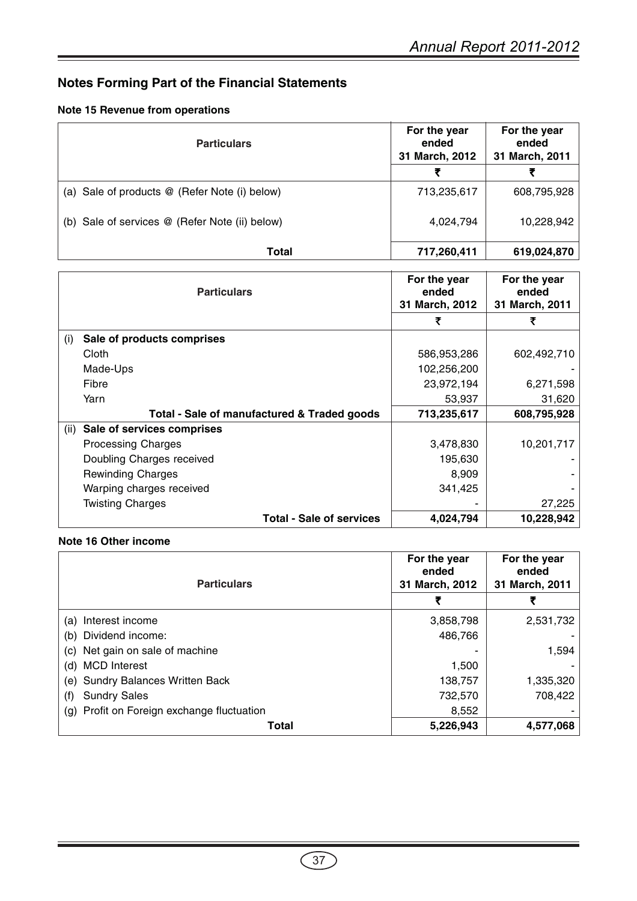## Notes Forming Part of the Financial Statements

### Note 15 Revenue from operations

| Particulars | For the year ended 31 March, 2012 | For the year ended 31 March, 2011 |
|---|---|---|
| | ₹ | ₹ |
| (a) Sale of products @ (Refer Note (i) below) | 713,235,617 | 608,795,928 |
| (b) Sale of services @ (Refer Note (ii) below) | 4,024,794 | 10,228,942 |
| **Total** | **717,260,411** | **619,024,870** |

| Particulars | For the year ended 31 March, 2012 | For the year ended 31 March, 2011 |
|---|---|---|
| | ₹ | ₹ |
| (i) **Sale of products comprises** | | |
| Cloth | 586,953,286 | 602,492,710 |
| Made-Ups | 102,256,200 | - |
| Fibre | 23,972,194 | 6,271,598 |
| Yarn | 53,937 | 31,620 |
| **Total - Sale of manufactured & Traded goods** | **713,235,617** | **608,795,928** |
| (ii) **Sale of services comprises** | | |
| Processing Charges | 3,478,830 | 10,201,717 |
| Doubling Charges received | 195,630 | - |
| Rewinding Charges | 8,909 | - |
| Warping charges received | 341,425 | - |
| Twisting Charges | - | 27,225 |
| **Total - Sale of services** | **4,024,794** | **10,228,942** |

### Note 16 Other income

| Particulars | For the year ended 31 March, 2012 | For the year ended 31 March, 2011 |
|---|---|---|
| | ₹ | ₹ |
| (a) Interest income | 3,858,798 | 2,531,732 |
| (b) Dividend income: | 486,766 | - |
| (c) Net gain on sale of machine | - | 1,594 |
| (d) MCD Interest | 1,500 | - |
| (e) Sundry Balances Written Back | 138,757 | 1,335,320 |
| (f) Sundry Sales | 732,570 | 708,422 |
| (g) Profit on Foreign exchange fluctuation | 8,552 | - |
| **Total** | **5,226,943** | **4,577,068** |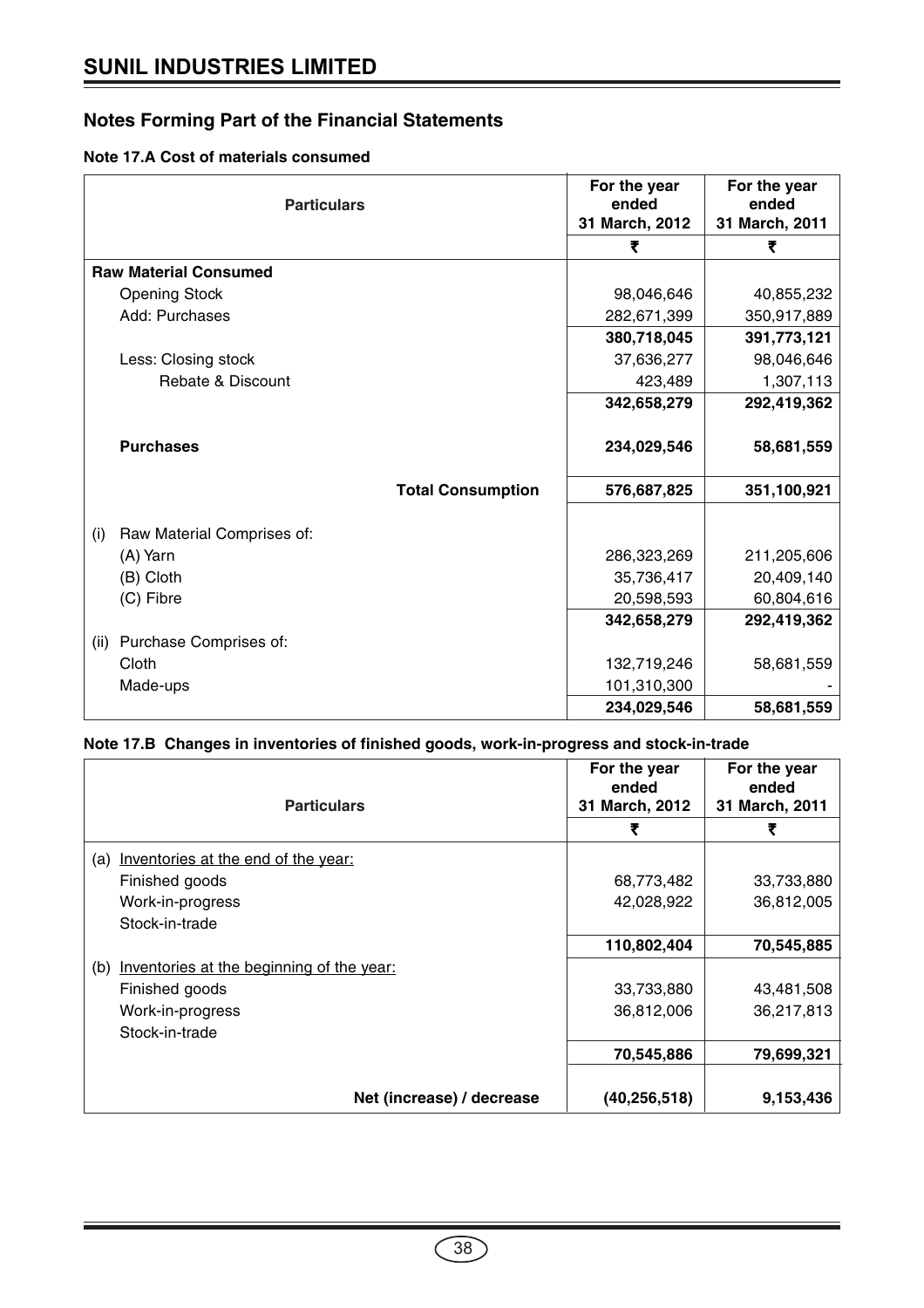## Notes Forming Part of the Financial Statements

### Note 17.A Cost of materials consumed

| Particulars | For the year ended 31 March, 2012 | For the year ended 31 March, 2011 |
|---|---|---|
| | ₹ | ₹ |
| **Raw Material Consumed** | | |
| Opening Stock | 98,046,646 | 40,855,232 |
| Add: Purchases | 282,671,399 | 350,917,889 |
| | **380,718,045** | **391,773,121** |
| Less: Closing stock | 37,636,277 | 98,046,646 |
| Rebate & Discount | 423,489 | 1,307,113 |
| | **342,658,279** | **292,419,362** |
| **Purchases** | **234,029,546** | **58,681,559** |
| **Total Consumption** | **576,687,825** | **351,100,921** |
| (i) Raw Material Comprises of: | | |
| (A) Yarn | 286,323,269 | 211,205,606 |
| (B) Cloth | 35,736,417 | 20,409,140 |
| (C) Fibre | 20,598,593 | 60,804,616 |
| | **342,658,279** | **292,419,362** |
| (ii) Purchase Comprises of: | | |
| Cloth | 132,719,246 | 58,681,559 |
| Made-ups | 101,310,300 | - |
| | **234,029,546** | **58,681,559** |

### Note 17.B Changes in inventories of finished goods, work-in-progress and stock-in-trade

| Particulars | For the year ended 31 March, 2012 | For the year ended 31 March, 2011 |
|---|---|---|
| | ₹ | ₹ |
| (a) Inventories at the end of the year: | | |
| Finished goods | 68,773,482 | 33,733,880 |
| Work-in-progress | 42,028,922 | 36,812,005 |
| Stock-in-trade | | |
| | **110,802,404** | **70,545,885** |
| (b) Inventories at the beginning of the year: | | |
| Finished goods | 33,733,880 | 43,481,508 |
| Work-in-progress | 36,812,006 | 36,217,813 |
| Stock-in-trade | | |
| | **70,545,886** | **79,699,321** |
| **Net (increase) / decrease** | **(40,256,518)** | **9,153,436** |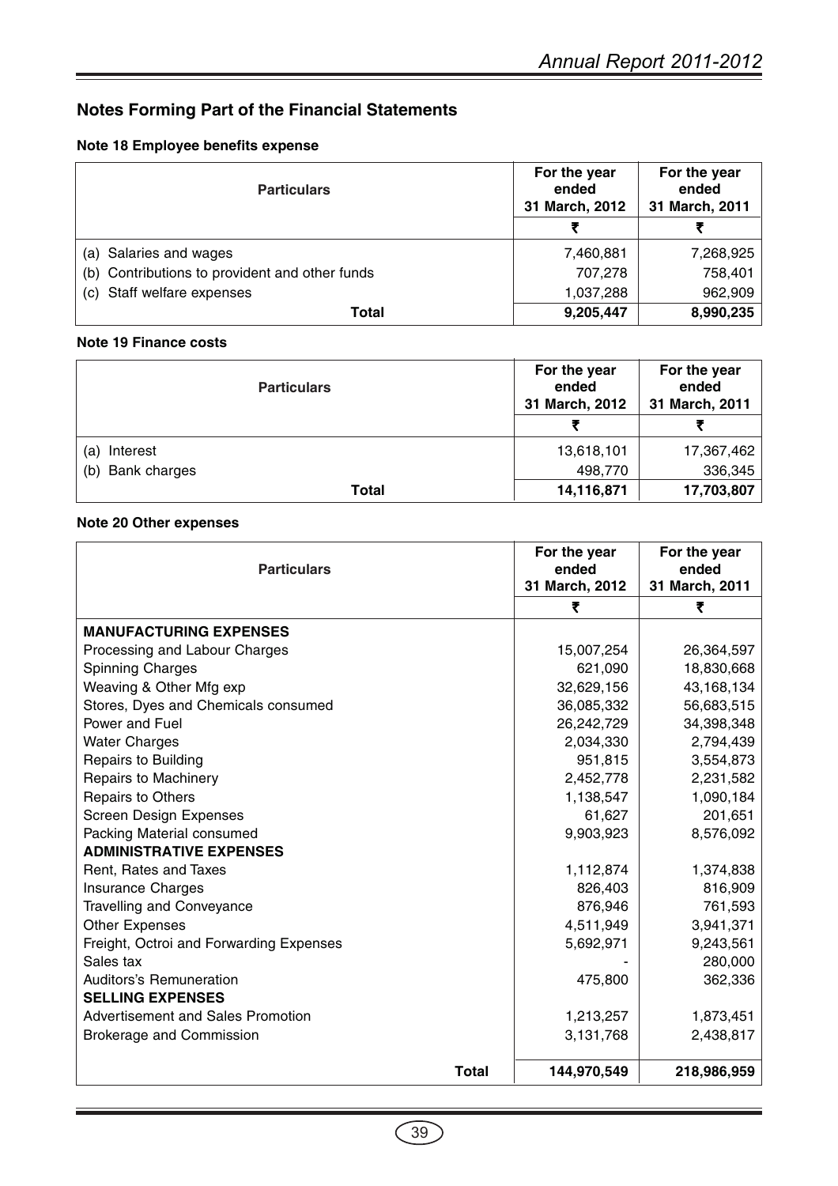## Notes Forming Part of the Financial Statements

### Note 18 Employee benefits expense

| Particulars | For the year ended 31 March, 2012 | For the year ended 31 March, 2011 |
|---|---|---|
| | ₹ | ₹ |
| (a) Salaries and wages | 7,460,881 | 7,268,925 |
| (b) Contributions to provident and other funds | 707,278 | 758,401 |
| (c) Staff welfare expenses | 1,037,288 | 962,909 |
| **Total** | **9,205,447** | **8,990,235** |

### Note 19 Finance costs

| Particulars | For the year ended 31 March, 2012 | For the year ended 31 March, 2011 |
|---|---|---|
| | ₹ | ₹ |
| (a) Interest | 13,618,101 | 17,367,462 |
| (b) Bank charges | 498,770 | 336,345 |
| **Total** | **14,116,871** | **17,703,807** |

### Note 20 Other expenses

| Particulars | For the year ended 31 March, 2012 | For the year ended 31 March, 2011 |
|---|---|---|
| | ₹ | ₹ |
| **MANUFACTURING EXPENSES** | | |
| Processing and Labour Charges | 15,007,254 | 26,364,597 |
| Spinning Charges | 621,090 | 18,830,668 |
| Weaving & Other Mfg exp | 32,629,156 | 43,168,134 |
| Stores, Dyes and Chemicals consumed | 36,085,332 | 56,683,515 |
| Power and Fuel | 26,242,729 | 34,398,348 |
| Water Charges | 2,034,330 | 2,794,439 |
| Repairs to Building | 951,815 | 3,554,873 |
| Repairs to Machinery | 2,452,778 | 2,231,582 |
| Repairs to Others | 1,138,547 | 1,090,184 |
| Screen Design Expenses | 61,627 | 201,651 |
| Packing Material consumed | 9,903,923 | 8,576,092 |
| **ADMINISTRATIVE EXPENSES** | | |
| Rent, Rates and Taxes | 1,112,874 | 1,374,838 |
| Insurance Charges | 826,403 | 816,909 |
| Travelling and Conveyance | 876,946 | 761,593 |
| Other Expenses | 4,511,949 | 3,941,371 |
| Freight, Octroi and Forwarding Expenses | 5,692,971 | 9,243,561 |
| Sales tax | - | 280,000 |
| Auditors's Remuneration | 475,800 | 362,336 |
| **SELLING EXPENSES** | | |
| Advertisement and Sales Promotion | 1,213,257 | 1,873,451 |
| Brokerage and Commission | 3,131,768 | 2,438,817 |
| **Total** | **144,970,549** | **218,986,959** |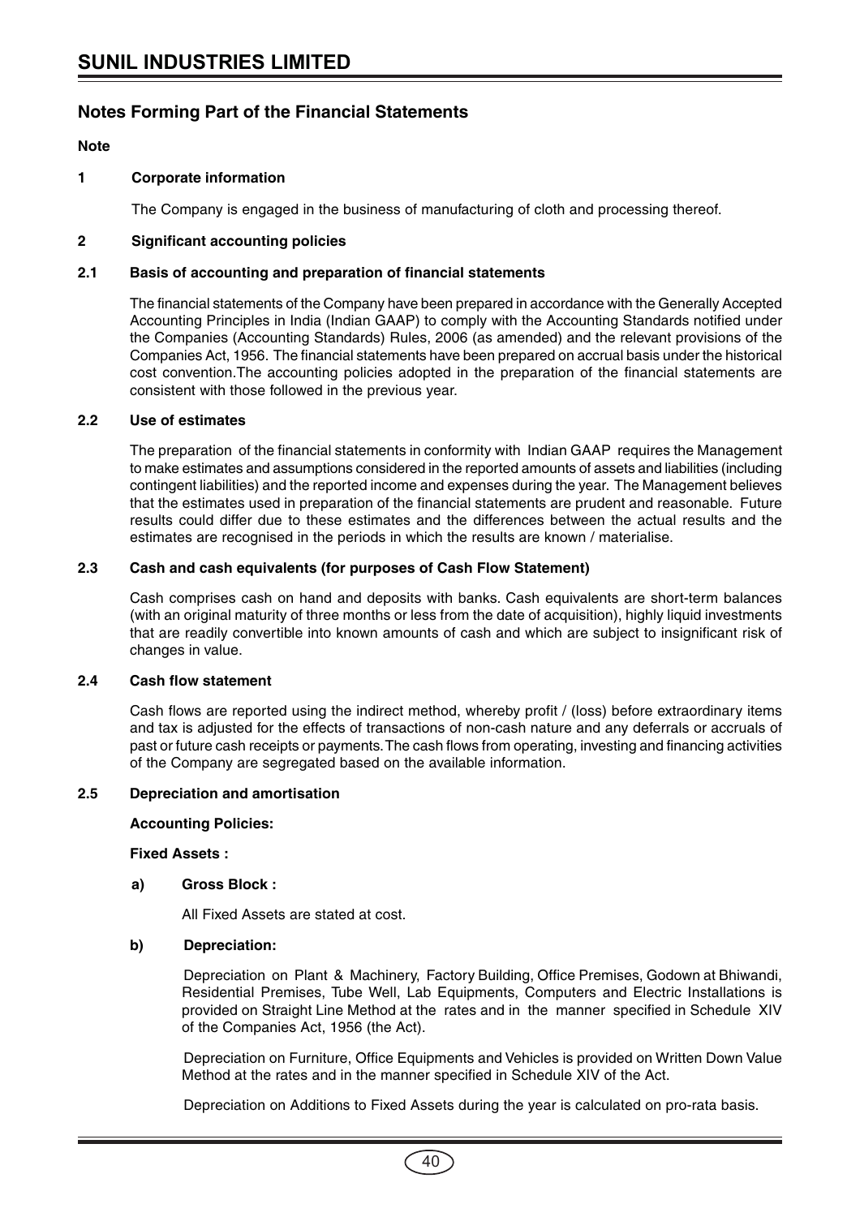# SUNIL INDUSTRIES LIMITED

## Notes Forming Part of the Financial Statements

**Note**

### 1 Corporate information

The Company is engaged in the business of manufacturing of cloth and processing thereof.

### 2 Significant accounting policies

#### 2.1 Basis of accounting and preparation of financial statements

The financial statements of the Company have been prepared in accordance with the Generally Accepted Accounting Principles in India (Indian GAAP) to comply with the Accounting Standards notified under the Companies (Accounting Standards) Rules, 2006 (as amended) and the relevant provisions of the Companies Act, 1956. The financial statements have been prepared on accrual basis under the historical cost convention.The accounting policies adopted in the preparation of the financial statements are consistent with those followed in the previous year.

#### 2.2 Use of estimates

The preparation of the financial statements in conformity with Indian GAAP requires the Management to make estimates and assumptions considered in the reported amounts of assets and liabilities (including contingent liabilities) and the reported income and expenses during the year. The Management believes that the estimates used in preparation of the financial statements are prudent and reasonable. Future results could differ due to these estimates and the differences between the actual results and the estimates are recognised in the periods in which the results are known / materialise.

#### 2.3 Cash and cash equivalents (for purposes of Cash Flow Statement)

Cash comprises cash on hand and deposits with banks. Cash equivalents are short-term balances (with an original maturity of three months or less from the date of acquisition), highly liquid investments that are readily convertible into known amounts of cash and which are subject to insignificant risk of changes in value.

#### 2.4 Cash flow statement

Cash flows are reported using the indirect method, whereby profit / (loss) before extraordinary items and tax is adjusted for the effects of transactions of non-cash nature and any deferrals or accruals of past or future cash receipts or payments.The cash flows from operating, investing and financing activities of the Company are segregated based on the available information.

#### 2.5 Depreciation and amortisation

**Accounting Policies:**

**Fixed Assets :**

**a) Gross Block :**

All Fixed Assets are stated at cost.

**b) Depreciation:**

Depreciation on Plant & Machinery, Factory Building, Office Premises, Godown at Bhiwandi, Residential Premises, Tube Well, Lab Equipments, Computers and Electric Installations is provided on Straight Line Method at the rates and in the manner specified in Schedule XIV of the Companies Act, 1956 (the Act).

Depreciation on Furniture, Office Equipments and Vehicles is provided on Written Down Value Method at the rates and in the manner specified in Schedule XIV of the Act.

Depreciation on Additions to Fixed Assets during the year is calculated on pro-rata basis.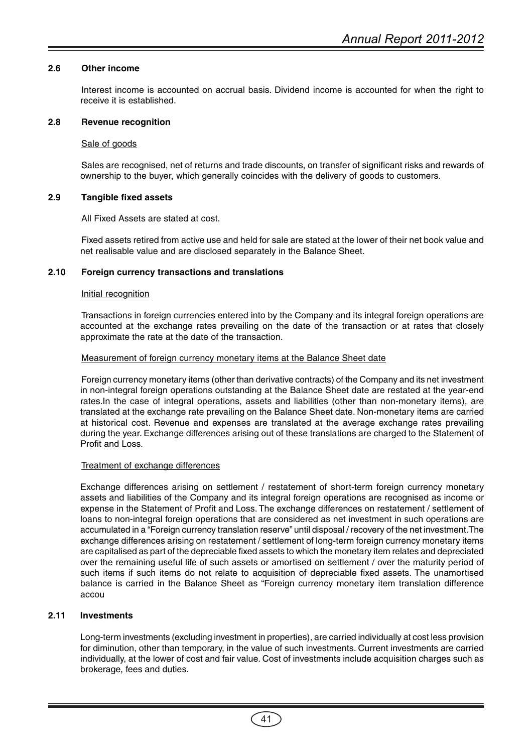### 2.6 Other income

Interest income is accounted on accrual basis. Dividend income is accounted for when the right to receive it is established.

### 2.8 Revenue recognition

Sale of goods

Sales are recognised, net of returns and trade discounts, on transfer of significant risks and rewards of ownership to the buyer, which generally coincides with the delivery of goods to customers.

### 2.9 Tangible fixed assets

All Fixed Assets are stated at cost.

Fixed assets retired from active use and held for sale are stated at the lower of their net book value and net realisable value and are disclosed separately in the Balance Sheet.

### 2.10 Foreign currency transactions and translations

Initial recognition

Transactions in foreign currencies entered into by the Company and its integral foreign operations are accounted at the exchange rates prevailing on the date of the transaction or at rates that closely approximate the rate at the date of the transaction.

Measurement of foreign currency monetary items at the Balance Sheet date

Foreign currency monetary items (other than derivative contracts) of the Company and its net investment in non-integral foreign operations outstanding at the Balance Sheet date are restated at the year-end rates.In the case of integral operations, assets and liabilities (other than non-monetary items), are translated at the exchange rate prevailing on the Balance Sheet date. Non-monetary items are carried at historical cost. Revenue and expenses are translated at the average exchange rates prevailing during the year. Exchange differences arising out of these translations are charged to the Statement of Profit and Loss.

Treatment of exchange differences

Exchange differences arising on settlement / restatement of short-term foreign currency monetary assets and liabilities of the Company and its integral foreign operations are recognised as income or expense in the Statement of Profit and Loss. The exchange differences on restatement / settlement of loans to non-integral foreign operations that are considered as net investment in such operations are accumulated in a "Foreign currency translation reserve" until disposal / recovery of the net investment.The exchange differences arising on restatement / settlement of long-term foreign currency monetary items are capitalised as part of the depreciable fixed assets to which the monetary item relates and depreciated over the remaining useful life of such assets or amortised on settlement / over the maturity period of such items if such items do not relate to acquisition of depreciable fixed assets. The unamortised balance is carried in the Balance Sheet as "Foreign currency monetary item translation difference accou

### 2.11 Investments

Long-term investments (excluding investment in properties), are carried individually at cost less provision for diminution, other than temporary, in the value of such investments. Current investments are carried individually, at the lower of cost and fair value. Cost of investments include acquisition charges such as brokerage, fees and duties.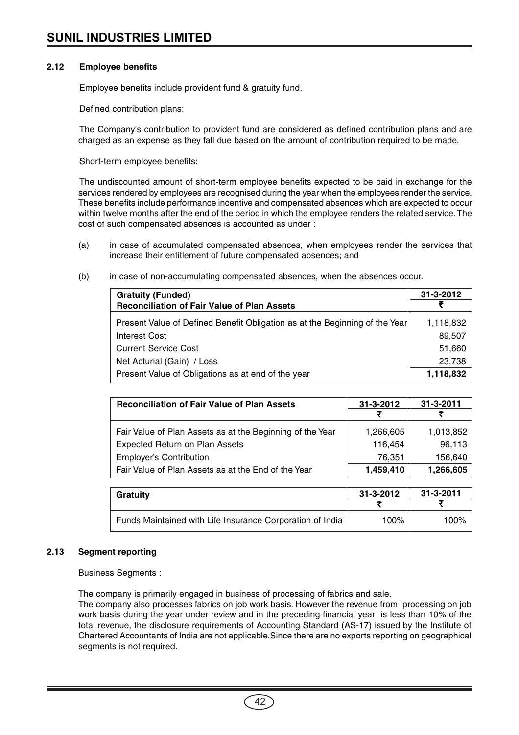### 2.12 Employee benefits

Employee benefits include provident fund & gratuity fund.

Defined contribution plans:

The Company's contribution to provident fund are considered as defined contribution plans and are charged as an expense as they fall due based on the amount of contribution required to be made.

Short-term employee benefits:

The undiscounted amount of short-term employee benefits expected to be paid in exchange for the services rendered by employees are recognised during the year when the employees render the service. These benefits include performance incentive and compensated absences which are expected to occur within twelve months after the end of the period in which the employee renders the related service. The cost of such compensated absences is accounted as under :

(a) in case of accumulated compensated absences, when employees render the services that increase their entitlement of future compensated absences; and

(b) in case of non-accumulating compensated absences, when the absences occur.

| Gratuity (Funded)<br>Reconciliation of Fair Value of Plan Assets | 31-3-2012<br>₹ |
|---|---|
| Present Value of Defined Benefit Obligation as at the Beginning of the Year | 1,118,832 |
| Interest Cost | 89,507 |
| Current Service Cost | 51,660 |
| Net Acturial (Gain) / Loss | 23,738 |
| Present Value of Obligations as at end of the year | **1,118,832** |

| Reconciliation of Fair Value of Plan Assets | 31-3-2012 | 31-3-2011 |
|---|---|---|
| | ₹ | ₹ |
| Fair Value of Plan Assets as at the Beginning of the Year | 1,266,605 | 1,013,852 |
| Expected Return on Plan Assets | 116,454 | 96,113 |
| Employer's Contribution | 76,351 | 156,640 |
| Fair Value of Plan Assets as at the End of the Year | **1,459,410** | **1,266,605** |

| Gratuity | 31-3-2012 | 31-3-2011 |
|---|---|---|
| | ₹ | ₹ |
| Funds Maintained with Life Insurance Corporation of India | 100% | 100% |

### 2.13 Segment reporting

Business Segments :

The company is primarily engaged in business of processing of fabrics and sale.
The company also processes fabrics on job work basis. However the revenue from processing on job work basis during the year under review and in the preceding financial year is less than 10% of the total revenue, the disclosure requirements of Accounting Standard (AS-17) issued by the Institute of Chartered Accountants of India are not applicable.Since there are no exports reporting on geographical segments is not required.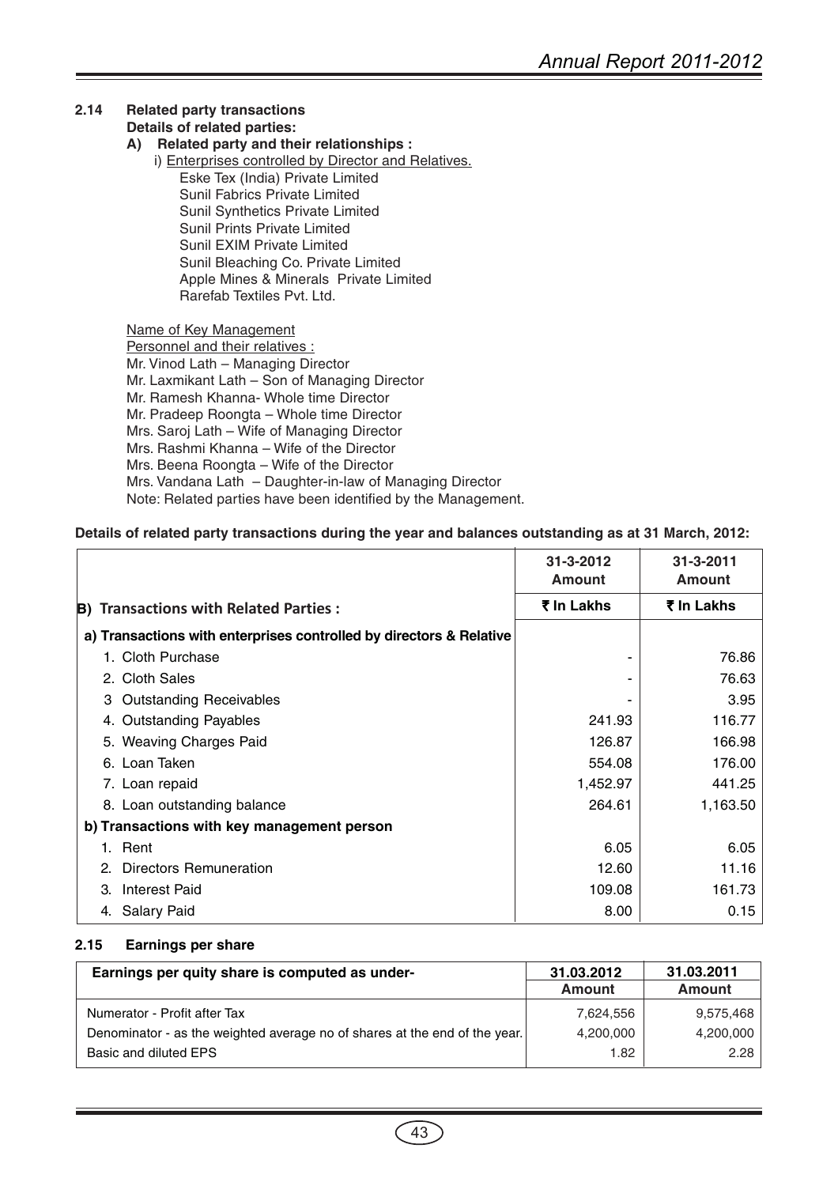## 2.14 Related party transactions

**Details of related parties:**

**A) Related party and their relationships :**

i) Enterprises controlled by Director and Relatives.

Eske Tex (India) Private Limited
Sunil Fabrics Private Limited
Sunil Synthetics Private Limited
Sunil Prints Private Limited
Sunil EXIM Private Limited
Sunil Bleaching Co. Private Limited
Apple Mines & Minerals Private Limited
Rarefab Textiles Pvt. Ltd.

Name of Key Management
Personnel and their relatives :
Mr. Vinod Lath – Managing Director
Mr. Laxmikant Lath – Son of Managing Director
Mr. Ramesh Khanna- Whole time Director
Mr. Pradeep Roongta – Whole time Director
Mrs. Saroj Lath – Wife of Managing Director
Mrs. Rashmi Khanna – Wife of the Director
Mrs. Beena Roongta – Wife of the Director
Mrs. Vandana Lath – Daughter-in-law of Managing Director
Note: Related parties have been identified by the Management.

**Details of related party transactions during the year and balances outstanding as at 31 March, 2012:**

| | 31-3-2012 Amount | 31-3-2011 Amount |
|---|---|---|
| **B) Transactions with Related Parties :** | **₹ In Lakhs** | **₹ In Lakhs** |
| **a) Transactions with enterprises controlled by directors & Relative** | | |
| 1. Cloth Purchase | - | 76.86 |
| 2. Cloth Sales | - | 76.63 |
| 3 Outstanding Receivables | - | 3.95 |
| 4. Outstanding Payables | 241.93 | 116.77 |
| 5. Weaving Charges Paid | 126.87 | 166.98 |
| 6. Loan Taken | 554.08 | 176.00 |
| 7. Loan repaid | 1,452.97 | 441.25 |
| 8. Loan outstanding balance | 264.61 | 1,163.50 |
| **b) Transactions with key management person** | | |
| 1. Rent | 6.05 | 6.05 |
| 2. Directors Remuneration | 12.60 | 11.16 |
| 3. Interest Paid | 109.08 | 161.73 |
| 4. Salary Paid | 8.00 | 0.15 |

## 2.15 Earnings per share

| Earnings per quity share is computed as under- | 31.03.2012 Amount | 31.03.2011 Amount |
|---|---|---|
| Numerator - Profit after Tax | 7,624,556 | 9,575,468 |
| Denominator - as the weighted average no of shares at the end of the year. | 4,200,000 | 4,200,000 |
| Basic and diluted EPS | 1.82 | 2.28 |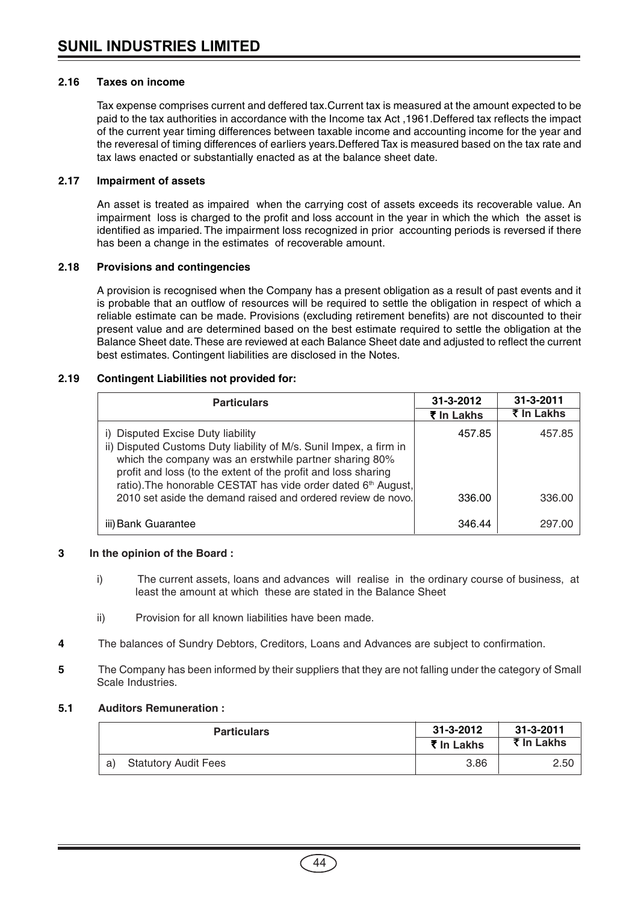**2.16 Taxes on income**

Tax expense comprises current and deffered tax.Current tax is measured at the amount expected to be paid to the tax authorities in accordance with the Income tax Act ,1961.Deffered tax reflects the impact of the current year timing differences between taxable income and accounting income for the year and the reveresal of timing differences of earliers years.Deffered Tax is measured based on the tax rate and tax laws enacted or substantially enacted as at the balance sheet date.

**2.17 Impairment of assets**

An asset is treated as impaired when the carrying cost of assets exceeds its recoverable value. An impairment loss is charged to the profit and loss account in the year in which the which the asset is identified as imparied. The impairment loss recognized in prior accounting periods is reversed if there has been a change in the estimates of recoverable amount.

**2.18 Provisions and contingencies**

A provision is recognised when the Company has a present obligation as a result of past events and it is probable that an outflow of resources will be required to settle the obligation in respect of which a reliable estimate can be made. Provisions (excluding retirement benefits) are not discounted to their present value and are determined based on the best estimate required to settle the obligation at the Balance Sheet date. These are reviewed at each Balance Sheet date and adjusted to reflect the current best estimates. Contingent liabilities are disclosed in the Notes.

**2.19 Contingent Liabilities not provided for:**

| Particulars | 31-3-2012 ₹ In Lakhs | 31-3-2011 ₹ In Lakhs |
|---|---|---|
| i) Disputed Excise Duty liability | 457.85 | 457.85 |
| ii) Disputed Customs Duty liability of M/s. Sunil Impex, a firm in which the company was an erstwhile partner sharing 80% profit and loss (to the extent of the profit and loss sharing ratio).The honorable CESTAT has vide order dated 6th August, 2010 set aside the demand raised and ordered review de novo. | 336.00 | 336.00 |
| iii) Bank Guarantee | 346.44 | 297.00 |

**3 In the opinion of the Board :**

i) The current assets, loans and advances will realise in the ordinary course of business, at least the amount at which these are stated in the Balance Sheet

ii) Provision for all known liabilities have been made.

**4** The balances of Sundry Debtors, Creditors, Loans and Advances are subject to confirmation.

**5** The Company has been informed by their suppliers that they are not falling under the category of Small Scale Industries.

**5.1 Auditors Remuneration :**

| Particulars | 31-3-2012 ₹ In Lakhs | 31-3-2011 ₹ In Lakhs |
|---|---|---|
| a) Statutory Audit Fees | 3.86 | 2.50 |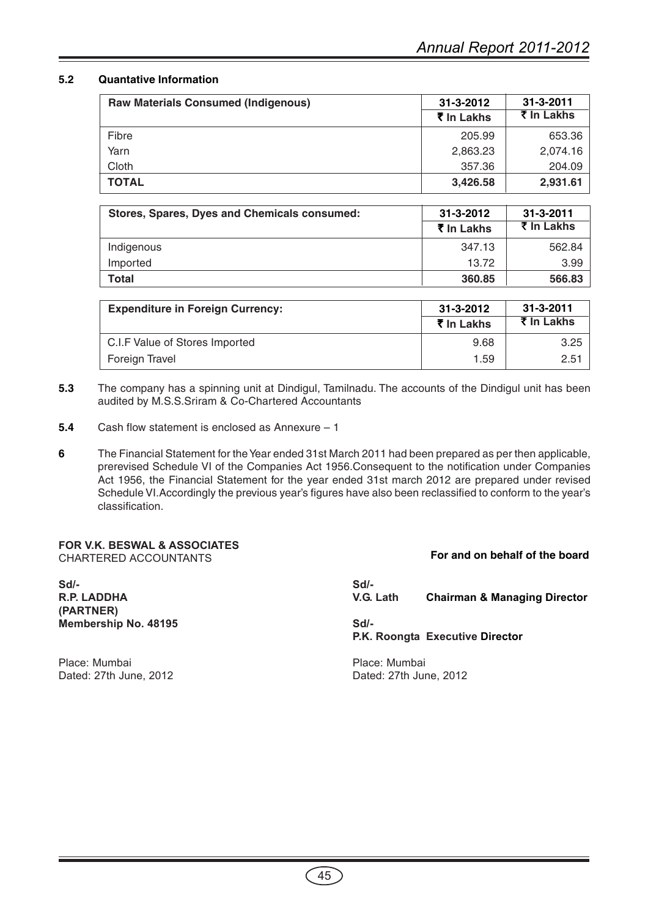### 5.2 Quantative Information

| Raw Materials Consumed (Indigenous) | 31-3-2012 | 31-3-2011 |
|---|---|---|
| | ₹ In Lakhs | ₹ In Lakhs |
| Fibre | 205.99 | 653.36 |
| Yarn | 2,863.23 | 2,074.16 |
| Cloth | 357.36 | 204.09 |
| **TOTAL** | **3,426.58** | **2,931.61** |

| Stores, Spares, Dyes and Chemicals consumed: | 31-3-2012 | 31-3-2011 |
|---|---|---|
| | ₹ In Lakhs | ₹ In Lakhs |
| Indigenous | 347.13 | 562.84 |
| Imported | 13.72 | 3.99 |
| **Total** | **360.85** | **566.83** |

| Expenditure in Foreign Currency: | 31-3-2012 | 31-3-2011 |
|---|---|---|
| | ₹ In Lakhs | ₹ In Lakhs |
| C.I.F Value of Stores Imported | 9.68 | 3.25 |
| Foreign Travel | 1.59 | 2.51 |

**5.3** The company has a spinning unit at Dindigul, Tamilnadu. The accounts of the Dindigul unit has been audited by M.S.S.Sriram & Co-Chartered Accountants

**5.4** Cash flow statement is enclosed as Annexure – 1

**6** The Financial Statement for the Year ended 31st March 2011 had been prepared as per then applicable, prerevised Schedule VI of the Companies Act 1956.Consequent to the notification under Companies Act 1956, the Financial Statement for the year ended 31st march 2012 are prepared under revised Schedule VI.Accordingly the previous year's figures have also been reclassified to conform to the year's classification.

**FOR V.K. BESWAL & ASSOCIATES**
CHARTERED ACCOUNTANTS

**Sd/-**
**R.P. LADDHA**
**(PARTNER)**
**Membership No. 48195**

Place: Mumbai
Dated: 27th June, 2012

**For and on behalf of the board**

**Sd/-**
**V.G. Lath** **Chairman & Managing Director**

**Sd/-**
**P.K. Roongta Executive Director**

Place: Mumbai
Dated: 27th June, 2012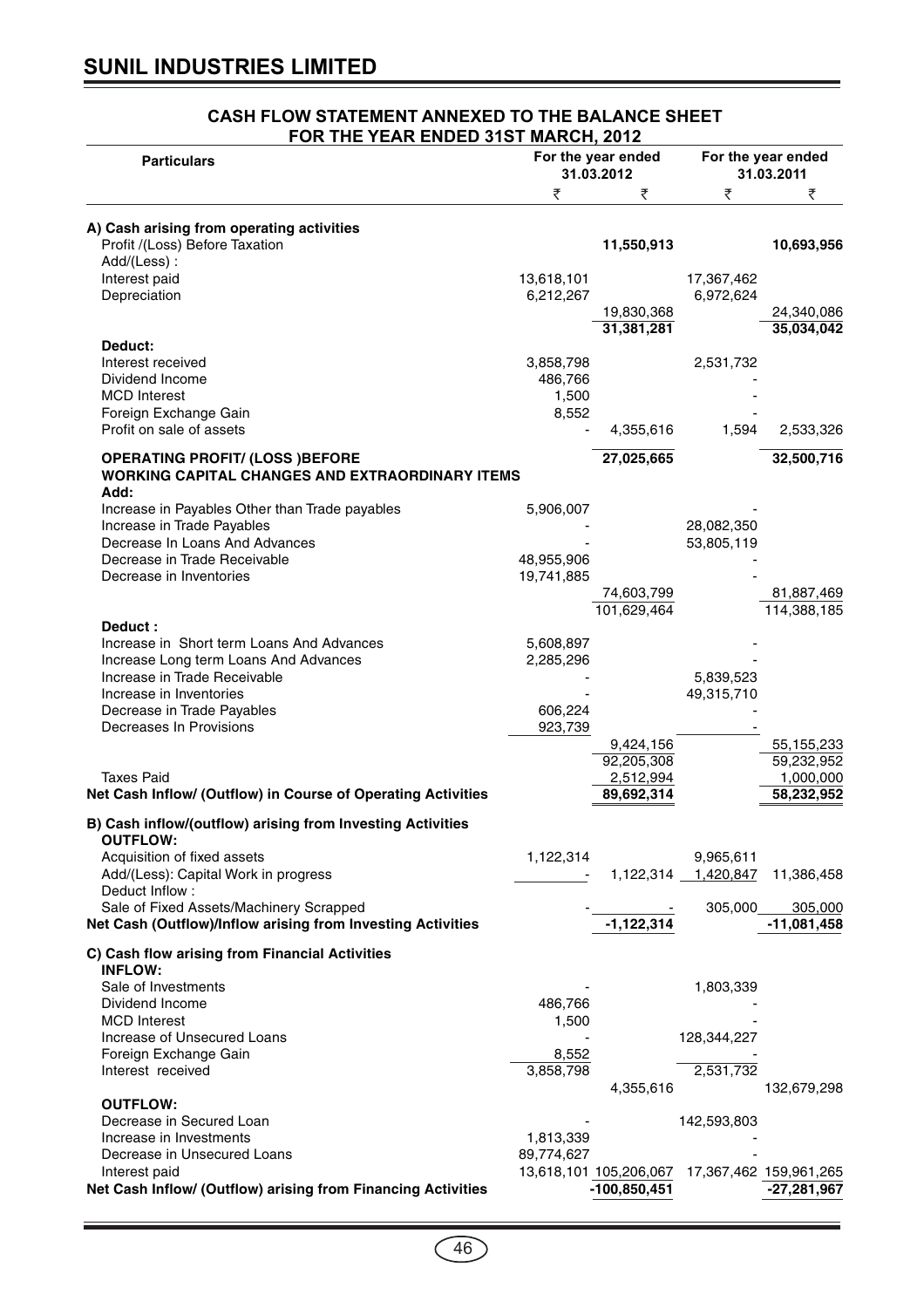# SUNIL INDUSTRIES LIMITED

## CASH FLOW STATEMENT ANNEXED TO THE BALANCE SHEET FOR THE YEAR ENDED 31ST MARCH, 2012

| Particulars | For the year ended 31.03.2012 | | For the year ended 31.03.2011 | |
|---|---|---|---|---|
| | ₹ | ₹ | ₹ | ₹ |
| **A) Cash arising from operating activities** | | | | |
| Profit /(Loss) Before Taxation | | **11,550,913** | | **10,693,956** |
| Add/(Less) : | | | | |
| Interest paid | 13,618,101 | | 17,367,462 | |
| Depreciation | 6,212,267 | | 6,972,624 | |
| | | 19,830,368 | | 24,340,086 |
| | | **31,381,281** | | **35,034,042** |
| **Deduct:** | | | | |
| Interest received | 3,858,798 | | 2,531,732 | |
| Dividend Income | 486,766 | | - | |
| MCD Interest | 1,500 | | - | |
| Foreign Exchange Gain | 8,552 | | - | |
| Profit on sale of assets | - | 4,355,616 | 1,594 | 2,533,326 |
| **OPERATING PROFIT/ (LOSS )BEFORE WORKING CAPITAL CHANGES AND EXTRAORDINARY ITEMS** | | **27,025,665** | | **32,500,716** |
| **Add:** | | | | |
| Increase in Payables Other than Trade payables | 5,906,007 | | - | |
| Increase in Trade Payables | - | | 28,082,350 | |
| Decrease In Loans And Advances | - | | 53,805,119 | |
| Decrease in Trade Receivable | 48,955,906 | | - | |
| Decrease in Inventories | 19,741,885 | | - | |
| | | 74,603,799 | | 81,887,469 |
| | | 101,629,464 | | 114,388,185 |
| **Deduct :** | | | | |
| Increase in Short term Loans And Advances | 5,608,897 | | - | |
| Increase Long term Loans And Advances | 2,285,296 | | - | |
| Increase in Trade Receivable | - | | 5,839,523 | |
| Increase in Inventories | - | | 49,315,710 | |
| Decrease in Trade Payables | 606,224 | | - | |
| Decreases In Provisions | 923,739 | | - | |
| | | 9,424,156 | | 55,155,233 |
| | | 92,205,308 | | 59,232,952 |
| Taxes Paid | | 2,512,994 | | 1,000,000 |
| **Net Cash Inflow/ (Outflow) in Course of Operating Activities** | | **89,692,314** | | **58,232,952** |
| **B) Cash inflow/(outflow) arising from Investing Activities** | | | | |
| **OUTFLOW:** | | | | |
| Acquisition of fixed assets | 1,122,314 | | 9,965,611 | |
| Add/(Less): Capital Work in progress | - | 1,122,314 | 1,420,847 | 11,386,458 |
| Deduct Inflow : | | | | |
| Sale of Fixed Assets/Machinery Scrapped | | - | 305,000 | 305,000 |
| **Net Cash (Outflow)/Inflow arising from Investing Activities** | | **-1,122,314** | | **-11,081,458** |
| **C) Cash flow arising from Financial Activities** | | | | |
| **INFLOW:** | | | | |
| Sale of Investments | - | | 1,803,339 | |
| Dividend Income | 486,766 | | - | |
| MCD Interest | 1,500 | | - | |
| Increase of Unsecured Loans | - | | 128,344,227 | |
| Foreign Exchange Gain | 8,552 | | - | |
| Interest received | 3,858,798 | | 2,531,732 | |
| | | 4,355,616 | | 132,679,298 |
| **OUTFLOW:** | | | | |
| Decrease in Secured Loan | - | | 142,593,803 | |
| Increase in Investments | 1,813,339 | | - | |
| Decrease in Unsecured Loans | 89,774,627 | | - | |
| Interest paid | 13,618,101 | 105,206,067 | 17,367,462 | 159,961,265 |
| **Net Cash Inflow/ (Outflow) arising from Financing Activities** | | **-100,850,451** | | **-27,281,967** |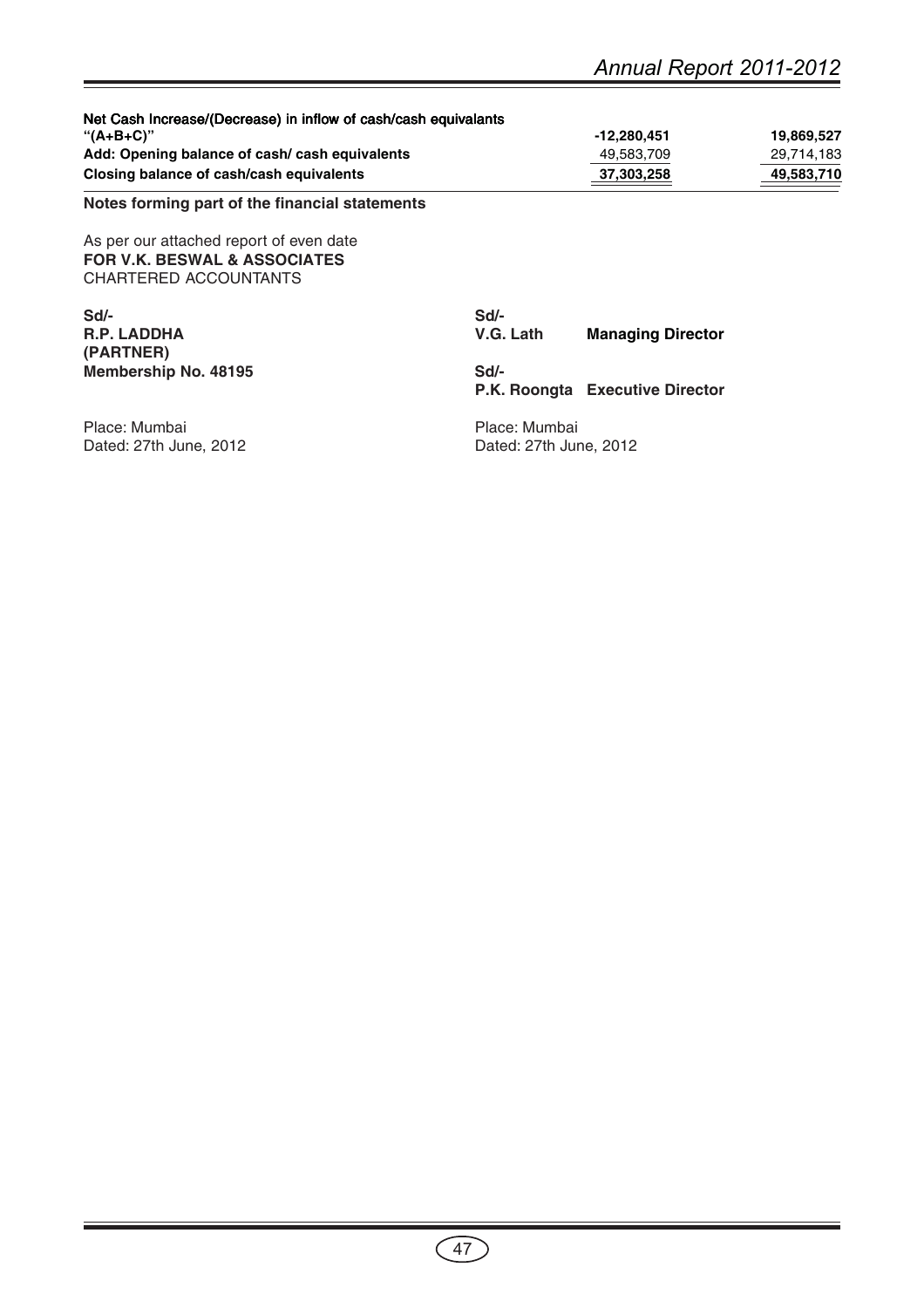| | | |
|---|---|---|
| **Net Cash Increase/(Decrease) in inflow of cash/cash equivalants "(A+B+C)"** | **-12,280,451** | **19,869,527** |
| **Add: Opening balance of cash/ cash equivalents** | 49,583,709 | 29,714,183 |
| **Closing balance of cash/cash equivalents** | **37,303,258** | **49,583,710** |

**Notes forming part of the financial statements**

As per our attached report of even date
**FOR V.K. BESWAL & ASSOCIATES**
CHARTERED ACCOUNTANTS

**Sd/-**
**R.P. LADDHA**
**(PARTNER)**
**Membership No. 48195**

Place: Mumbai
Dated: 27th June, 2012

**Sd/-**
**V.G. Lath** **Managing Director**

**Sd/-**
**P.K. Roongta** **Executive Director**

Place: Mumbai
Dated: 27th June, 2012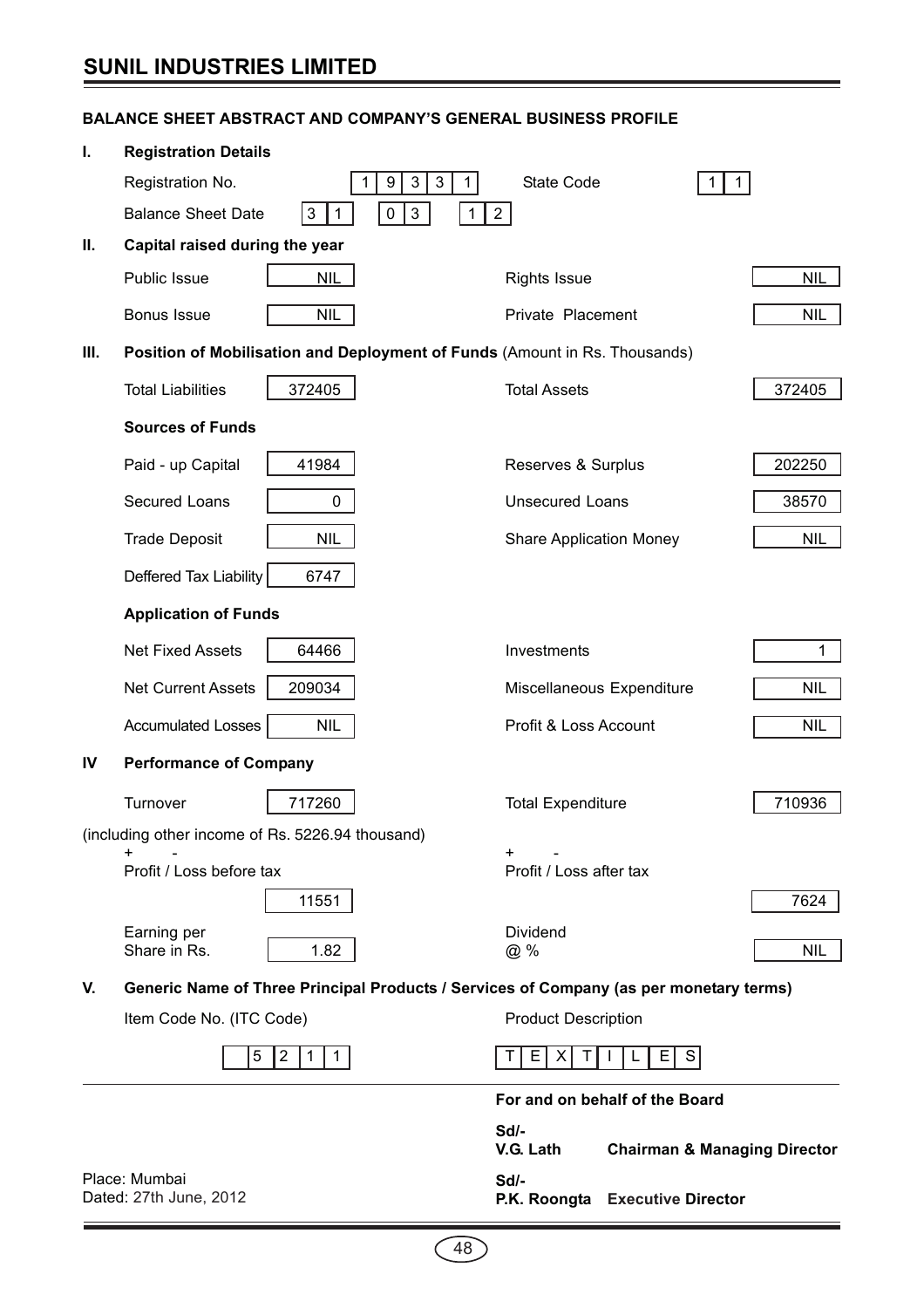## BALANCE SHEET ABSTRACT AND COMPANY'S GENERAL BUSINESS PROFILE

### I. Registration Details

| | | | |
|---|---|---|---|
| Registration No. | 19331 | State Code | 11 |
| Balance Sheet Date | 31 03 12 | | |

### II. Capital raised during the year

| | | | |
|---|---|---|---|
| Public Issue | NIL | Rights Issue | NIL |
| Bonus Issue | NIL | Private Placement | NIL |

### III. Position of Mobilisation and Deployment of Funds (Amount in Rs. Thousands)

| | | | |
|---|---|---|---|
| Total Liabilities | 372405 | Total Assets | 372405 |

**Sources of Funds**

| | | | |
|---|---|---|---|
| Paid - up Capital | 41984 | Reserves & Surplus | 202250 |
| Secured Loans | 0 | Unsecured Loans | 38570 |
| Trade Deposit | NIL | Share Application Money | NIL |
| Deffered Tax Liability | 6747 | | |

**Application of Funds**

| | | | |
|---|---|---|---|
| Net Fixed Assets | 64466 | Investments | 1 |
| Net Current Assets | 209034 | Miscellaneous Expenditure | NIL |
| Accumulated Losses | NIL | Profit & Loss Account | NIL |

### IV Performance of Company

| | | | |
|---|---|---|---|
| Turnover | 717260 | Total Expenditure | 710936 |

(including other income of Rs. 5226.94 thousand)

| | | | |
|---|---|---|---|
| + - Profit / Loss before tax | 11551 | + - Profit / Loss after tax | 7624 |
| Earning per Share in Rs. | 1.82 | Dividend @ % | NIL |

### V. Generic Name of Three Principal Products / Services of Company (as per monetary terms)

| Item Code No. (ITC Code) | Product Description |
|---|---|
| 5211 | TEXTILES |

For and on behalf of the Board

Sd/-
V.G. Lath **Chairman & Managing Director**

Sd/-
P.K. Roongta **Executive Director**

Place: Mumbai
Dated: 27th June, 2012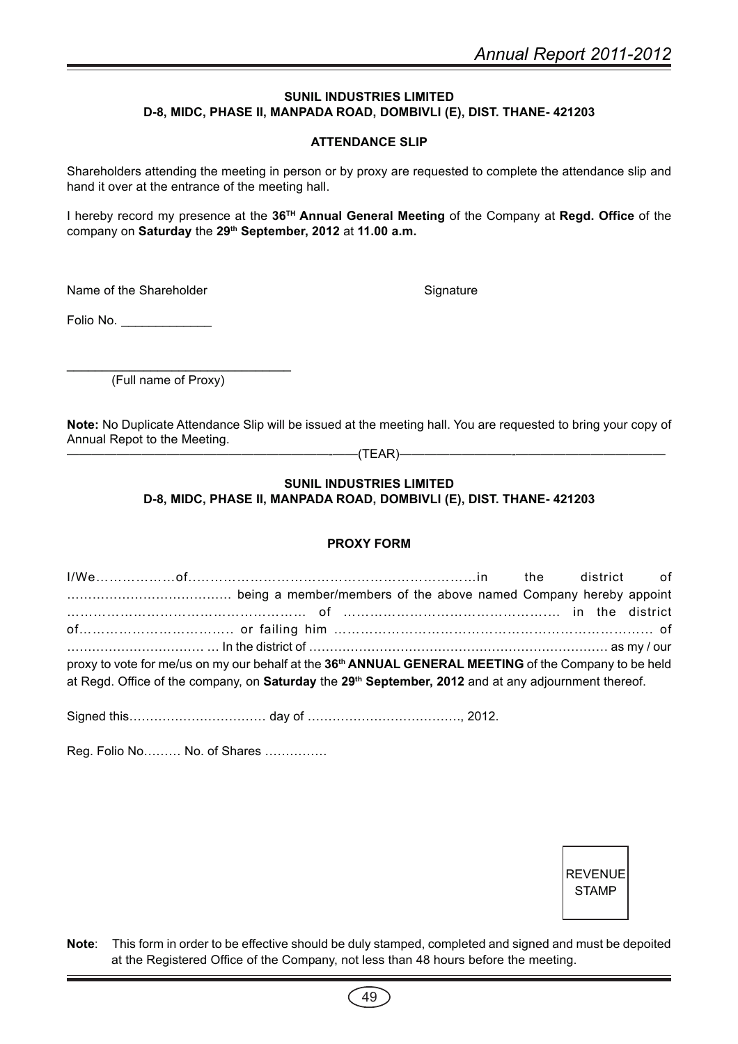**SUNIL INDUSTRIES LIMITED**
**D-8, MIDC, PHASE II, MANPADA ROAD, DOMBIVLI (E), DIST. THANE- 421203**

**ATTENDANCE SLIP**

Shareholders attending the meeting in person or by proxy are requested to complete the attendance slip and hand it over at the entrance of the meeting hall.

I hereby record my presence at the **36TH Annual General Meeting** of the Company at **Regd. Office** of the company on **Saturday** the **29th September, 2012** at **11.00 a.m.**

Name of the Shareholder                                                    Signature

Folio No. _____________

________________________________
(Full name of Proxy)

**Note:** No Duplicate Attendance Slip will be issued at the meeting hall. You are requested to bring your copy of Annual Repot to the Meeting.

——————————————————————(TEAR)——————————————————————

**SUNIL INDUSTRIES LIMITED**
**D-8, MIDC, PHASE II, MANPADA ROAD, DOMBIVLI (E), DIST. THANE- 421203**

**PROXY FORM**

I/We………………of…………………………………………………………in the district of ………………………………… being a member/members of the above named Company hereby appoint ……………………………………………… of ………………………………………….. in the district of……………………………… or failing him ………………………………………………………………… of ……………………………… … In the district of ……………………………………………………………… as my / our proxy to vote for me/us on my our behalf at the **36th ANNUAL GENERAL MEETING** of the Company to be held at Regd. Office of the company, on **Saturday** the **29th September, 2012** and at any adjournment thereof.

Signed this…………………………… day of ………………………………, 2012.

Reg. Folio No……… No. of Shares ……………

REVENUE STAMP

**Note**: This form in order to be effective should be duly stamped, completed and signed and must be depoited at the Registered Office of the Company, not less than 48 hours before the meeting.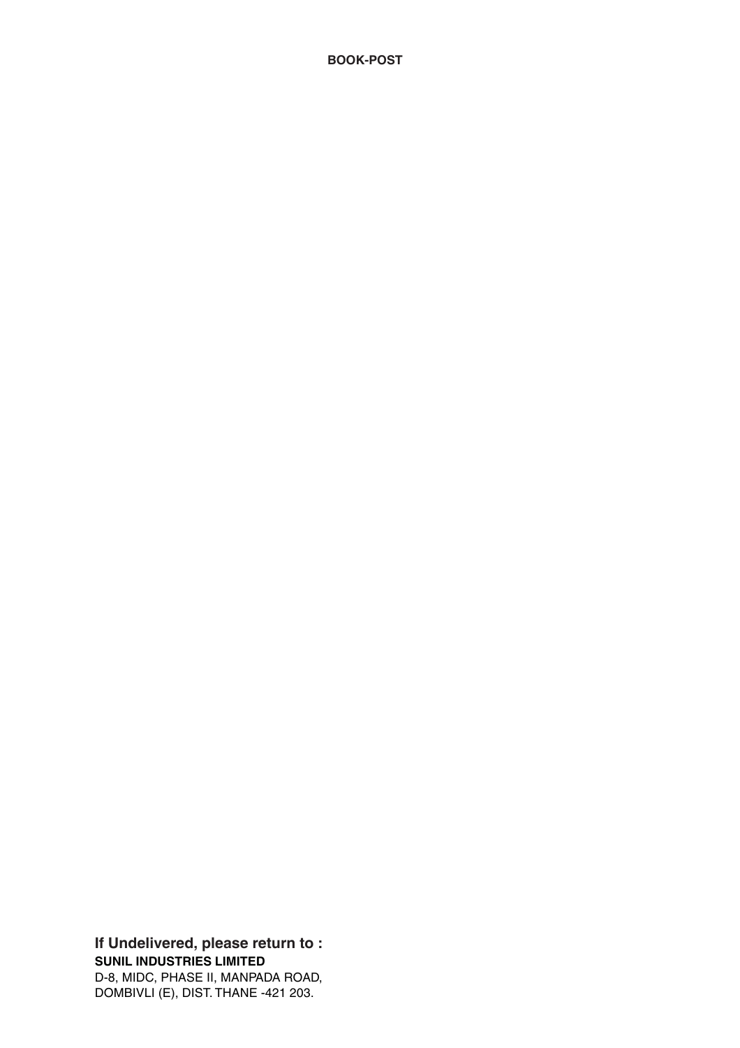**BOOK-POST**

**If Undelivered, please return to :**

**SUNIL INDUSTRIES LIMITED**

D-8, MIDC, PHASE II, MANPADA ROAD,
DOMBIVLI (E), DIST. THANE -421 203.